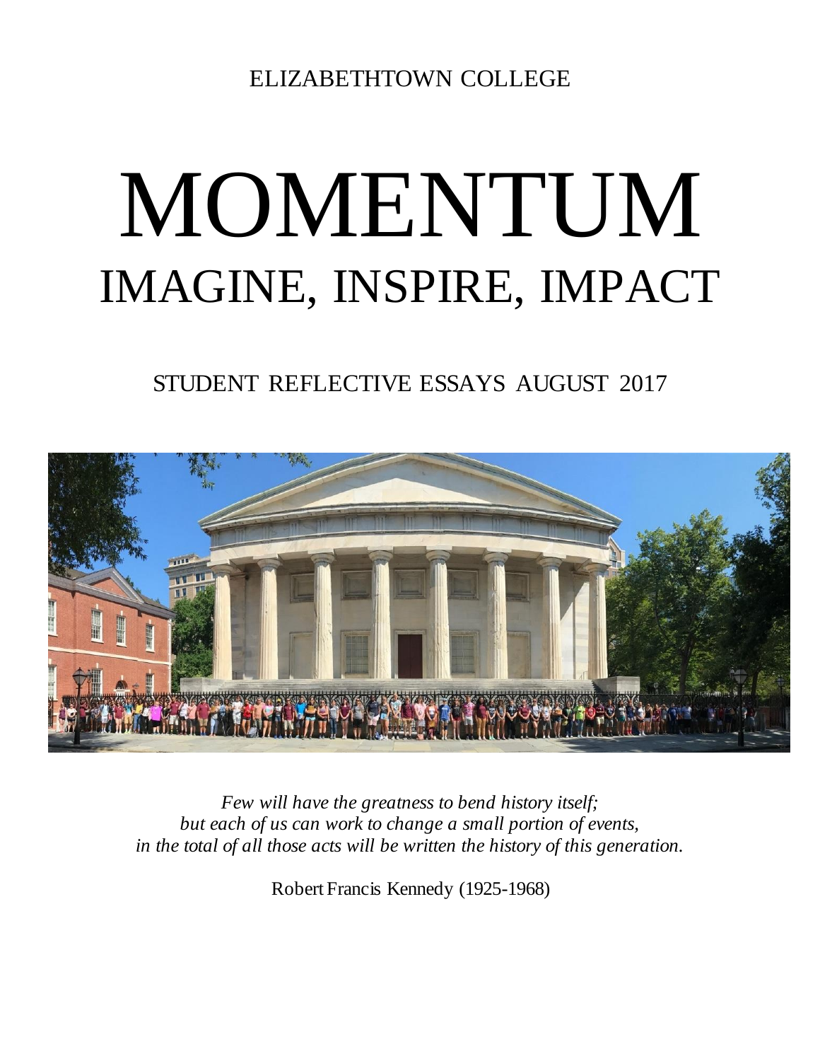ELIZABETHTOWN COLLEGE

# MOMENTUM

## IMAGINE, INSPIRE, IMPACT

STUDENT REFLECTIVE ESSAYS AUGUST 2017

*Few will have the greatness to bend history itself;*
*but each of us can work to change a small portion of events,*
*in the total of all those acts will be written the history of this generation.*

Robert Francis Kennedy (1925-1968)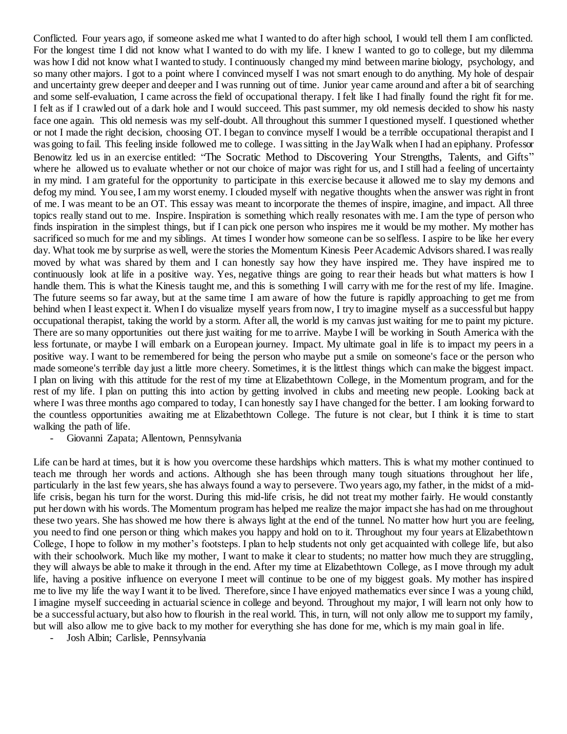Conflicted. Four years ago, if someone asked me what I wanted to do after high school, I would tell them I am conflicted. For the longest time I did not know what I wanted to do with my life. I knew I wanted to go to college, but my dilemma was how I did not know what I wanted to study. I continuously changed my mind between marine biology, psychology, and so many other majors. I got to a point where I convinced myself I was not smart enough to do anything. My hole of despair and uncertainty grew deeper and deeper and I was running out of time. Junior year came around and after a bit of searching and some self-evaluation, I came across the field of occupational therapy. I felt like I had finally found the right fit for me. I felt as if I crawled out of a dark hole and I would succeed. This past summer, my old nemesis decided to show his nasty face one again. This old nemesis was my self-doubt. All throughout this summer I questioned myself. I questioned whether or not I made the right decision, choosing OT. I began to convince myself I would be a terrible occupational therapist and I was going to fail. This feeling inside followed me to college. I was sitting in the Jay Walk when I had an epiphany. Professor Benowitz led us in an exercise entitled: "The Socratic Method to Discovering Your Strengths, Talents, and Gifts" where he allowed us to evaluate whether or not our choice of major was right for us, and I still had a feeling of uncertainty in my mind. I am grateful for the opportunity to participate in this exercise because it allowed me to slay my demons and defog my mind. You see, I am my worst enemy. I clouded myself with negative thoughts when the answer was right in front of me. I was meant to be an OT. This essay was meant to incorporate the themes of inspire, imagine, and impact. All three topics really stand out to me. Inspire. Inspiration is something which really resonates with me. I am the type of person who finds inspiration in the simplest things, but if I can pick one person who inspires me it would be my mother. My mother has sacrificed so much for me and my siblings. At times I wonder how someone can be so selfless. I aspire to be like her every day. What took me by surprise as well, were the stories the Momentum Kinesis Peer Academic Advisors shared. I was really moved by what was shared by them and I can honestly say how they have inspired me. They have inspired me to continuously look at life in a positive way. Yes, negative things are going to rear their heads but what matters is how I handle them. This is what the Kinesis taught me, and this is something I will carry with me for the rest of my life. Imagine. The future seems so far away, but at the same time I am aware of how the future is rapidly approaching to get me from behind when I least expect it. When I do visualize myself years from now, I try to imagine myself as a successful but happy occupational therapist, taking the world by a storm. After all, the world is my canvas just waiting for me to paint my picture. There are so many opportunities out there just waiting for me to arrive. Maybe I will be working in South America with the less fortunate, or maybe I will embark on a European journey. Impact. My ultimate goal in life is to impact my peers in a positive way. I want to be remembered for being the person who maybe put a smile on someone's face or the person who made someone's terrible day just a little more cheery. Sometimes, it is the littlest things which can make the biggest impact. I plan on living with this attitude for the rest of my time at Elizabethtown College, in the Momentum program, and for the rest of my life. I plan on putting this into action by getting involved in clubs and meeting new people. Looking back at where I was three months ago compared to today, I can honestly say I have changed for the better. I am looking forward to the countless opportunities awaiting me at Elizabethtown College. The future is not clear, but I think it is time to start walking the path of life.

- Giovanni Zapata; Allentown, Pennsylvania

Life can be hard at times, but it is how you overcome these hardships which matters. This is what my mother continued to teach me through her words and actions. Although she has been through many tough situations throughout her life, particularly in the last few years, she has always found a way to persevere. Two years ago, my father, in the midst of a mid-life crisis, began his turn for the worst. During this mid-life crisis, he did not treat my mother fairly. He would constantly put her down with his words. The Momentum program has helped me realize the major impact she has had on me throughout these two years. She has showed me how there is always light at the end of the tunnel. No matter how hurt you are feeling, you need to find one person or thing which makes you happy and hold on to it. Throughout my four years at Elizabethtown College, I hope to follow in my mother's footsteps. I plan to help students not only get acquainted with college life, but also with their schoolwork. Much like my mother, I want to make it clear to students; no matter how much they are struggling, they will always be able to make it through in the end. After my time at Elizabethtown College, as I move through my adult life, having a positive influence on everyone I meet will continue to be one of my biggest goals. My mother has inspired me to live my life the way I want it to be lived. Therefore, since I have enjoyed mathematics ever since I was a young child, I imagine myself succeeding in actuarial science in college and beyond. Throughout my major, I will learn not only how to be a successful actuary, but also how to flourish in the real world. This, in turn, will not only allow me to support my family, but will also allow me to give back to my mother for everything she has done for me, which is my main goal in life.

- Josh Albin; Carlisle, Pennsylvania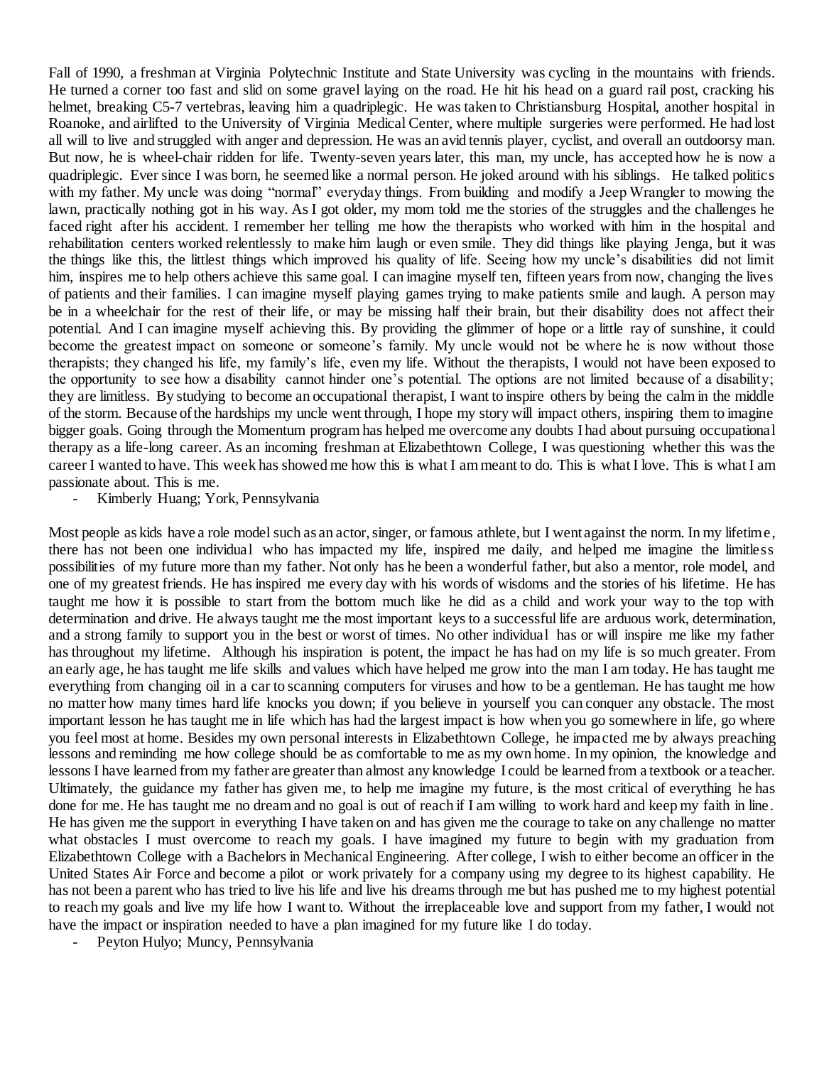Fall of 1990, a freshman at Virginia Polytechnic Institute and State University was cycling in the mountains with friends. He turned a corner too fast and slid on some gravel laying on the road. He hit his head on a guard rail post, cracking his helmet, breaking C5-7 vertebras, leaving him a quadriplegic. He was taken to Christiansburg Hospital, another hospital in Roanoke, and airlifted to the University of Virginia Medical Center, where multiple surgeries were performed. He had lost all will to live and struggled with anger and depression. He was an avid tennis player, cyclist, and overall an outdoorsy man. But now, he is wheel-chair ridden for life. Twenty-seven years later, this man, my uncle, has accepted how he is now a quadriplegic. Ever since I was born, he seemed like a normal person. He joked around with his siblings. He talked politics with my father. My uncle was doing "normal" everyday things. From building and modify a Jeep Wrangler to mowing the lawn, practically nothing got in his way. As I got older, my mom told me the stories of the struggles and the challenges he faced right after his accident. I remember her telling me how the therapists who worked with him in the hospital and rehabilitation centers worked relentlessly to make him laugh or even smile. They did things like playing Jenga, but it was the things like this, the littlest things which improved his quality of life. Seeing how my uncle's disabilities did not limit him, inspires me to help others achieve this same goal. I can imagine myself ten, fifteen years from now, changing the lives of patients and their families. I can imagine myself playing games trying to make patients smile and laugh. A person may be in a wheelchair for the rest of their life, or may be missing half their brain, but their disability does not affect their potential. And I can imagine myself achieving this. By providing the glimmer of hope or a little ray of sunshine, it could become the greatest impact on someone or someone's family. My uncle would not be where he is now without those therapists; they changed his life, my family's life, even my life. Without the therapists, I would not have been exposed to the opportunity to see how a disability cannot hinder one's potential. The options are not limited because of a disability; they are limitless. By studying to become an occupational therapist, I want to inspire others by being the calm in the middle of the storm. Because of the hardships my uncle went through, I hope my story will impact others, inspiring them to imagine bigger goals. Going through the Momentum program has helped me overcome any doubts I had about pursuing occupational therapy as a life-long career. As an incoming freshman at Elizabethtown College, I was questioning whether this was the career I wanted to have. This week has showed me how this is what I am meant to do. This is what I love. This is what I am passionate about. This is me.

- Kimberly Huang; York, Pennsylvania

Most people as kids have a role model such as an actor, singer, or famous athlete, but I went against the norm. In my lifetime, there has not been one individual who has impacted my life, inspired me daily, and helped me imagine the limitless possibilities of my future more than my father. Not only has he been a wonderful father, but also a mentor, role model, and one of my greatest friends. He has inspired me every day with his words of wisdoms and the stories of his lifetime. He has taught me how it is possible to start from the bottom much like he did as a child and work your way to the top with determination and drive. He always taught me the most important keys to a successful life are arduous work, determination, and a strong family to support you in the best or worst of times. No other individual has or will inspire me like my father has throughout my lifetime. Although his inspiration is potent, the impact he has had on my life is so much greater. From an early age, he has taught me life skills and values which have helped me grow into the man I am today. He has taught me everything from changing oil in a car to scanning computers for viruses and how to be a gentleman. He has taught me how no matter how many times hard life knocks you down; if you believe in yourself you can conquer any obstacle. The most important lesson he has taught me in life which has had the largest impact is how when you go somewhere in life, go where you feel most at home. Besides my own personal interests in Elizabethtown College, he impacted me by always preaching lessons and reminding me how college should be as comfortable to me as my own home. In my opinion, the knowledge and lessons I have learned from my father are greater than almost any knowledge I could be learned from a textbook or a teacher. Ultimately, the guidance my father has given me, to help me imagine my future, is the most critical of everything he has done for me. He has taught me no dream and no goal is out of reach if I am willing to work hard and keep my faith in line. He has given me the support in everything I have taken on and has given me the courage to take on any challenge no matter what obstacles I must overcome to reach my goals. I have imagined my future to begin with my graduation from Elizabethtown College with a Bachelors in Mechanical Engineering. After college, I wish to either become an officer in the United States Air Force and become a pilot or work privately for a company using my degree to its highest capability. He has not been a parent who has tried to live his life and live his dreams through me but has pushed me to my highest potential to reach my goals and live my life how I want to. Without the irreplaceable love and support from my father, I would not have the impact or inspiration needed to have a plan imagined for my future like I do today.

- Peyton Hulyo; Muncy, Pennsylvania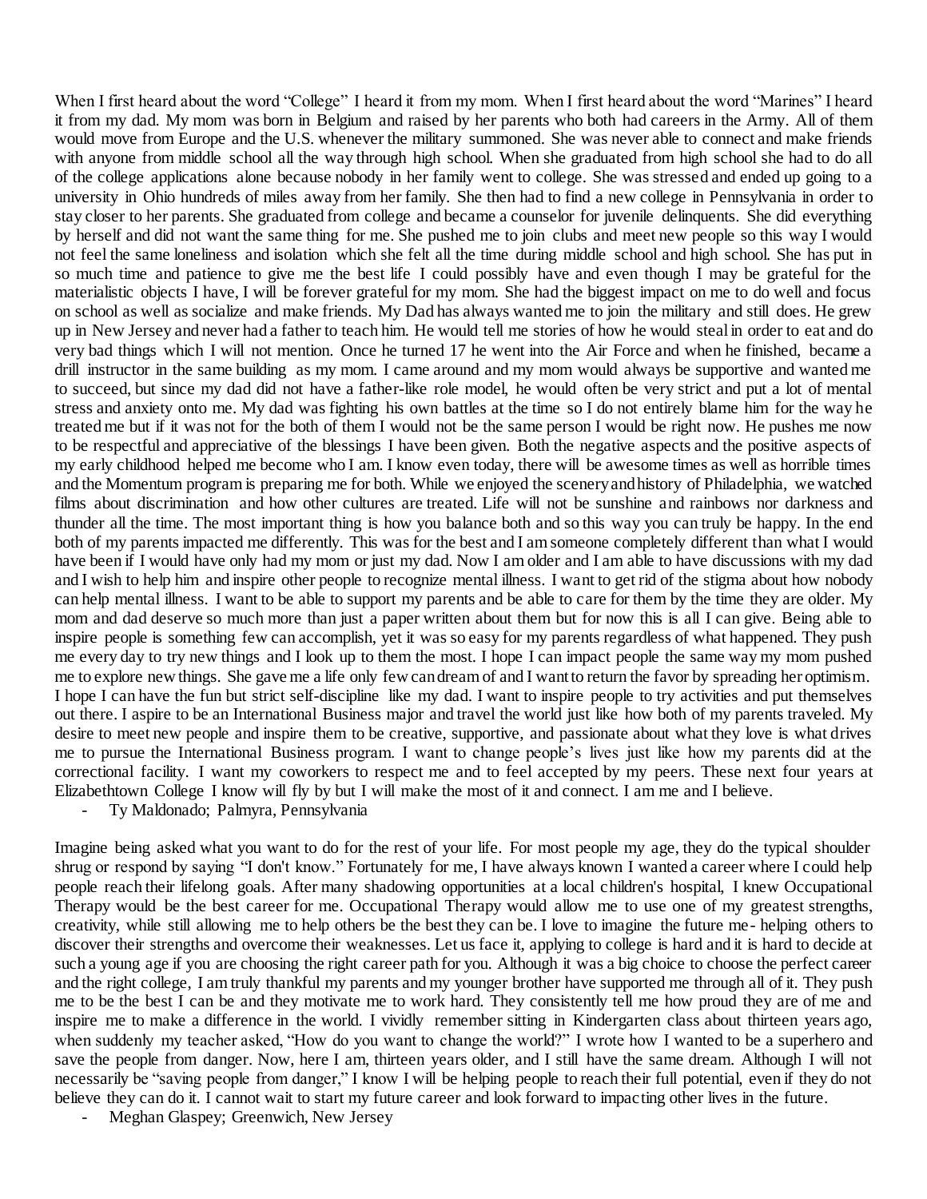When I first heard about the word "College" I heard it from my mom. When I first heard about the word "Marines" I heard it from my dad. My mom was born in Belgium and raised by her parents who both had careers in the Army. All of them would move from Europe and the U.S. whenever the military summoned. She was never able to connect and make friends with anyone from middle school all the way through high school. When she graduated from high school she had to do all of the college applications alone because nobody in her family went to college. She was stressed and ended up going to a university in Ohio hundreds of miles away from her family. She then had to find a new college in Pennsylvania in order to stay closer to her parents. She graduated from college and became a counselor for juvenile delinquents. She did everything by herself and did not want the same thing for me. She pushed me to join clubs and meet new people so this way I would not feel the same loneliness and isolation which she felt all the time during middle school and high school. She has put in so much time and patience to give me the best life I could possibly have and even though I may be grateful for the materialistic objects I have, I will be forever grateful for my mom. She had the biggest impact on me to do well and focus on school as well as socialize and make friends. My Dad has always wanted me to join the military and still does. He grew up in New Jersey and never had a father to teach him. He would tell me stories of how he would steal in order to eat and do very bad things which I will not mention. Once he turned 17 he went into the Air Force and when he finished, became a drill instructor in the same building as my mom. I came around and my mom would always be supportive and wanted me to succeed, but since my dad did not have a father-like role model, he would often be very strict and put a lot of mental stress and anxiety onto me. My dad was fighting his own battles at the time so I do not entirely blame him for the way he treated me but if it was not for the both of them I would not be the same person I would be right now. He pushes me now to be respectful and appreciative of the blessings I have been given. Both the negative aspects and the positive aspects of my early childhood helped me become who I am. I know even today, there will be awesome times as well as horrible times and the Momentum program is preparing me for both. While we enjoyed the scenery and history of Philadelphia, we watched films about discrimination and how other cultures are treated. Life will not be sunshine and rainbows nor darkness and thunder all the time. The most important thing is how you balance both and so this way you can truly be happy. In the end both of my parents impacted me differently. This was for the best and I am someone completely different than what I would have been if I would have only had my mom or just my dad. Now I am older and I am able to have discussions with my dad and I wish to help him and inspire other people to recognize mental illness. I want to get rid of the stigma about how nobody can help mental illness. I want to be able to support my parents and be able to care for them by the time they are older. My mom and dad deserve so much more than just a paper written about them but for now this is all I can give. Being able to inspire people is something few can accomplish, yet it was so easy for my parents regardless of what happened. They push me every day to try new things and I look up to them the most. I hope I can impact people the same way my mom pushed me to explore new things. She gave me a life only few can dream of and I want to return the favor by spreading her optimism. I hope I can have the fun but strict self-discipline like my dad. I want to inspire people to try activities and put themselves out there. I aspire to be an International Business major and travel the world just like how both of my parents traveled. My desire to meet new people and inspire them to be creative, supportive, and passionate about what they love is what drives me to pursue the International Business program. I want to change people's lives just like how my parents did at the correctional facility. I want my coworkers to respect me and to feel accepted by my peers. These next four years at Elizabethtown College I know will fly by but I will make the most of it and connect. I am me and I believe.

- Ty Maldonado; Palmyra, Pennsylvania

Imagine being asked what you want to do for the rest of your life. For most people my age, they do the typical shoulder shrug or respond by saying "I don't know." Fortunately for me, I have always known I wanted a career where I could help people reach their lifelong goals. After many shadowing opportunities at a local children's hospital, I knew Occupational Therapy would be the best career for me. Occupational Therapy would allow me to use one of my greatest strengths, creativity, while still allowing me to help others be the best they can be. I love to imagine the future me- helping others to discover their strengths and overcome their weaknesses. Let us face it, applying to college is hard and it is hard to decide at such a young age if you are choosing the right career path for you. Although it was a big choice to choose the perfect career and the right college, I am truly thankful my parents and my younger brother have supported me through all of it. They push me to be the best I can be and they motivate me to work hard. They consistently tell me how proud they are of me and inspire me to make a difference in the world. I vividly remember sitting in Kindergarten class about thirteen years ago, when suddenly my teacher asked, "How do you want to change the world?" I wrote how I wanted to be a superhero and save the people from danger. Now, here I am, thirteen years older, and I still have the same dream. Although I will not necessarily be "saving people from danger," I know I will be helping people to reach their full potential, even if they do not believe they can do it. I cannot wait to start my future career and look forward to impacting other lives in the future.

- Meghan Glaspey; Greenwich, New Jersey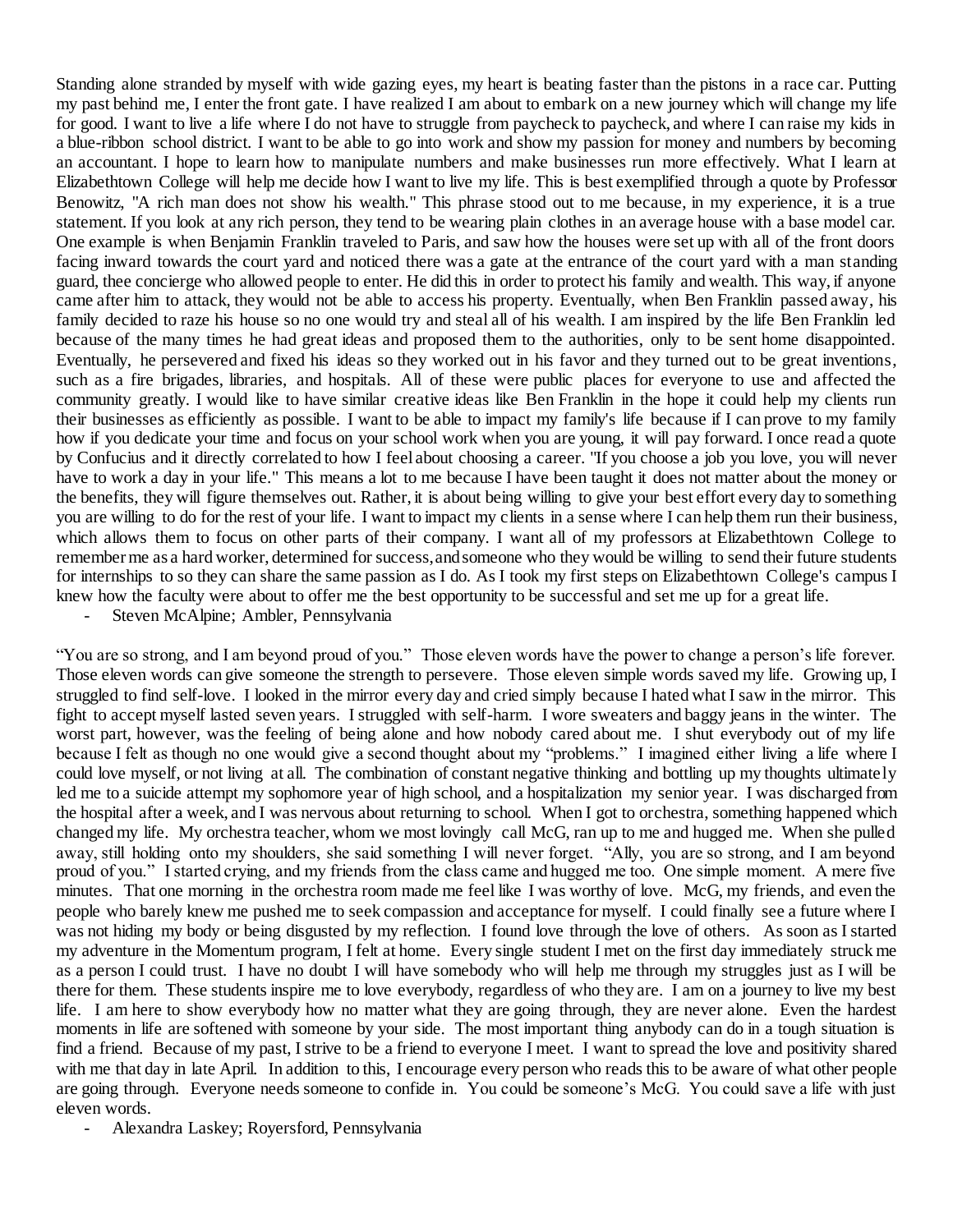Standing alone stranded by myself with wide gazing eyes, my heart is beating faster than the pistons in a race car. Putting my past behind me, I enter the front gate. I have realized I am about to embark on a new journey which will change my life for good. I want to live a life where I do not have to struggle from paycheck to paycheck, and where I can raise my kids in a blue-ribbon school district. I want to be able to go into work and show my passion for money and numbers by becoming an accountant. I hope to learn how to manipulate numbers and make businesses run more effectively. What I learn at Elizabethtown College will help me decide how I want to live my life. This is best exemplified through a quote by Professor Benowitz, "A rich man does not show his wealth." This phrase stood out to me because, in my experience, it is a true statement. If you look at any rich person, they tend to be wearing plain clothes in an average house with a base model car. One example is when Benjamin Franklin traveled to Paris, and saw how the houses were set up with all of the front doors facing inward towards the court yard and noticed there was a gate at the entrance of the court yard with a man standing guard, thee concierge who allowed people to enter. He did this in order to protect his family and wealth. This way, if anyone came after him to attack, they would not be able to access his property. Eventually, when Ben Franklin passed away, his family decided to raze his house so no one would try and steal all of his wealth. I am inspired by the life Ben Franklin led because of the many times he had great ideas and proposed them to the authorities, only to be sent home disappointed. Eventually, he persevered and fixed his ideas so they worked out in his favor and they turned out to be great inventions, such as a fire brigades, libraries, and hospitals. All of these were public places for everyone to use and affected the community greatly. I would like to have similar creative ideas like Ben Franklin in the hope it could help my clients run their businesses as efficiently as possible. I want to be able to impact my family's life because if I can prove to my family how if you dedicate your time and focus on your school work when you are young, it will pay forward. I once read a quote by Confucius and it directly correlated to how I feel about choosing a career. "If you choose a job you love, you will never have to work a day in your life." This means a lot to me because I have been taught it does not matter about the money or the benefits, they will figure themselves out. Rather, it is about being willing to give your best effort every day to something you are willing to do for the rest of your life. I want to impact my clients in a sense where I can help them run their business, which allows them to focus on other parts of their company. I want all of my professors at Elizabethtown College to remember me as a hard worker, determined for success, and someone who they would be willing to send their future students for internships to so they can share the same passion as I do. As I took my first steps on Elizabethtown College's campus I knew how the faculty were about to offer me the best opportunity to be successful and set me up for a great life.

- Steven McAlpine; Ambler, Pennsylvania

"You are so strong, and I am beyond proud of you." Those eleven words have the power to change a person's life forever. Those eleven words can give someone the strength to persevere. Those eleven simple words saved my life. Growing up, I struggled to find self-love. I looked in the mirror every day and cried simply because I hated what I saw in the mirror. This fight to accept myself lasted seven years. I struggled with self-harm. I wore sweaters and baggy jeans in the winter. The worst part, however, was the feeling of being alone and how nobody cared about me. I shut everybody out of my life because I felt as though no one would give a second thought about my "problems." I imagined either living a life where I could love myself, or not living at all. The combination of constant negative thinking and bottling up my thoughts ultimately led me to a suicide attempt my sophomore year of high school, and a hospitalization my senior year. I was discharged from the hospital after a week, and I was nervous about returning to school. When I got to orchestra, something happened which changed my life. My orchestra teacher, whom we most lovingly call McG, ran up to me and hugged me. When she pulled away, still holding onto my shoulders, she said something I will never forget. "Ally, you are so strong, and I am beyond proud of you." I started crying, and my friends from the class came and hugged me too. One simple moment. A mere five minutes. That one morning in the orchestra room made me feel like I was worthy of love. McG, my friends, and even the people who barely knew me pushed me to seek compassion and acceptance for myself. I could finally see a future where I was not hiding my body or being disgusted by my reflection. I found love through the love of others. As soon as I started my adventure in the Momentum program, I felt at home. Every single student I met on the first day immediately struck me as a person I could trust. I have no doubt I will have somebody who will help me through my struggles just as I will be there for them. These students inspire me to love everybody, regardless of who they are. I am on a journey to live my best life. I am here to show everybody how no matter what they are going through, they are never alone. Even the hardest moments in life are softened with someone by your side. The most important thing anybody can do in a tough situation is find a friend. Because of my past, I strive to be a friend to everyone I meet. I want to spread the love and positivity shared with me that day in late April. In addition to this, I encourage every person who reads this to be aware of what other people are going through. Everyone needs someone to confide in. You could be someone's McG. You could save a life with just eleven words.

- Alexandra Laskey; Royersford, Pennsylvania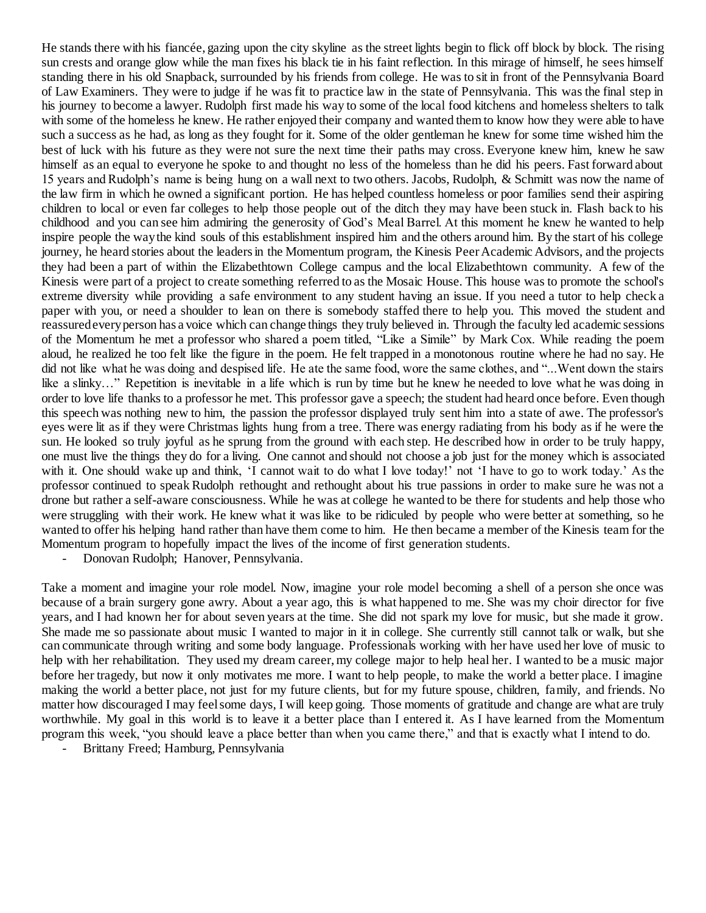He stands there with his fiancée, gazing upon the city skyline as the street lights begin to flick off block by block. The rising sun crests and orange glow while the man fixes his black tie in his faint reflection. In this mirage of himself, he sees himself standing there in his old Snapback, surrounded by his friends from college. He was to sit in front of the Pennsylvania Board of Law Examiners. They were to judge if he was fit to practice law in the state of Pennsylvania. This was the final step in his journey to become a lawyer. Rudolph first made his way to some of the local food kitchens and homeless shelters to talk with some of the homeless he knew. He rather enjoyed their company and wanted them to know how they were able to have such a success as he had, as long as they fought for it. Some of the older gentleman he knew for some time wished him the best of luck with his future as they were not sure the next time their paths may cross. Everyone knew him, knew he saw himself as an equal to everyone he spoke to and thought no less of the homeless than he did his peers. Fast forward about 15 years and Rudolph's name is being hung on a wall next to two others. Jacobs, Rudolph, & Schmitt was now the name of the law firm in which he owned a significant portion. He has helped countless homeless or poor families send their aspiring children to local or even far colleges to help those people out of the ditch they may have been stuck in. Flash back to his childhood and you can see him admiring the generosity of God's Meal Barrel. At this moment he knew he wanted to help inspire people the way the kind souls of this establishment inspired him and the others around him. By the start of his college journey, he heard stories about the leaders in the Momentum program, the Kinesis Peer Academic Advisors, and the projects they had been a part of within the Elizabethtown College campus and the local Elizabethtown community. A few of the Kinesis were part of a project to create something referred to as the Mosaic House. This house was to promote the school's extreme diversity while providing a safe environment to any student having an issue. If you need a tutor to help check a paper with you, or need a shoulder to lean on there is somebody staffed there to help you. This moved the student and reassured every person has a voice which can change things they truly believed in. Through the faculty led academic sessions of the Momentum he met a professor who shared a poem titled, "Like a Simile" by Mark Cox. While reading the poem aloud, he realized he too felt like the figure in the poem. He felt trapped in a monotonous routine where he had no say. He did not like what he was doing and despised life. He ate the same food, wore the same clothes, and "...Went down the stairs like a slinky…" Repetition is inevitable in a life which is run by time but he knew he needed to love what he was doing in order to love life thanks to a professor he met. This professor gave a speech; the student had heard once before. Even though this speech was nothing new to him, the passion the professor displayed truly sent him into a state of awe. The professor's eyes were lit as if they were Christmas lights hung from a tree. There was energy radiating from his body as if he were the sun. He looked so truly joyful as he sprung from the ground with each step. He described how in order to be truly happy, one must live the things they do for a living. One cannot and should not choose a job just for the money which is associated with it. One should wake up and think, 'I cannot wait to do what I love today!' not 'I have to go to work today.' As the professor continued to speak Rudolph rethought and rethought about his true passions in order to make sure he was not a drone but rather a self-aware consciousness. While he was at college he wanted to be there for students and help those who were struggling with their work. He knew what it was like to be ridiculed by people who were better at something, so he wanted to offer his helping hand rather than have them come to him. He then became a member of the Kinesis team for the Momentum program to hopefully impact the lives of the income of first generation students.

- Donovan Rudolph; Hanover, Pennsylvania.

Take a moment and imagine your role model. Now, imagine your role model becoming a shell of a person she once was because of a brain surgery gone awry. About a year ago, this is what happened to me. She was my choir director for five years, and I had known her for about seven years at the time. She did not spark my love for music, but she made it grow. She made me so passionate about music I wanted to major in it in college. She currently still cannot talk or walk, but she can communicate through writing and some body language. Professionals working with her have used her love of music to help with her rehabilitation. They used my dream career, my college major to help heal her. I wanted to be a music major before her tragedy, but now it only motivates me more. I want to help people, to make the world a better place. I imagine making the world a better place, not just for my future clients, but for my future spouse, children, family, and friends. No matter how discouraged I may feel some days, I will keep going. Those moments of gratitude and change are what are truly worthwhile. My goal in this world is to leave it a better place than I entered it. As I have learned from the Momentum program this week, "you should leave a place better than when you came there," and that is exactly what I intend to do.

- Brittany Freed; Hamburg, Pennsylvania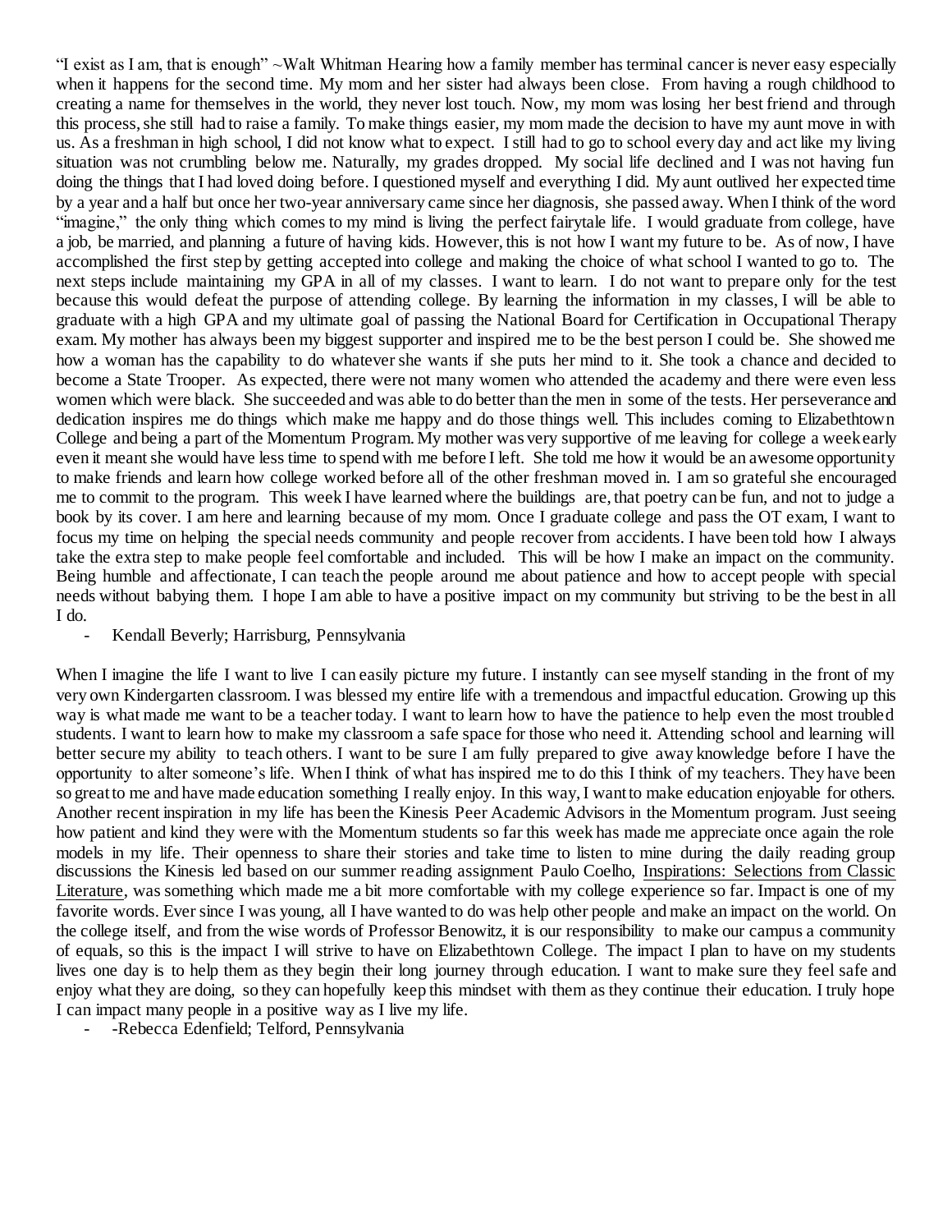"I exist as I am, that is enough" ~Walt Whitman Hearing how a family member has terminal cancer is never easy especially when it happens for the second time. My mom and her sister had always been close. From having a rough childhood to creating a name for themselves in the world, they never lost touch. Now, my mom was losing her best friend and through this process, she still had to raise a family. To make things easier, my mom made the decision to have my aunt move in with us. As a freshman in high school, I did not know what to expect. I still had to go to school every day and act like my living situation was not crumbling below me. Naturally, my grades dropped. My social life declined and I was not having fun doing the things that I had loved doing before. I questioned myself and everything I did. My aunt outlived her expected time by a year and a half but once her two-year anniversary came since her diagnosis, she passed away. When I think of the word "imagine," the only thing which comes to my mind is living the perfect fairytale life. I would graduate from college, have a job, be married, and planning a future of having kids. However, this is not how I want my future to be. As of now, I have accomplished the first step by getting accepted into college and making the choice of what school I wanted to go to. The next steps include maintaining my GPA in all of my classes. I want to learn. I do not want to prepare only for the test because this would defeat the purpose of attending college. By learning the information in my classes, I will be able to graduate with a high GPA and my ultimate goal of passing the National Board for Certification in Occupational Therapy exam. My mother has always been my biggest supporter and inspired me to be the best person I could be. She showed me how a woman has the capability to do whatever she wants if she puts her mind to it. She took a chance and decided to become a State Trooper. As expected, there were not many women who attended the academy and there were even less women which were black. She succeeded and was able to do better than the men in some of the tests. Her perseverance and dedication inspires me do things which make me happy and do those things well. This includes coming to Elizabethtown College and being a part of the Momentum Program. My mother was very supportive of me leaving for college a week early even it meant she would have less time to spend with me before I left. She told me how it would be an awesome opportunity to make friends and learn how college worked before all of the other freshman moved in. I am so grateful she encouraged me to commit to the program. This week I have learned where the buildings are, that poetry can be fun, and not to judge a book by its cover. I am here and learning because of my mom. Once I graduate college and pass the OT exam, I want to focus my time on helping the special needs community and people recover from accidents. I have been told how I always take the extra step to make people feel comfortable and included. This will be how I make an impact on the community. Being humble and affectionate, I can teach the people around me about patience and how to accept people with special needs without babying them. I hope I am able to have a positive impact on my community but striving to be the best in all I do.

- Kendall Beverly; Harrisburg, Pennsylvania

When I imagine the life I want to live I can easily picture my future. I instantly can see myself standing in the front of my very own Kindergarten classroom. I was blessed my entire life with a tremendous and impactful education. Growing up this way is what made me want to be a teacher today. I want to learn how to have the patience to help even the most troubled students. I want to learn how to make my classroom a safe space for those who need it. Attending school and learning will better secure my ability to teach others. I want to be sure I am fully prepared to give away knowledge before I have the opportunity to alter someone's life. When I think of what has inspired me to do this I think of my teachers. They have been so great to me and have made education something I really enjoy. In this way, I want to make education enjoyable for others. Another recent inspiration in my life has been the Kinesis Peer Academic Advisors in the Momentum program. Just seeing how patient and kind they were with the Momentum students so far this week has made me appreciate once again the role models in my life. Their openness to share their stories and take time to listen to mine during the daily reading group discussions the Kinesis led based on our summer reading assignment Paulo Coelho, Inspirations: Selections from Classic Literature, was something which made me a bit more comfortable with my college experience so far. Impact is one of my favorite words. Ever since I was young, all I have wanted to do was help other people and make an impact on the world. On the college itself, and from the wise words of Professor Benowitz, it is our responsibility to make our campus a community of equals, so this is the impact I will strive to have on Elizabethtown College. The impact I plan to have on my students lives one day is to help them as they begin their long journey through education. I want to make sure they feel safe and enjoy what they are doing, so they can hopefully keep this mindset with them as they continue their education. I truly hope I can impact many people in a positive way as I live my life.

- -Rebecca Edenfield; Telford, Pennsylvania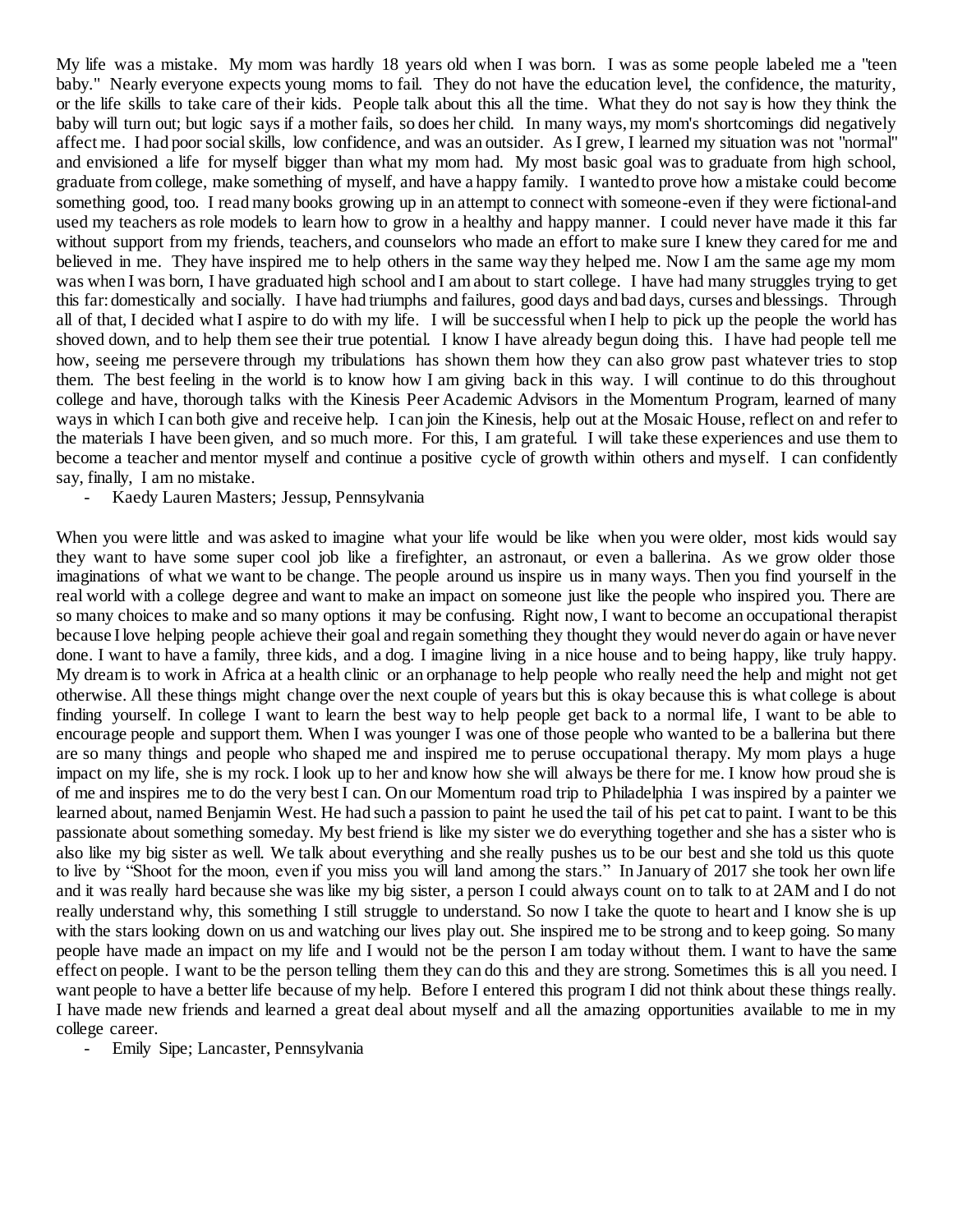My life was a mistake. My mom was hardly 18 years old when I was born. I was as some people labeled me a "teen baby." Nearly everyone expects young moms to fail. They do not have the education level, the confidence, the maturity, or the life skills to take care of their kids. People talk about this all the time. What they do not say is how they think the baby will turn out; but logic says if a mother fails, so does her child. In many ways, my mom's shortcomings did negatively affect me. I had poor social skills, low confidence, and was an outsider. As I grew, I learned my situation was not "normal" and envisioned a life for myself bigger than what my mom had. My most basic goal was to graduate from high school, graduate from college, make something of myself, and have a happy family. I wanted to prove how a mistake could become something good, too. I read many books growing up in an attempt to connect with someone-even if they were fictional-and used my teachers as role models to learn how to grow in a healthy and happy manner. I could never have made it this far without support from my friends, teachers, and counselors who made an effort to make sure I knew they cared for me and believed in me. They have inspired me to help others in the same way they helped me. Now I am the same age my mom was when I was born, I have graduated high school and I am about to start college. I have had many struggles trying to get this far: domestically and socially. I have had triumphs and failures, good days and bad days, curses and blessings. Through all of that, I decided what I aspire to do with my life. I will be successful when I help to pick up the people the world has shoved down, and to help them see their true potential. I know I have already begun doing this. I have had people tell me how, seeing me persevere through my tribulations has shown them how they can also grow past whatever tries to stop them. The best feeling in the world is to know how I am giving back in this way. I will continue to do this throughout college and have, thorough talks with the Kinesis Peer Academic Advisors in the Momentum Program, learned of many ways in which I can both give and receive help. I can join the Kinesis, help out at the Mosaic House, reflect on and refer to the materials I have been given, and so much more. For this, I am grateful. I will take these experiences and use them to become a teacher and mentor myself and continue a positive cycle of growth within others and myself. I can confidently say, finally, I am no mistake.

- Kaedy Lauren Masters; Jessup, Pennsylvania

When you were little and was asked to imagine what your life would be like when you were older, most kids would say they want to have some super cool job like a firefighter, an astronaut, or even a ballerina. As we grow older those imaginations of what we want to be change. The people around us inspire us in many ways. Then you find yourself in the real world with a college degree and want to make an impact on someone just like the people who inspired you. There are so many choices to make and so many options it may be confusing. Right now, I want to become an occupational therapist because I love helping people achieve their goal and regain something they thought they would never do again or have never done. I want to have a family, three kids, and a dog. I imagine living in a nice house and to being happy, like truly happy. My dream is to work in Africa at a health clinic or an orphanage to help people who really need the help and might not get otherwise. All these things might change over the next couple of years but this is okay because this is what college is about finding yourself. In college I want to learn the best way to help people get back to a normal life, I want to be able to encourage people and support them. When I was younger I was one of those people who wanted to be a ballerina but there are so many things and people who shaped me and inspired me to peruse occupational therapy. My mom plays a huge impact on my life, she is my rock. I look up to her and know how she will always be there for me. I know how proud she is of me and inspires me to do the very best I can. On our Momentum road trip to Philadelphia I was inspired by a painter we learned about, named Benjamin West. He had such a passion to paint he used the tail of his pet cat to paint. I want to be this passionate about something someday. My best friend is like my sister we do everything together and she has a sister who is also like my big sister as well. We talk about everything and she really pushes us to be our best and she told us this quote to live by "Shoot for the moon, even if you miss you will land among the stars." In January of 2017 she took her own life and it was really hard because she was like my big sister, a person I could always count on to talk to at 2AM and I do not really understand why, this something I still struggle to understand. So now I take the quote to heart and I know she is up with the stars looking down on us and watching our lives play out. She inspired me to be strong and to keep going. So many people have made an impact on my life and I would not be the person I am today without them. I want to have the same effect on people. I want to be the person telling them they can do this and they are strong. Sometimes this is all you need. I want people to have a better life because of my help. Before I entered this program I did not think about these things really. I have made new friends and learned a great deal about myself and all the amazing opportunities available to me in my college career.

- Emily Sipe; Lancaster, Pennsylvania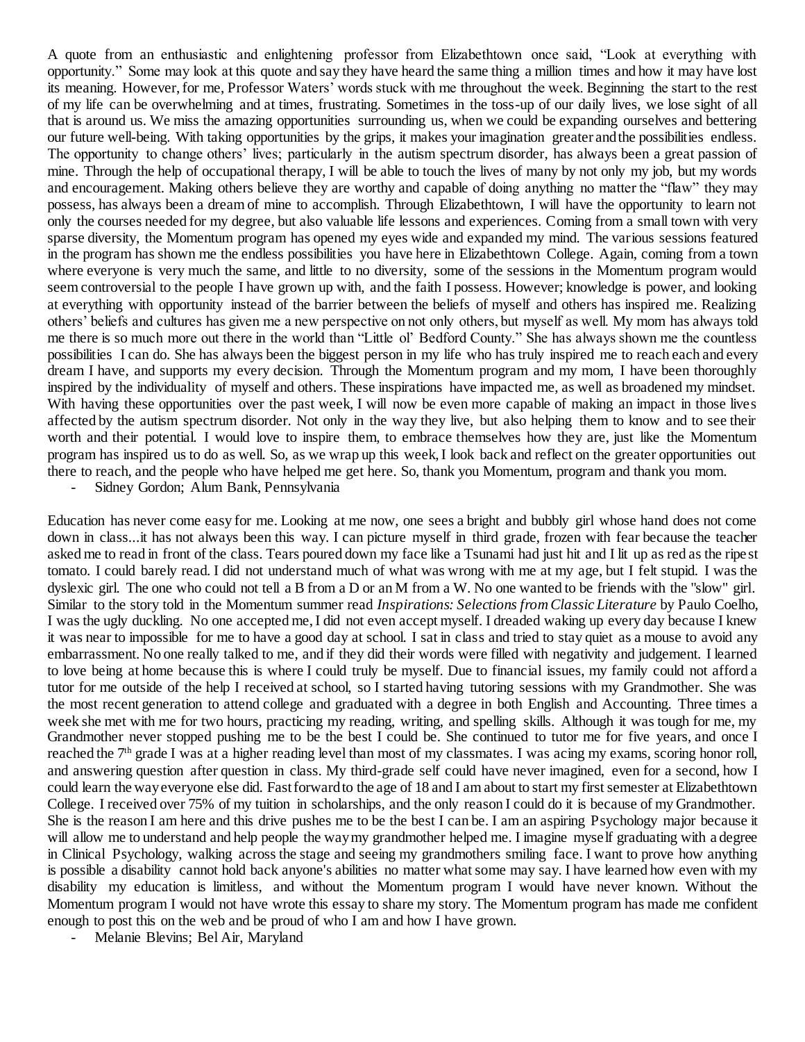A quote from an enthusiastic and enlightening professor from Elizabethtown once said, "Look at everything with opportunity." Some may look at this quote and say they have heard the same thing a million times and how it may have lost its meaning. However, for me, Professor Waters' words stuck with me throughout the week. Beginning the start to the rest of my life can be overwhelming and at times, frustrating. Sometimes in the toss-up of our daily lives, we lose sight of all that is around us. We miss the amazing opportunities surrounding us, when we could be expanding ourselves and bettering our future well-being. With taking opportunities by the grips, it makes your imagination greater and the possibilities endless. The opportunity to change others' lives; particularly in the autism spectrum disorder, has always been a great passion of mine. Through the help of occupational therapy, I will be able to touch the lives of many by not only my job, but my words and encouragement. Making others believe they are worthy and capable of doing anything no matter the "flaw" they may possess, has always been a dream of mine to accomplish. Through Elizabethtown, I will have the opportunity to learn not only the courses needed for my degree, but also valuable life lessons and experiences. Coming from a small town with very sparse diversity, the Momentum program has opened my eyes wide and expanded my mind. The various sessions featured in the program has shown me the endless possibilities you have here in Elizabethtown College. Again, coming from a town where everyone is very much the same, and little to no diversity, some of the sessions in the Momentum program would seem controversial to the people I have grown up with, and the faith I possess. However; knowledge is power, and looking at everything with opportunity instead of the barrier between the beliefs of myself and others has inspired me. Realizing others' beliefs and cultures has given me a new perspective on not only others, but myself as well. My mom has always told me there is so much more out there in the world than "Little ol' Bedford County." She has always shown me the countless possibilities I can do. She has always been the biggest person in my life who has truly inspired me to reach each and every dream I have, and supports my every decision. Through the Momentum program and my mom, I have been thoroughly inspired by the individuality of myself and others. These inspirations have impacted me, as well as broadened my mindset. With having these opportunities over the past week, I will now be even more capable of making an impact in those lives affected by the autism spectrum disorder. Not only in the way they live, but also helping them to know and to see their worth and their potential. I would love to inspire them, to embrace themselves how they are, just like the Momentum program has inspired us to do as well. So, as we wrap up this week, I look back and reflect on the greater opportunities out there to reach, and the people who have helped me get here. So, thank you Momentum, program and thank you mom.

- Sidney Gordon; Alum Bank, Pennsylvania

Education has never come easy for me. Looking at me now, one sees a bright and bubbly girl whose hand does not come down in class...it has not always been this way. I can picture myself in third grade, frozen with fear because the teacher asked me to read in front of the class. Tears poured down my face like a Tsunami had just hit and I lit up as red as the ripest tomato. I could barely read. I did not understand much of what was wrong with me at my age, but I felt stupid. I was the dyslexic girl. The one who could not tell a B from a D or an M from a W. No one wanted to be friends with the "slow" girl. Similar to the story told in the Momentum summer read *Inspirations: Selections from Classic Literature* by Paulo Coelho, I was the ugly duckling. No one accepted me, I did not even accept myself. I dreaded waking up every day because I knew it was near to impossible for me to have a good day at school. I sat in class and tried to stay quiet as a mouse to avoid any embarrassment. No one really talked to me, and if they did their words were filled with negativity and judgement. I learned to love being at home because this is where I could truly be myself. Due to financial issues, my family could not afford a tutor for me outside of the help I received at school, so I started having tutoring sessions with my Grandmother. She was the most recent generation to attend college and graduated with a degree in both English and Accounting. Three times a week she met with me for two hours, practicing my reading, writing, and spelling skills. Although it was tough for me, my Grandmother never stopped pushing me to be the best I could be. She continued to tutor me for five years, and once I reached the 7th grade I was at a higher reading level than most of my classmates. I was acing my exams, scoring honor roll, and answering question after question in class. My third-grade self could have never imagined, even for a second, how I could learn the way everyone else did. Fast forward to the age of 18 and I am about to start my first semester at Elizabethtown College. I received over 75% of my tuition in scholarships, and the only reason I could do it is because of my Grandmother. She is the reason I am here and this drive pushes me to be the best I can be. I am an aspiring Psychology major because it will allow me to understand and help people the way my grandmother helped me. I imagine myself graduating with a degree in Clinical Psychology, walking across the stage and seeing my grandmothers smiling face. I want to prove how anything is possible a disability cannot hold back anyone's abilities no matter what some may say. I have learned how even with my disability my education is limitless, and without the Momentum program I would have never known. Without the Momentum program I would not have wrote this essay to share my story. The Momentum program has made me confident enough to post this on the web and be proud of who I am and how I have grown.

- Melanie Blevins; Bel Air, Maryland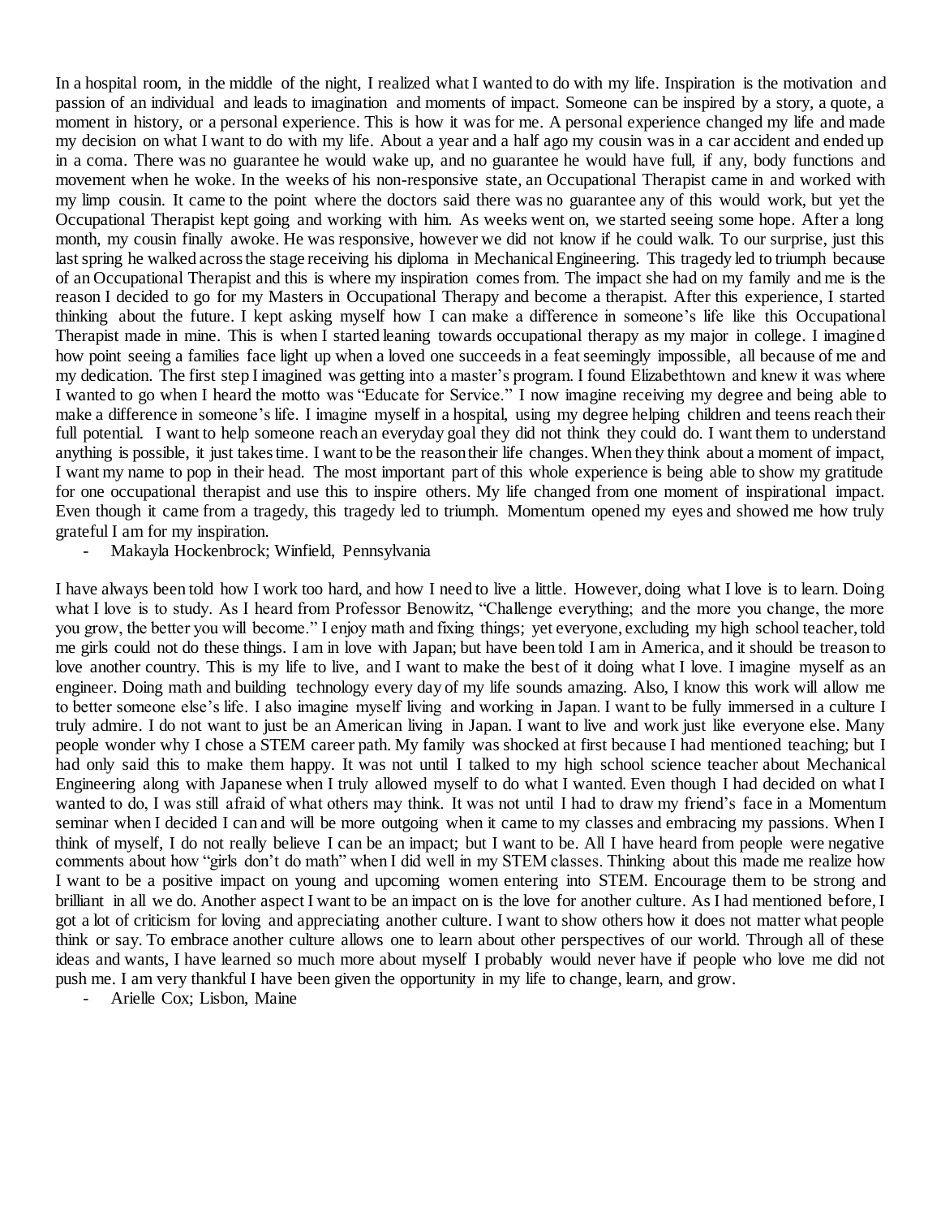In a hospital room, in the middle of the night, I realized what I wanted to do with my life. Inspiration is the motivation and passion of an individual and leads to imagination and moments of impact. Someone can be inspired by a story, a quote, a moment in history, or a personal experience. This is how it was for me. A personal experience changed my life and made my decision on what I want to do with my life. About a year and a half ago my cousin was in a car accident and ended up in a coma. There was no guarantee he would wake up, and no guarantee he would have full, if any, body functions and movement when he woke. In the weeks of his non-responsive state, an Occupational Therapist came in and worked with my limp cousin. It came to the point where the doctors said there was no guarantee any of this would work, but yet the Occupational Therapist kept going and working with him. As weeks went on, we started seeing some hope. After a long month, my cousin finally awoke. He was responsive, however we did not know if he could walk. To our surprise, just this last spring he walked across the stage receiving his diploma in Mechanical Engineering. This tragedy led to triumph because of an Occupational Therapist and this is where my inspiration comes from. The impact she had on my family and me is the reason I decided to go for my Masters in Occupational Therapy and become a therapist. After this experience, I started thinking about the future. I kept asking myself how I can make a difference in someone's life like this Occupational Therapist made in mine. This is when I started leaning towards occupational therapy as my major in college. I imagined how point seeing a families face light up when a loved one succeeds in a feat seemingly impossible, all because of me and my dedication. The first step I imagined was getting into a master's program. I found Elizabethtown and knew it was where I wanted to go when I heard the motto was "Educate for Service." I now imagine receiving my degree and being able to make a difference in someone's life. I imagine myself in a hospital, using my degree helping children and teens reach their full potential. I want to help someone reach an everyday goal they did not think they could do. I want them to understand anything is possible, it just takes time. I want to be the reason their life changes. When they think about a moment of impact, I want my name to pop in their head. The most important part of this whole experience is being able to show my gratitude for one occupational therapist and use this to inspire others. My life changed from one moment of inspirational impact. Even though it came from a tragedy, this tragedy led to triumph. Momentum opened my eyes and showed me how truly grateful I am for my inspiration.

- Makayla Hockenbrock; Winfield, Pennsylvania

I have always been told how I work too hard, and how I need to live a little. However, doing what I love is to learn. Doing what I love is to study. As I heard from Professor Benowitz, "Challenge everything; and the more you change, the more you grow, the better you will become." I enjoy math and fixing things; yet everyone, excluding my high school teacher, told me girls could not do these things. I am in love with Japan; but have been told I am in America, and it should be treason to love another country. This is my life to live, and I want to make the best of it doing what I love. I imagine myself as an engineer. Doing math and building technology every day of my life sounds amazing. Also, I know this work will allow me to better someone else's life. I also imagine myself living and working in Japan. I want to be fully immersed in a culture I truly admire. I do not want to just be an American living in Japan. I want to live and work just like everyone else. Many people wonder why I chose a STEM career path. My family was shocked at first because I had mentioned teaching; but I had only said this to make them happy. It was not until I talked to my high school science teacher about Mechanical Engineering along with Japanese when I truly allowed myself to do what I wanted. Even though I had decided on what I wanted to do, I was still afraid of what others may think. It was not until I had to draw my friend's face in a Momentum seminar when I decided I can and will be more outgoing when it came to my classes and embracing my passions. When I think of myself, I do not really believe I can be an impact; but I want to be. All I have heard from people were negative comments about how "girls don't do math" when I did well in my STEM classes. Thinking about this made me realize how I want to be a positive impact on young and upcoming women entering into STEM. Encourage them to be strong and brilliant in all we do. Another aspect I want to be an impact on is the love for another culture. As I had mentioned before, I got a lot of criticism for loving and appreciating another culture. I want to show others how it does not matter what people think or say. To embrace another culture allows one to learn about other perspectives of our world. Through all of these ideas and wants, I have learned so much more about myself I probably would never have if people who love me did not push me. I am very thankful I have been given the opportunity in my life to change, learn, and grow.

- Arielle Cox; Lisbon, Maine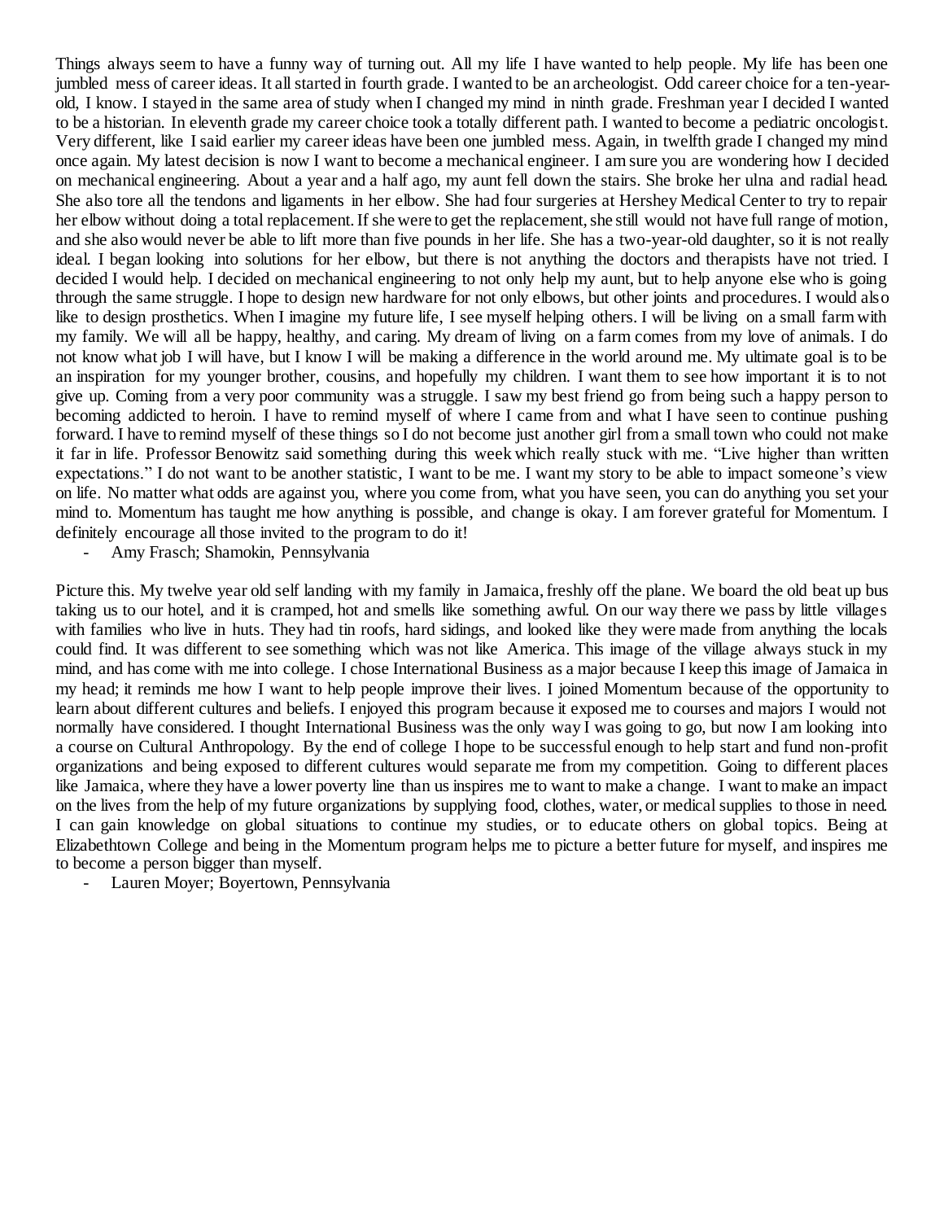Things always seem to have a funny way of turning out. All my life I have wanted to help people. My life has been one jumbled mess of career ideas. It all started in fourth grade. I wanted to be an archeologist. Odd career choice for a ten-year-old, I know. I stayed in the same area of study when I changed my mind in ninth grade. Freshman year I decided I wanted to be a historian. In eleventh grade my career choice took a totally different path. I wanted to become a pediatric oncologist. Very different, like I said earlier my career ideas have been one jumbled mess. Again, in twelfth grade I changed my mind once again. My latest decision is now I want to become a mechanical engineer. I am sure you are wondering how I decided on mechanical engineering. About a year and a half ago, my aunt fell down the stairs. She broke her ulna and radial head. She also tore all the tendons and ligaments in her elbow. She had four surgeries at Hershey Medical Center to try to repair her elbow without doing a total replacement. If she were to get the replacement, she still would not have full range of motion, and she also would never be able to lift more than five pounds in her life. She has a two-year-old daughter, so it is not really ideal. I began looking into solutions for her elbow, but there is not anything the doctors and therapists have not tried. I decided I would help. I decided on mechanical engineering to not only help my aunt, but to help anyone else who is going through the same struggle. I hope to design new hardware for not only elbows, but other joints and procedures. I would also like to design prosthetics. When I imagine my future life, I see myself helping others. I will be living on a small farm with my family. We will all be happy, healthy, and caring. My dream of living on a farm comes from my love of animals. I do not know what job I will have, but I know I will be making a difference in the world around me. My ultimate goal is to be an inspiration for my younger brother, cousins, and hopefully my children. I want them to see how important it is to not give up. Coming from a very poor community was a struggle. I saw my best friend go from being such a happy person to becoming addicted to heroin. I have to remind myself of where I came from and what I have seen to continue pushing forward. I have to remind myself of these things so I do not become just another girl from a small town who could not make it far in life. Professor Benowitz said something during this week which really stuck with me. "Live higher than written expectations." I do not want to be another statistic, I want to be me. I want my story to be able to impact someone's view on life. No matter what odds are against you, where you come from, what you have seen, you can do anything you set your mind to. Momentum has taught me how anything is possible, and change is okay. I am forever grateful for Momentum. I definitely encourage all those invited to the program to do it!

- Amy Frasch; Shamokin, Pennsylvania

Picture this. My twelve year old self landing with my family in Jamaica, freshly off the plane. We board the old beat up bus taking us to our hotel, and it is cramped, hot and smells like something awful. On our way there we pass by little villages with families who live in huts. They had tin roofs, hard sidings, and looked like they were made from anything the locals could find. It was different to see something which was not like America. This image of the village always stuck in my mind, and has come with me into college. I chose International Business as a major because I keep this image of Jamaica in my head; it reminds me how I want to help people improve their lives. I joined Momentum because of the opportunity to learn about different cultures and beliefs. I enjoyed this program because it exposed me to courses and majors I would not normally have considered. I thought International Business was the only way I was going to go, but now I am looking into a course on Cultural Anthropology. By the end of college I hope to be successful enough to help start and fund non-profit organizations and being exposed to different cultures would separate me from my competition. Going to different places like Jamaica, where they have a lower poverty line than us inspires me to want to make a change. I want to make an impact on the lives from the help of my future organizations by supplying food, clothes, water, or medical supplies to those in need. I can gain knowledge on global situations to continue my studies, or to educate others on global topics. Being at Elizabethtown College and being in the Momentum program helps me to picture a better future for myself, and inspires me to become a person bigger than myself.

- Lauren Moyer; Boyertown, Pennsylvania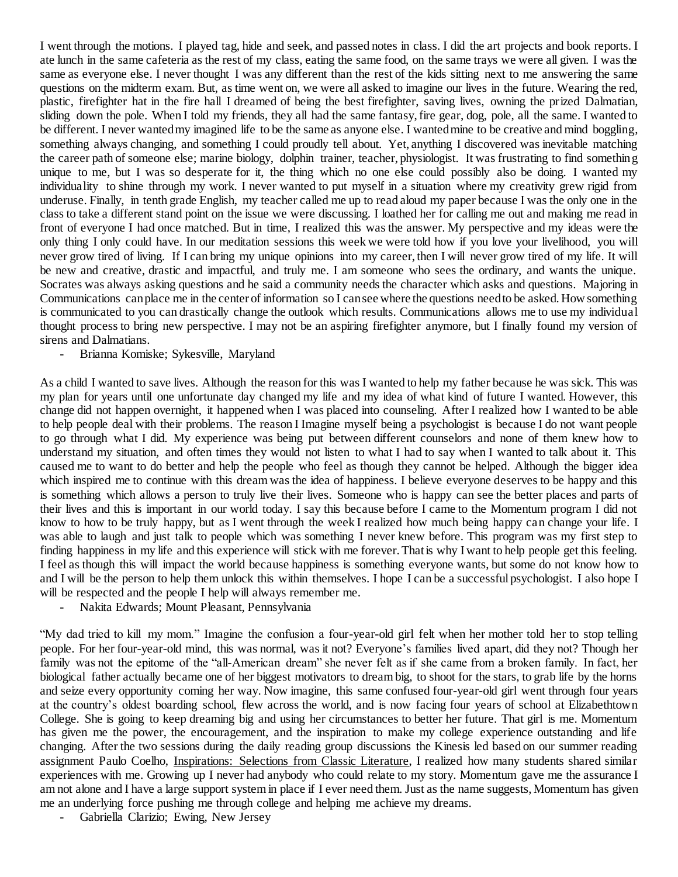I went through the motions. I played tag, hide and seek, and passed notes in class. I did the art projects and book reports. I ate lunch in the same cafeteria as the rest of my class, eating the same food, on the same trays we were all given. I was the same as everyone else. I never thought I was any different than the rest of the kids sitting next to me answering the same questions on the midterm exam. But, as time went on, we were all asked to imagine our lives in the future. Wearing the red, plastic, firefighter hat in the fire hall I dreamed of being the best firefighter, saving lives, owning the prized Dalmatian, sliding down the pole. When I told my friends, they all had the same fantasy, fire gear, dog, pole, all the same. I wanted to be different. I never wanted my imagined life to be the same as anyone else. I wanted mine to be creative and mind boggling, something always changing, and something I could proudly tell about. Yet, anything I discovered was inevitable matching the career path of someone else; marine biology, dolphin trainer, teacher, physiologist. It was frustrating to find something unique to me, but I was so desperate for it, the thing which no one else could possibly also be doing. I wanted my individuality to shine through my work. I never wanted to put myself in a situation where my creativity grew rigid from underuse. Finally, in tenth grade English, my teacher called me up to read aloud my paper because I was the only one in the class to take a different stand point on the issue we were discussing. I loathed her for calling me out and making me read in front of everyone I had once matched. But in time, I realized this was the answer. My perspective and my ideas were the only thing I only could have. In our meditation sessions this week we were told how if you love your livelihood, you will never grow tired of living. If I can bring my unique opinions into my career, then I will never grow tired of my life. It will be new and creative, drastic and impactful, and truly me. I am someone who sees the ordinary, and wants the unique. Socrates was always asking questions and he said a community needs the character which asks and questions. Majoring in Communications can place me in the center of information so I can see where the questions need to be asked. How something is communicated to you can drastically change the outlook which results. Communications allows me to use my individual thought process to bring new perspective. I may not be an aspiring firefighter anymore, but I finally found my version of sirens and Dalmatians.

- Brianna Komiske; Sykesville, Maryland

As a child I wanted to save lives. Although the reason for this was I wanted to help my father because he was sick. This was my plan for years until one unfortunate day changed my life and my idea of what kind of future I wanted. However, this change did not happen overnight, it happened when I was placed into counseling. After I realized how I wanted to be able to help people deal with their problems. The reason I Imagine myself being a psychologist is because I do not want people to go through what I did. My experience was being put between different counselors and none of them knew how to understand my situation, and often times they would not listen to what I had to say when I wanted to talk about it. This caused me to want to do better and help the people who feel as though they cannot be helped. Although the bigger idea which inspired me to continue with this dream was the idea of happiness. I believe everyone deserves to be happy and this is something which allows a person to truly live their lives. Someone who is happy can see the better places and parts of their lives and this is important in our world today. I say this because before I came to the Momentum program I did not know to how to be truly happy, but as I went through the week I realized how much being happy can change your life. I was able to laugh and just talk to people which was something I never knew before. This program was my first step to finding happiness in my life and this experience will stick with me forever. That is why I want to help people get this feeling. I feel as though this will impact the world because happiness is something everyone wants, but some do not know how to and I will be the person to help them unlock this within themselves. I hope I can be a successful psychologist. I also hope I will be respected and the people I help will always remember me.

- Nakita Edwards; Mount Pleasant, Pennsylvania

"My dad tried to kill my mom." Imagine the confusion a four-year-old girl felt when her mother told her to stop telling people. For her four-year-old mind, this was normal, was it not? Everyone's families lived apart, did they not? Though her family was not the epitome of the "all-American dream" she never felt as if she came from a broken family. In fact, her biological father actually became one of her biggest motivators to dream big, to shoot for the stars, to grab life by the horns and seize every opportunity coming her way. Now imagine, this same confused four-year-old girl went through four years at the country's oldest boarding school, flew across the world, and is now facing four years of school at Elizabethtown College. She is going to keep dreaming big and using her circumstances to better her future. That girl is me. Momentum has given me the power, the encouragement, and the inspiration to make my college experience outstanding and life changing. After the two sessions during the daily reading group discussions the Kinesis led based on our summer reading assignment Paulo Coelho, Inspirations: Selections from Classic Literature, I realized how many students shared similar experiences with me. Growing up I never had anybody who could relate to my story. Momentum gave me the assurance I am not alone and I have a large support system in place if I ever need them. Just as the name suggests, Momentum has given me an underlying force pushing me through college and helping me achieve my dreams.

- Gabriella Clarizio; Ewing, New Jersey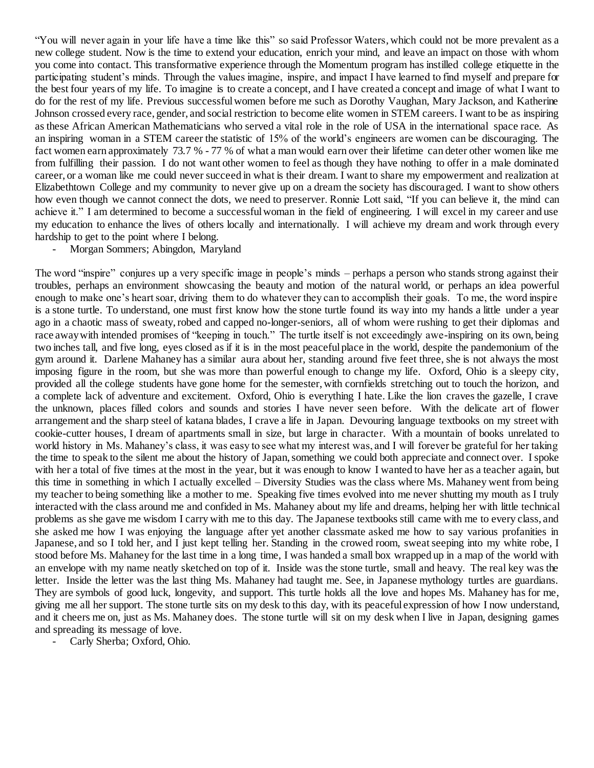"You will never again in your life have a time like this" so said Professor Waters, which could not be more prevalent as a new college student. Now is the time to extend your education, enrich your mind, and leave an impact on those with whom you come into contact. This transformative experience through the Momentum program has instilled college etiquette in the participating student's minds. Through the values imagine, inspire, and impact I have learned to find myself and prepare for the best four years of my life. To imagine is to create a concept, and I have created a concept and image of what I want to do for the rest of my life. Previous successful women before me such as Dorothy Vaughan, Mary Jackson, and Katherine Johnson crossed every race, gender, and social restriction to become elite women in STEM careers. I want to be as inspiring as these African American Mathematicians who served a vital role in the role of USA in the international space race. As an inspiring woman in a STEM career the statistic of 15% of the world's engineers are women can be discouraging. The fact women earn approximately 73.7 % - 77 % of what a man would earn over their lifetime can deter other women like me from fulfilling their passion. I do not want other women to feel as though they have nothing to offer in a male dominated career, or a woman like me could never succeed in what is their dream. I want to share my empowerment and realization at Elizabethtown College and my community to never give up on a dream the society has discouraged. I want to show others how even though we cannot connect the dots, we need to preserver. Ronnie Lott said, "If you can believe it, the mind can achieve it." I am determined to become a successful woman in the field of engineering. I will excel in my career and use my education to enhance the lives of others locally and internationally. I will achieve my dream and work through every hardship to get to the point where I belong.

- Morgan Sommers; Abingdon, Maryland

The word "inspire" conjures up a very specific image in people's minds – perhaps a person who stands strong against their troubles, perhaps an environment showcasing the beauty and motion of the natural world, or perhaps an idea powerful enough to make one's heart soar, driving them to do whatever they can to accomplish their goals. To me, the word inspire is a stone turtle. To understand, one must first know how the stone turtle found its way into my hands a little under a year ago in a chaotic mass of sweaty, robed and capped no-longer-seniors, all of whom were rushing to get their diplomas and race away with intended promises of "keeping in touch." The turtle itself is not exceedingly awe-inspiring on its own, being two inches tall, and five long, eyes closed as if it is in the most peaceful place in the world, despite the pandemonium of the gym around it. Darlene Mahaney has a similar aura about her, standing around five feet three, she is not always the most imposing figure in the room, but she was more than powerful enough to change my life. Oxford, Ohio is a sleepy city, provided all the college students have gone home for the semester, with cornfields stretching out to touch the horizon, and a complete lack of adventure and excitement. Oxford, Ohio is everything I hate. Like the lion craves the gazelle, I crave the unknown, places filled colors and sounds and stories I have never seen before. With the delicate art of flower arrangement and the sharp steel of katana blades, I crave a life in Japan. Devouring language textbooks on my street with cookie-cutter houses, I dream of apartments small in size, but large in character. With a mountain of books unrelated to world history in Ms. Mahaney's class, it was easy to see what my interest was, and I will forever be grateful for her taking the time to speak to the silent me about the history of Japan, something we could both appreciate and connect over. I spoke with her a total of five times at the most in the year, but it was enough to know I wanted to have her as a teacher again, but this time in something in which I actually excelled – Diversity Studies was the class where Ms. Mahaney went from being my teacher to being something like a mother to me. Speaking five times evolved into me never shutting my mouth as I truly interacted with the class around me and confided in Ms. Mahaney about my life and dreams, helping her with little technical problems as she gave me wisdom I carry with me to this day. The Japanese textbooks still came with me to every class, and she asked me how I was enjoying the language after yet another classmate asked me how to say various profanities in Japanese, and so I told her, and I just kept telling her. Standing in the crowed room, sweat seeping into my white robe, I stood before Ms. Mahaney for the last time in a long time, I was handed a small box wrapped up in a map of the world with an envelope with my name neatly sketched on top of it. Inside was the stone turtle, small and heavy. The real key was the letter. Inside the letter was the last thing Ms. Mahaney had taught me. See, in Japanese mythology turtles are guardians. They are symbols of good luck, longevity, and support. This turtle holds all the love and hopes Ms. Mahaney has for me, giving me all her support. The stone turtle sits on my desk to this day, with its peaceful expression of how I now understand, and it cheers me on, just as Ms. Mahaney does. The stone turtle will sit on my desk when I live in Japan, designing games and spreading its message of love.

- Carly Sherba; Oxford, Ohio.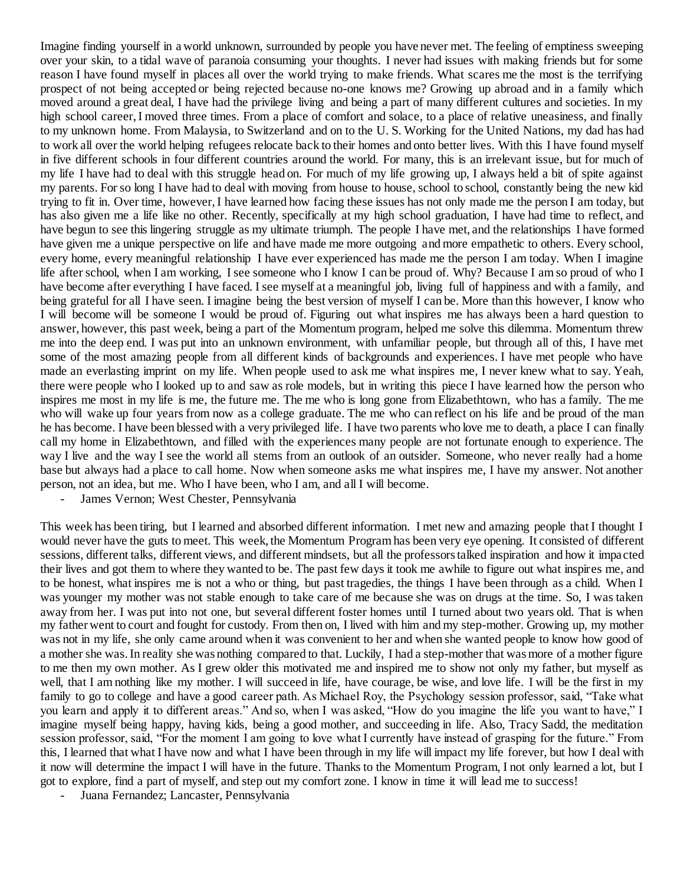Imagine finding yourself in a world unknown, surrounded by people you have never met. The feeling of emptiness sweeping over your skin, to a tidal wave of paranoia consuming your thoughts. I never had issues with making friends but for some reason I have found myself in places all over the world trying to make friends. What scares me the most is the terrifying prospect of not being accepted or being rejected because no-one knows me? Growing up abroad and in a family which moved around a great deal, I have had the privilege living and being a part of many different cultures and societies. In my high school career, I moved three times. From a place of comfort and solace, to a place of relative uneasiness, and finally to my unknown home. From Malaysia, to Switzerland and on to the U. S. Working for the United Nations, my dad has had to work all over the world helping refugees relocate back to their homes and onto better lives. With this I have found myself in five different schools in four different countries around the world. For many, this is an irrelevant issue, but for much of my life I have had to deal with this struggle head on. For much of my life growing up, I always held a bit of spite against my parents. For so long I have had to deal with moving from house to house, school to school, constantly being the new kid trying to fit in. Over time, however, I have learned how facing these issues has not only made me the person I am today, but has also given me a life like no other. Recently, specifically at my high school graduation, I have had time to reflect, and have begun to see this lingering struggle as my ultimate triumph. The people I have met, and the relationships I have formed have given me a unique perspective on life and have made me more outgoing and more empathetic to others. Every school, every home, every meaningful relationship I have ever experienced has made me the person I am today. When I imagine life after school, when I am working, I see someone who I know I can be proud of. Why? Because I am so proud of who I have become after everything I have faced. I see myself at a meaningful job, living full of happiness and with a family, and being grateful for all I have seen. I imagine being the best version of myself I can be. More than this however, I know who I will become will be someone I would be proud of. Figuring out what inspires me has always been a hard question to answer, however, this past week, being a part of the Momentum program, helped me solve this dilemma. Momentum threw me into the deep end. I was put into an unknown environment, with unfamiliar people, but through all of this, I have met some of the most amazing people from all different kinds of backgrounds and experiences. I have met people who have made an everlasting imprint on my life. When people used to ask me what inspires me, I never knew what to say. Yeah, there were people who I looked up to and saw as role models, but in writing this piece I have learned how the person who inspires me most in my life is me, the future me. The me who is long gone from Elizabethtown, who has a family. The me who will wake up four years from now as a college graduate. The me who can reflect on his life and be proud of the man he has become. I have been blessed with a very privileged life. I have two parents who love me to death, a place I can finally call my home in Elizabethtown, and filled with the experiences many people are not fortunate enough to experience. The way I live and the way I see the world all stems from an outlook of an outsider. Someone, who never really had a home base but always had a place to call home. Now when someone asks me what inspires me, I have my answer. Not another person, not an idea, but me. Who I have been, who I am, and all I will become.

- James Vernon; West Chester, Pennsylvania

This week has been tiring, but I learned and absorbed different information. I met new and amazing people that I thought I would never have the guts to meet. This week, the Momentum Program has been very eye opening. It consisted of different sessions, different talks, different views, and different mindsets, but all the professors talked inspiration and how it impacted their lives and got them to where they wanted to be. The past few days it took me awhile to figure out what inspires me, and to be honest, what inspires me is not a who or thing, but past tragedies, the things I have been through as a child. When I was younger my mother was not stable enough to take care of me because she was on drugs at the time. So, I was taken away from her. I was put into not one, but several different foster homes until I turned about two years old. That is when my father went to court and fought for custody. From then on, I lived with him and my step-mother. Growing up, my mother was not in my life, she only came around when it was convenient to her and when she wanted people to know how good of a mother she was. In reality she was nothing compared to that. Luckily, I had a step-mother that was more of a mother figure to me then my own mother. As I grew older this motivated me and inspired me to show not only my father, but myself as well, that I am nothing like my mother. I will succeed in life, have courage, be wise, and love life. I will be the first in my family to go to college and have a good career path. As Michael Roy, the Psychology session professor, said, "Take what you learn and apply it to different areas." And so, when I was asked, "How do you imagine the life you want to have," I imagine myself being happy, having kids, being a good mother, and succeeding in life. Also, Tracy Sadd, the meditation session professor, said, "For the moment I am going to love what I currently have instead of grasping for the future." From this, I learned that what I have now and what I have been through in my life will impact my life forever, but how I deal with it now will determine the impact I will have in the future. Thanks to the Momentum Program, I not only learned a lot, but I got to explore, find a part of myself, and step out my comfort zone. I know in time it will lead me to success!

- Juana Fernandez; Lancaster, Pennsylvania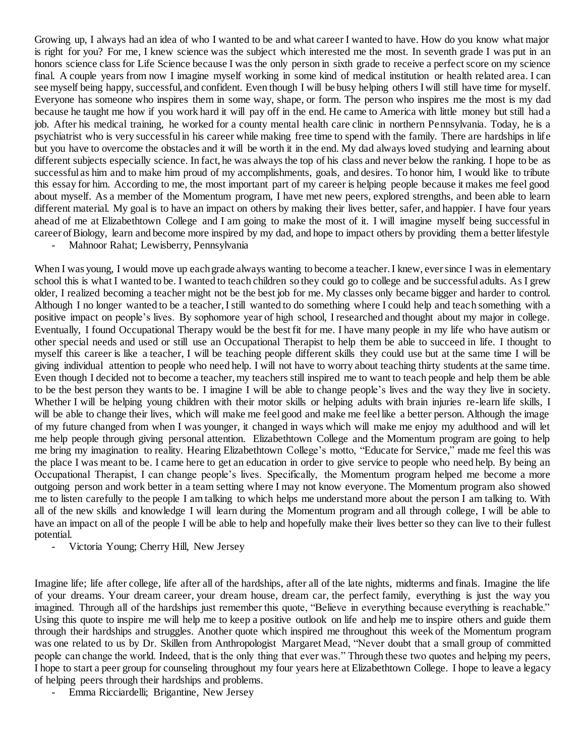Growing up, I always had an idea of who I wanted to be and what career I wanted to have. How do you know what major is right for you? For me, I knew science was the subject which interested me the most. In seventh grade I was put in an honors science class for Life Science because I was the only person in sixth grade to receive a perfect score on my science final. A couple years from now I imagine myself working in some kind of medical institution or health related area. I can see myself being happy, successful, and confident. Even though I will be busy helping others I will still have time for myself. Everyone has someone who inspires them in some way, shape, or form. The person who inspires me the most is my dad because he taught me how if you work hard it will pay off in the end. He came to America with little money but still had a job. After his medical training, he worked for a county mental health care clinic in northern Pennsylvania. Today, he is a psychiatrist who is very successful in his career while making free time to spend with the family. There are hardships in life but you have to overcome the obstacles and it will be worth it in the end. My dad always loved studying and learning about different subjects especially science. In fact, he was always the top of his class and never below the ranking. I hope to be as successful as him and to make him proud of my accomplishments, goals, and desires. To honor him, I would like to tribute this essay for him. According to me, the most important part of my career is helping people because it makes me feel good about myself. As a member of the Momentum program, I have met new peers, explored strengths, and been able to learn different material. My goal is to have an impact on others by making their lives better, safer, and happier. I have four years ahead of me at Elizabethtown College and I am going to make the most of it. I will imagine myself being successful in career of Biology, learn and become more inspired by my dad, and hope to impact others by providing them a better lifestyle

- Mahnoor Rahat; Lewisberry, Pennsylvania

When I was young, I would move up each grade always wanting to become a teacher. I knew, ever since I was in elementary school this is what I wanted to be. I wanted to teach children so they could go to college and be successful adults. As I grew older, I realized becoming a teacher might not be the best job for me. My classes only became bigger and harder to control. Although I no longer wanted to be a teacher, I still wanted to do something where I could help and teach something with a positive impact on people's lives. By sophomore year of high school, I researched and thought about my major in college. Eventually, I found Occupational Therapy would be the best fit for me. I have many people in my life who have autism or other special needs and used or still use an Occupational Therapist to help them be able to succeed in life. I thought to myself this career is like a teacher, I will be teaching people different skills they could use but at the same time I will be giving individual attention to people who need help. I will not have to worry about teaching thirty students at the same time. Even though I decided not to become a teacher, my teachers still inspired me to want to teach people and help them be able to be the best person they wants to be. I imagine I will be able to change people's lives and the way they live in society. Whether I will be helping young children with their motor skills or helping adults with brain injuries re-learn life skills, I will be able to change their lives, which will make me feel good and make me feel like a better person. Although the image of my future changed from when I was younger, it changed in ways which will make me enjoy my adulthood and will let me help people through giving personal attention. Elizabethtown College and the Momentum program are going to help me bring my imagination to reality. Hearing Elizabethtown College's motto, "Educate for Service," made me feel this was the place I was meant to be. I came here to get an education in order to give service to people who need help. By being an Occupational Therapist, I can change people's lives. Specifically, the Momentum program helped me become a more outgoing person and work better in a team setting where I may not know everyone. The Momentum program also showed me to listen carefully to the people I am talking to which helps me understand more about the person I am talking to. With all of the new skills and knowledge I will learn during the Momentum program and all through college, I will be able to have an impact on all of the people I will be able to help and hopefully make their lives better so they can live to their fullest potential.

- Victoria Young; Cherry Hill, New Jersey

Imagine life; life after college, life after all of the hardships, after all of the late nights, midterms and finals. Imagine the life of your dreams. Your dream career, your dream house, dream car, the perfect family, everything is just the way you imagined. Through all of the hardships just remember this quote, "Believe in everything because everything is reachable." Using this quote to inspire me will help me to keep a positive outlook on life and help me to inspire others and guide them through their hardships and struggles. Another quote which inspired me throughout this week of the Momentum program was one related to us by Dr. Skillen from Anthropologist Margaret Mead, "Never doubt that a small group of committed people can change the world. Indeed, that is the only thing that ever was." Through these two quotes and helping my peers, I hope to start a peer group for counseling throughout my four years here at Elizabethtown College. I hope to leave a legacy of helping peers through their hardships and problems.

- Emma Ricciardelli; Brigantine, New Jersey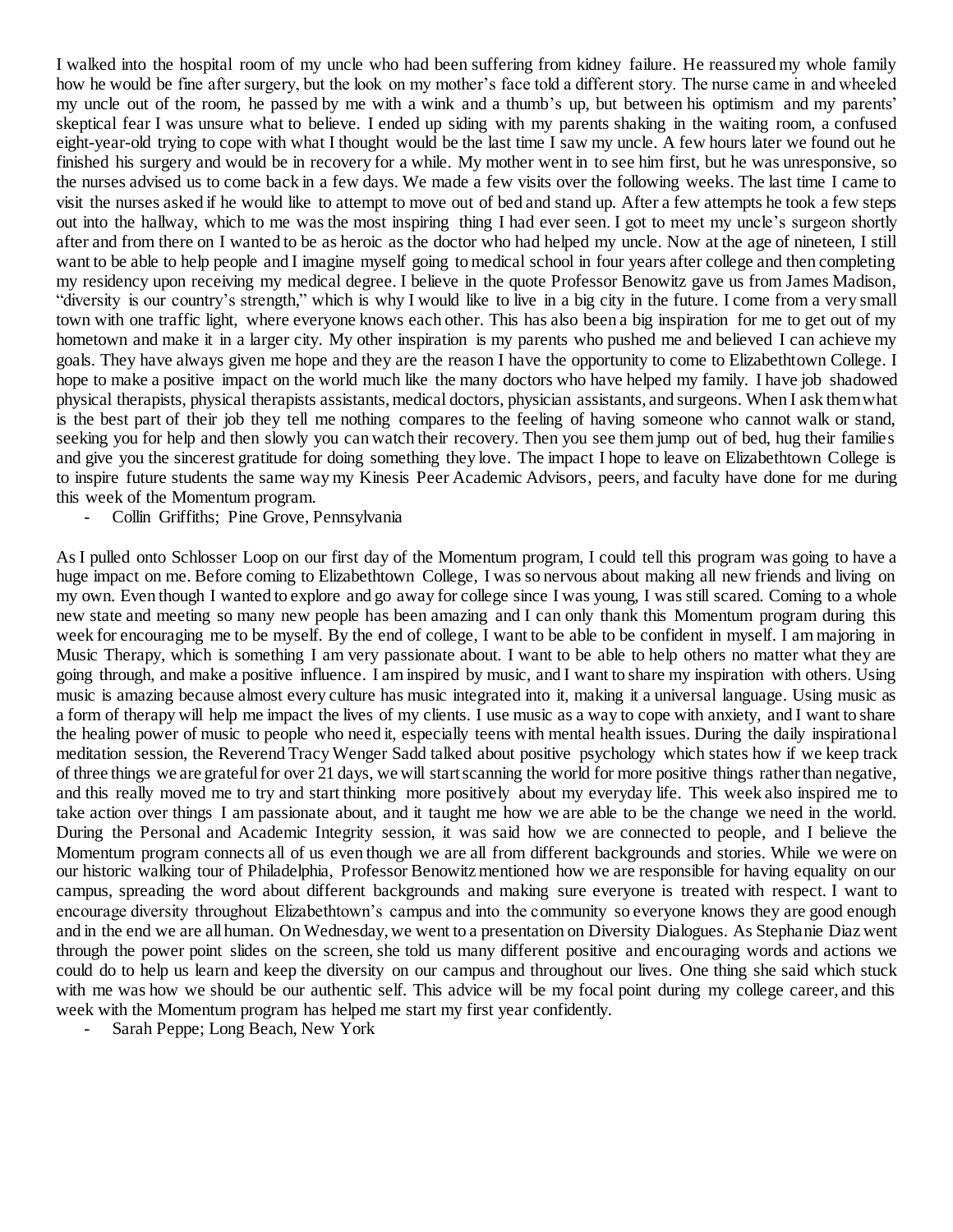I walked into the hospital room of my uncle who had been suffering from kidney failure. He reassured my whole family how he would be fine after surgery, but the look on my mother's face told a different story. The nurse came in and wheeled my uncle out of the room, he passed by me with a wink and a thumb's up, but between his optimism and my parents' skeptical fear I was unsure what to believe. I ended up siding with my parents shaking in the waiting room, a confused eight-year-old trying to cope with what I thought would be the last time I saw my uncle. A few hours later we found out he finished his surgery and would be in recovery for a while. My mother went in to see him first, but he was unresponsive, so the nurses advised us to come back in a few days. We made a few visits over the following weeks. The last time I came to visit the nurses asked if he would like to attempt to move out of bed and stand up. After a few attempts he took a few steps out into the hallway, which to me was the most inspiring thing I had ever seen. I got to meet my uncle's surgeon shortly after and from there on I wanted to be as heroic as the doctor who had helped my uncle. Now at the age of nineteen, I still want to be able to help people and I imagine myself going to medical school in four years after college and then completing my residency upon receiving my medical degree. I believe in the quote Professor Benowitz gave us from James Madison, "diversity is our country's strength," which is why I would like to live in a big city in the future. I come from a very small town with one traffic light, where everyone knows each other. This has also been a big inspiration for me to get out of my hometown and make it in a larger city. My other inspiration is my parents who pushed me and believed I can achieve my goals. They have always given me hope and they are the reason I have the opportunity to come to Elizabethtown College. I hope to make a positive impact on the world much like the many doctors who have helped my family. I have job shadowed physical therapists, physical therapists assistants, medical doctors, physician assistants, and surgeons. When I ask them what is the best part of their job they tell me nothing compares to the feeling of having someone who cannot walk or stand, seeking you for help and then slowly you can watch their recovery. Then you see them jump out of bed, hug their families and give you the sincerest gratitude for doing something they love. The impact I hope to leave on Elizabethtown College is to inspire future students the same way my Kinesis Peer Academic Advisors, peers, and faculty have done for me during this week of the Momentum program.

- Collin Griffiths; Pine Grove, Pennsylvania

As I pulled onto Schlosser Loop on our first day of the Momentum program, I could tell this program was going to have a huge impact on me. Before coming to Elizabethtown College, I was so nervous about making all new friends and living on my own. Even though I wanted to explore and go away for college since I was young, I was still scared. Coming to a whole new state and meeting so many new people has been amazing and I can only thank this Momentum program during this week for encouraging me to be myself. By the end of college, I want to be able to be confident in myself. I am majoring in Music Therapy, which is something I am very passionate about. I want to be able to help others no matter what they are going through, and make a positive influence. I am inspired by music, and I want to share my inspiration with others. Using music is amazing because almost every culture has music integrated into it, making it a universal language. Using music as a form of therapy will help me impact the lives of my clients. I use music as a way to cope with anxiety, and I want to share the healing power of music to people who need it, especially teens with mental health issues. During the daily inspirational meditation session, the Reverend Tracy Wenger Sadd talked about positive psychology which states how if we keep track of three things we are grateful for over 21 days, we will start scanning the world for more positive things rather than negative, and this really moved me to try and start thinking more positively about my everyday life. This week also inspired me to take action over things I am passionate about, and it taught me how we are able to be the change we need in the world. During the Personal and Academic Integrity session, it was said how we are connected to people, and I believe the Momentum program connects all of us even though we are all from different backgrounds and stories. While we were on our historic walking tour of Philadelphia, Professor Benowitz mentioned how we are responsible for having equality on our campus, spreading the word about different backgrounds and making sure everyone is treated with respect. I want to encourage diversity throughout Elizabethtown's campus and into the community so everyone knows they are good enough and in the end we are all human. On Wednesday, we went to a presentation on Diversity Dialogues. As Stephanie Diaz went through the power point slides on the screen, she told us many different positive and encouraging words and actions we could do to help us learn and keep the diversity on our campus and throughout our lives. One thing she said which stuck with me was how we should be our authentic self. This advice will be my focal point during my college career, and this week with the Momentum program has helped me start my first year confidently.

- Sarah Peppe; Long Beach, New York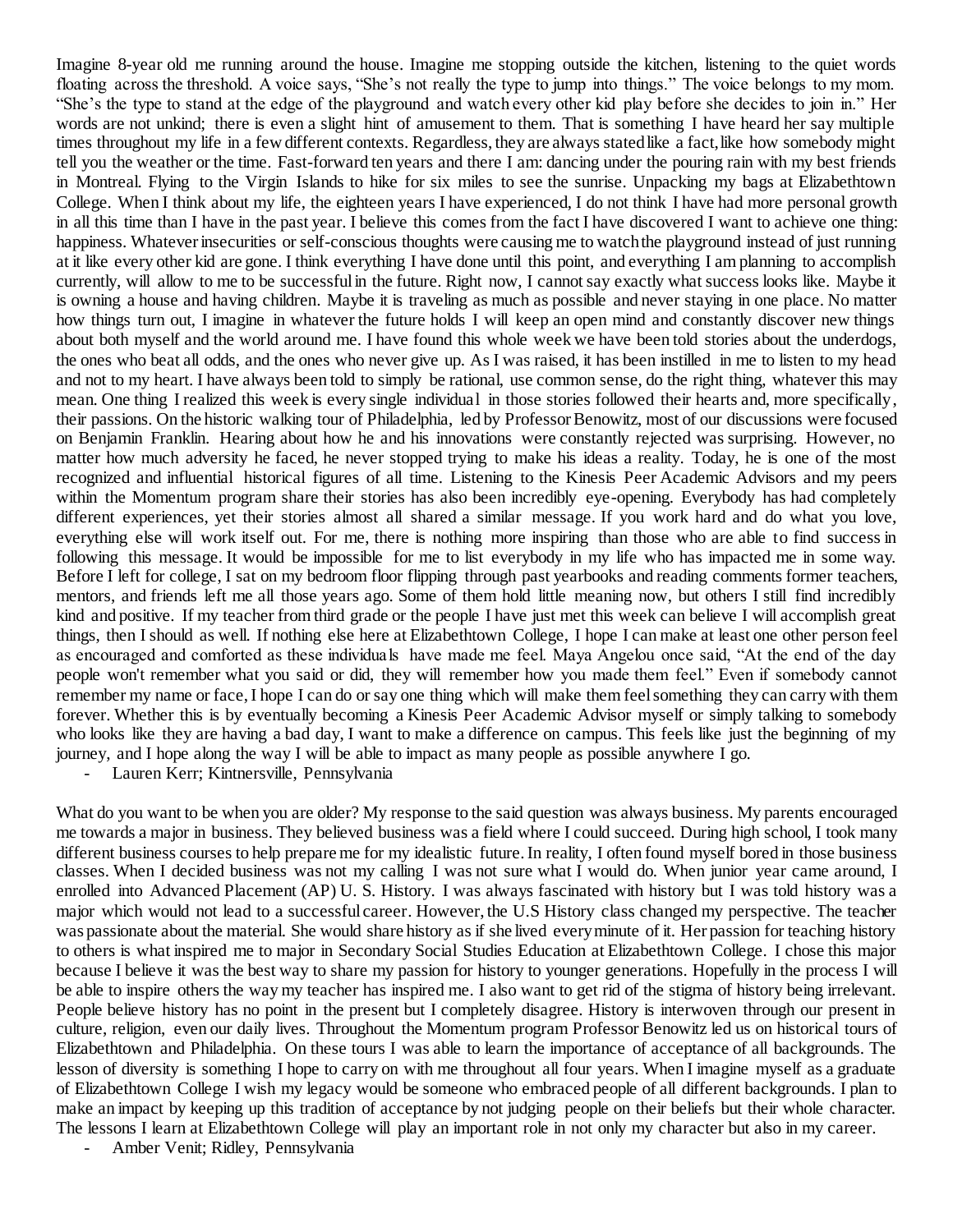Imagine 8-year old me running around the house. Imagine me stopping outside the kitchen, listening to the quiet words floating across the threshold. A voice says, "She's not really the type to jump into things." The voice belongs to my mom. "She's the type to stand at the edge of the playground and watch every other kid play before she decides to join in." Her words are not unkind; there is even a slight hint of amusement to them. That is something I have heard her say multiple times throughout my life in a few different contexts. Regardless, they are always stated like a fact, like how somebody might tell you the weather or the time. Fast-forward ten years and there I am: dancing under the pouring rain with my best friends in Montreal. Flying to the Virgin Islands to hike for six miles to see the sunrise. Unpacking my bags at Elizabethtown College. When I think about my life, the eighteen years I have experienced, I do not think I have had more personal growth in all this time than I have in the past year. I believe this comes from the fact I have discovered I want to achieve one thing: happiness. Whatever insecurities or self-conscious thoughts were causing me to watch the playground instead of just running at it like every other kid are gone. I think everything I have done until this point, and everything I am planning to accomplish currently, will allow to me to be successful in the future. Right now, I cannot say exactly what success looks like. Maybe it is owning a house and having children. Maybe it is traveling as much as possible and never staying in one place. No matter how things turn out, I imagine in whatever the future holds I will keep an open mind and constantly discover new things about both myself and the world around me. I have found this whole week we have been told stories about the underdogs, the ones who beat all odds, and the ones who never give up. As I was raised, it has been instilled in me to listen to my head and not to my heart. I have always been told to simply be rational, use common sense, do the right thing, whatever this may mean. One thing I realized this week is every single individual in those stories followed their hearts and, more specifically, their passions. On the historic walking tour of Philadelphia, led by Professor Benowitz, most of our discussions were focused on Benjamin Franklin. Hearing about how he and his innovations were constantly rejected was surprising. However, no matter how much adversity he faced, he never stopped trying to make his ideas a reality. Today, he is one of the most recognized and influential historical figures of all time. Listening to the Kinesis Peer Academic Advisors and my peers within the Momentum program share their stories has also been incredibly eye-opening. Everybody has had completely different experiences, yet their stories almost all shared a similar message. If you work hard and do what you love, everything else will work itself out. For me, there is nothing more inspiring than those who are able to find success in following this message. It would be impossible for me to list everybody in my life who has impacted me in some way. Before I left for college, I sat on my bedroom floor flipping through past yearbooks and reading comments former teachers, mentors, and friends left me all those years ago. Some of them hold little meaning now, but others I still find incredibly kind and positive. If my teacher from third grade or the people I have just met this week can believe I will accomplish great things, then I should as well. If nothing else here at Elizabethtown College, I hope I can make at least one other person feel as encouraged and comforted as these individuals have made me feel. Maya Angelou once said, "At the end of the day people won't remember what you said or did, they will remember how you made them feel." Even if somebody cannot remember my name or face, I hope I can do or say one thing which will make them feel something they can carry with them forever. Whether this is by eventually becoming a Kinesis Peer Academic Advisor myself or simply talking to somebody who looks like they are having a bad day, I want to make a difference on campus. This feels like just the beginning of my journey, and I hope along the way I will be able to impact as many people as possible anywhere I go.

- Lauren Kerr; Kintnersville, Pennsylvania

What do you want to be when you are older? My response to the said question was always business. My parents encouraged me towards a major in business. They believed business was a field where I could succeed. During high school, I took many different business courses to help prepare me for my idealistic future. In reality, I often found myself bored in those business classes. When I decided business was not my calling I was not sure what I would do. When junior year came around, I enrolled into Advanced Placement (AP) U. S. History. I was always fascinated with history but I was told history was a major which would not lead to a successful career. However, the U.S History class changed my perspective. The teacher was passionate about the material. She would share history as if she lived every minute of it. Her passion for teaching history to others is what inspired me to major in Secondary Social Studies Education at Elizabethtown College. I chose this major because I believe it was the best way to share my passion for history to younger generations. Hopefully in the process I will be able to inspire others the way my teacher has inspired me. I also want to get rid of the stigma of history being irrelevant. People believe history has no point in the present but I completely disagree. History is interwoven through our present in culture, religion, even our daily lives. Throughout the Momentum program Professor Benowitz led us on historical tours of Elizabethtown and Philadelphia. On these tours I was able to learn the importance of acceptance of all backgrounds. The lesson of diversity is something I hope to carry on with me throughout all four years. When I imagine myself as a graduate of Elizabethtown College I wish my legacy would be someone who embraced people of all different backgrounds. I plan to make an impact by keeping up this tradition of acceptance by not judging people on their beliefs but their whole character. The lessons I learn at Elizabethtown College will play an important role in not only my character but also in my career.

- Amber Venit; Ridley, Pennsylvania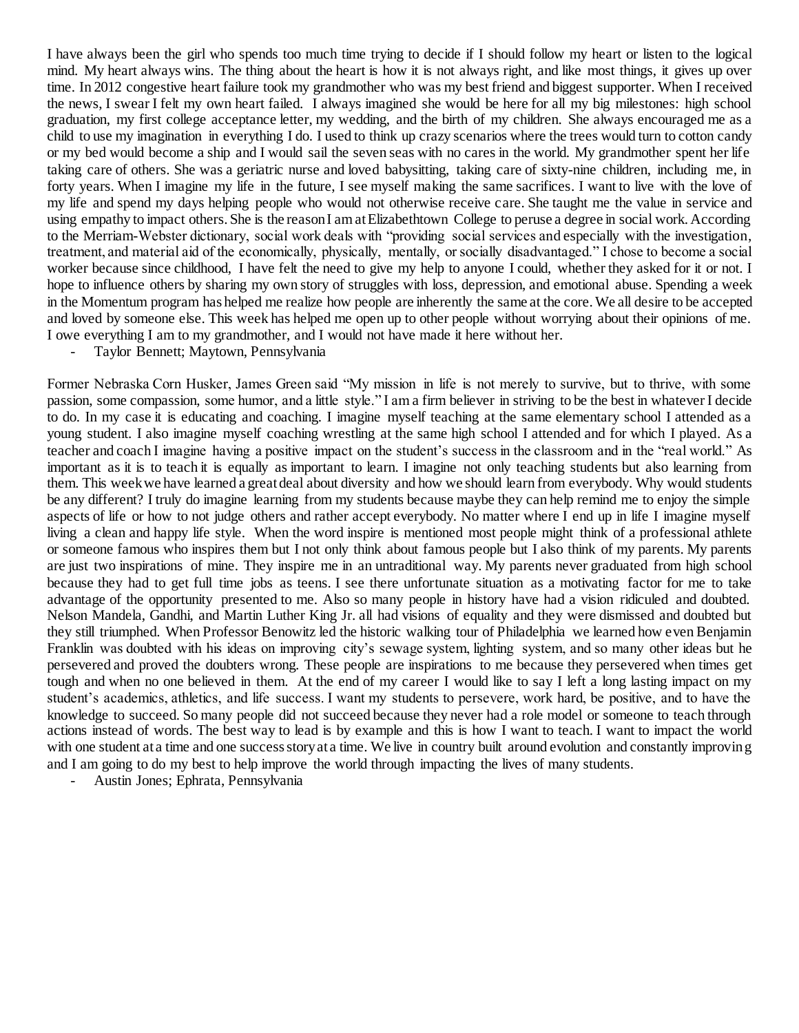I have always been the girl who spends too much time trying to decide if I should follow my heart or listen to the logical mind. My heart always wins. The thing about the heart is how it is not always right, and like most things, it gives up over time. In 2012 congestive heart failure took my grandmother who was my best friend and biggest supporter. When I received the news, I swear I felt my own heart failed. I always imagined she would be here for all my big milestones: high school graduation, my first college acceptance letter, my wedding, and the birth of my children. She always encouraged me as a child to use my imagination in everything I do. I used to think up crazy scenarios where the trees would turn to cotton candy or my bed would become a ship and I would sail the seven seas with no cares in the world. My grandmother spent her life taking care of others. She was a geriatric nurse and loved babysitting, taking care of sixty-nine children, including me, in forty years. When I imagine my life in the future, I see myself making the same sacrifices. I want to live with the love of my life and spend my days helping people who would not otherwise receive care. She taught me the value in service and using empathy to impact others. She is the reason I am at Elizabethtown College to peruse a degree in social work. According to the Merriam-Webster dictionary, social work deals with "providing social services and especially with the investigation, treatment, and material aid of the economically, physically, mentally, or socially disadvantaged." I chose to become a social worker because since childhood, I have felt the need to give my help to anyone I could, whether they asked for it or not. I hope to influence others by sharing my own story of struggles with loss, depression, and emotional abuse. Spending a week in the Momentum program has helped me realize how people are inherently the same at the core. We all desire to be accepted and loved by someone else. This week has helped me open up to other people without worrying about their opinions of me. I owe everything I am to my grandmother, and I would not have made it here without her.

- Taylor Bennett; Maytown, Pennsylvania

Former Nebraska Corn Husker, James Green said "My mission in life is not merely to survive, but to thrive, with some passion, some compassion, some humor, and a little style." I am a firm believer in striving to be the best in whatever I decide to do. In my case it is educating and coaching. I imagine myself teaching at the same elementary school I attended as a young student. I also imagine myself coaching wrestling at the same high school I attended and for which I played. As a teacher and coach I imagine having a positive impact on the student's success in the classroom and in the "real world." As important as it is to teach it is equally as important to learn. I imagine not only teaching students but also learning from them. This week we have learned a great deal about diversity and how we should learn from everybody. Why would students be any different? I truly do imagine learning from my students because maybe they can help remind me to enjoy the simple aspects of life or how to not judge others and rather accept everybody. No matter where I end up in life I imagine myself living a clean and happy life style. When the word inspire is mentioned most people might think of a professional athlete or someone famous who inspires them but I not only think about famous people but I also think of my parents. My parents are just two inspirations of mine. They inspire me in an untraditional way. My parents never graduated from high school because they had to get full time jobs as teens. I see there unfortunate situation as a motivating factor for me to take advantage of the opportunity presented to me. Also so many people in history have had a vision ridiculed and doubted. Nelson Mandela, Gandhi, and Martin Luther King Jr. all had visions of equality and they were dismissed and doubted but they still triumphed. When Professor Benowitz led the historic walking tour of Philadelphia we learned how even Benjamin Franklin was doubted with his ideas on improving city's sewage system, lighting system, and so many other ideas but he persevered and proved the doubters wrong. These people are inspirations to me because they persevered when times get tough and when no one believed in them. At the end of my career I would like to say I left a long lasting impact on my student's academics, athletics, and life success. I want my students to persevere, work hard, be positive, and to have the knowledge to succeed. So many people did not succeed because they never had a role model or someone to teach through actions instead of words. The best way to lead is by example and this is how I want to teach. I want to impact the world with one student at a time and one success story at a time. We live in country built around evolution and constantly improving and I am going to do my best to help improve the world through impacting the lives of many students.

- Austin Jones; Ephrata, Pennsylvania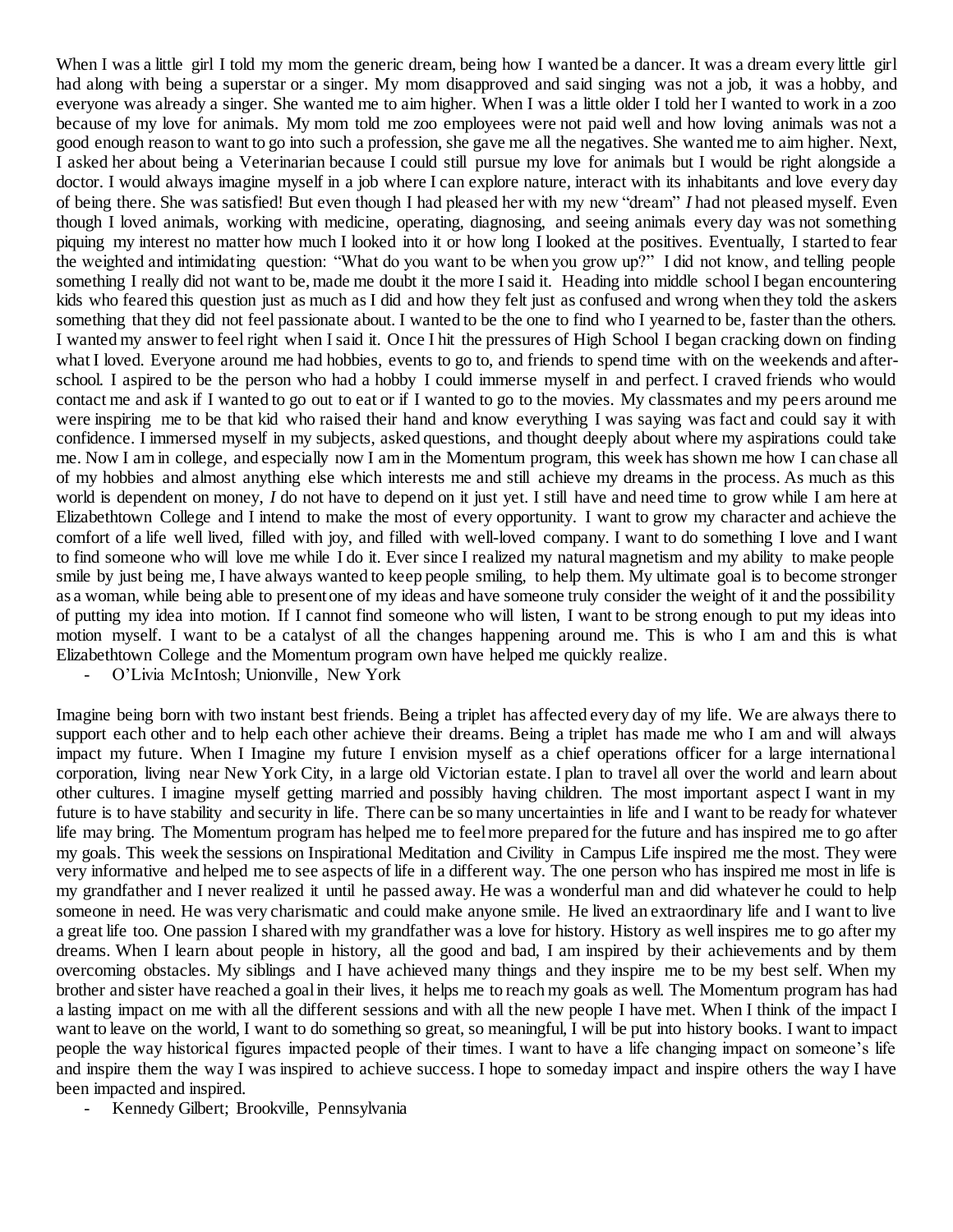When I was a little girl I told my mom the generic dream, being how I wanted be a dancer. It was a dream every little girl had along with being a superstar or a singer. My mom disapproved and said singing was not a job, it was a hobby, and everyone was already a singer. She wanted me to aim higher. When I was a little older I told her I wanted to work in a zoo because of my love for animals. My mom told me zoo employees were not paid well and how loving animals was not a good enough reason to want to go into such a profession, she gave me all the negatives. She wanted me to aim higher. Next, I asked her about being a Veterinarian because I could still pursue my love for animals but I would be right alongside a doctor. I would always imagine myself in a job where I can explore nature, interact with its inhabitants and love every day of being there. She was satisfied! But even though I had pleased her with my new "dream" *I* had not pleased myself. Even though I loved animals, working with medicine, operating, diagnosing, and seeing animals every day was not something piquing my interest no matter how much I looked into it or how long I looked at the positives. Eventually, I started to fear the weighted and intimidating question: "What do you want to be when you grow up?" I did not know, and telling people something I really did not want to be, made me doubt it the more I said it. Heading into middle school I began encountering kids who feared this question just as much as I did and how they felt just as confused and wrong when they told the askers something that they did not feel passionate about. I wanted to be the one to find who I yearned to be, faster than the others. I wanted my answer to feel right when I said it. Once I hit the pressures of High School I began cracking down on finding what I loved. Everyone around me had hobbies, events to go to, and friends to spend time with on the weekends and after-school. I aspired to be the person who had a hobby I could immerse myself in and perfect. I craved friends who would contact me and ask if I wanted to go out to eat or if I wanted to go to the movies. My classmates and my peers around me were inspiring me to be that kid who raised their hand and know everything I was saying was fact and could say it with confidence. I immersed myself in my subjects, asked questions, and thought deeply about where my aspirations could take me. Now I am in college, and especially now I am in the Momentum program, this week has shown me how I can chase all of my hobbies and almost anything else which interests me and still achieve my dreams in the process. As much as this world is dependent on money, *I* do not have to depend on it just yet. I still have and need time to grow while I am here at Elizabethtown College and I intend to make the most of every opportunity. I want to grow my character and achieve the comfort of a life well lived, filled with joy, and filled with well-loved company. I want to do something I love and I want to find someone who will love me while I do it. Ever since I realized my natural magnetism and my ability to make people smile by just being me, I have always wanted to keep people smiling, to help them. My ultimate goal is to become stronger as a woman, while being able to present one of my ideas and have someone truly consider the weight of it and the possibility of putting my idea into motion. If I cannot find someone who will listen, I want to be strong enough to put my ideas into motion myself. I want to be a catalyst of all the changes happening around me. This is who I am and this is what Elizabethtown College and the Momentum program own have helped me quickly realize.

- O'Livia McIntosh; Unionville, New York

Imagine being born with two instant best friends. Being a triplet has affected every day of my life. We are always there to support each other and to help each other achieve their dreams. Being a triplet has made me who I am and will always impact my future. When I Imagine my future I envision myself as a chief operations officer for a large international corporation, living near New York City, in a large old Victorian estate. I plan to travel all over the world and learn about other cultures. I imagine myself getting married and possibly having children. The most important aspect I want in my future is to have stability and security in life. There can be so many uncertainties in life and I want to be ready for whatever life may bring. The Momentum program has helped me to feel more prepared for the future and has inspired me to go after my goals. This week the sessions on Inspirational Meditation and Civility in Campus Life inspired me the most. They were very informative and helped me to see aspects of life in a different way. The one person who has inspired me most in life is my grandfather and I never realized it until he passed away. He was a wonderful man and did whatever he could to help someone in need. He was very charismatic and could make anyone smile. He lived an extraordinary life and I want to live a great life too. One passion I shared with my grandfather was a love for history. History as well inspires me to go after my dreams. When I learn about people in history, all the good and bad, I am inspired by their achievements and by them overcoming obstacles. My siblings and I have achieved many things and they inspire me to be my best self. When my brother and sister have reached a goal in their lives, it helps me to reach my goals as well. The Momentum program has had a lasting impact on me with all the different sessions and with all the new people I have met. When I think of the impact I want to leave on the world, I want to do something so great, so meaningful, I will be put into history books. I want to impact people the way historical figures impacted people of their times. I want to have a life changing impact on someone's life and inspire them the way I was inspired to achieve success. I hope to someday impact and inspire others the way I have been impacted and inspired.

- Kennedy Gilbert; Brookville, Pennsylvania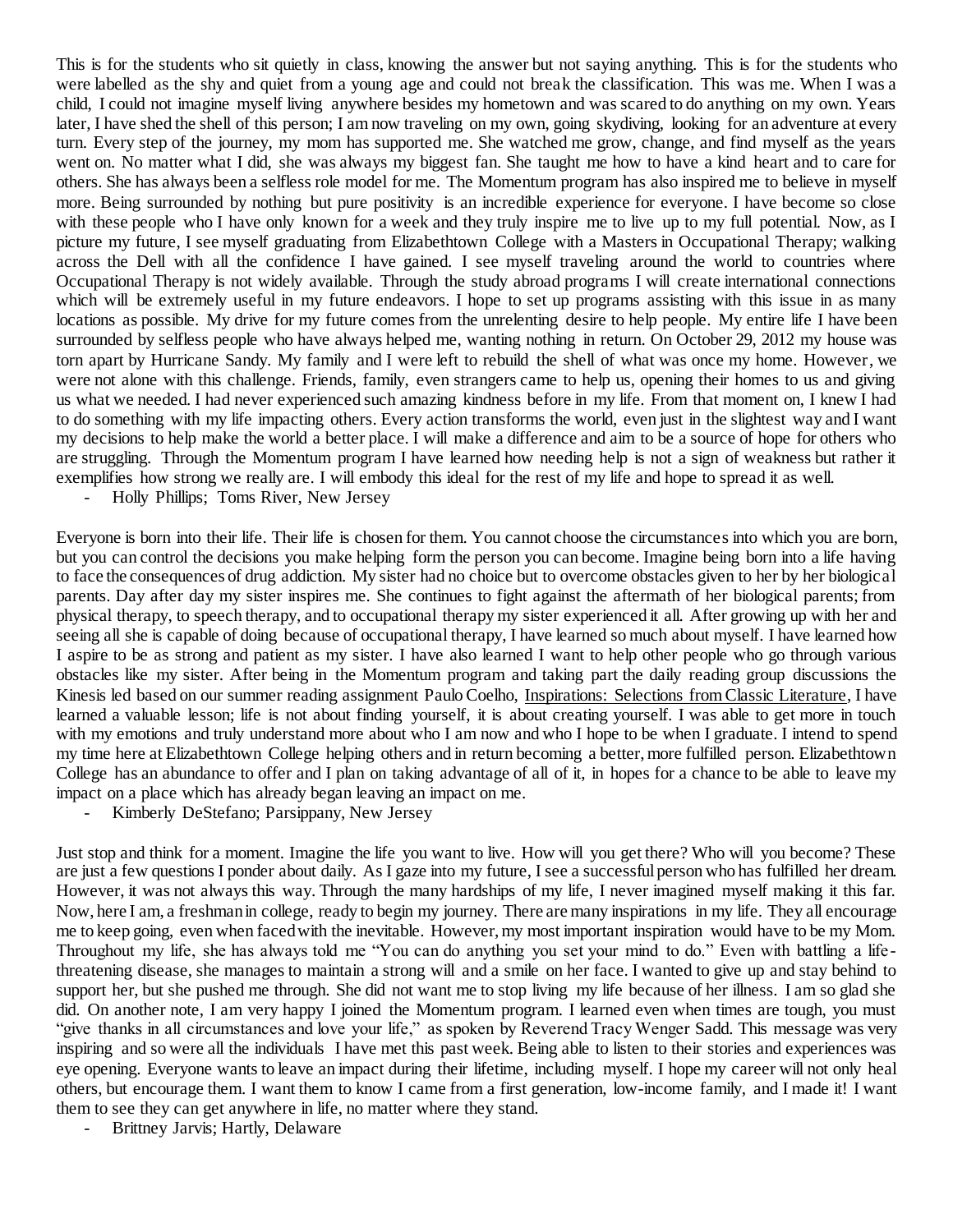This is for the students who sit quietly in class, knowing the answer but not saying anything. This is for the students who were labelled as the shy and quiet from a young age and could not break the classification. This was me. When I was a child, I could not imagine myself living anywhere besides my hometown and was scared to do anything on my own. Years later, I have shed the shell of this person; I am now traveling on my own, going skydiving, looking for an adventure at every turn. Every step of the journey, my mom has supported me. She watched me grow, change, and find myself as the years went on. No matter what I did, she was always my biggest fan. She taught me how to have a kind heart and to care for others. She has always been a selfless role model for me. The Momentum program has also inspired me to believe in myself more. Being surrounded by nothing but pure positivity is an incredible experience for everyone. I have become so close with these people who I have only known for a week and they truly inspire me to live up to my full potential. Now, as I picture my future, I see myself graduating from Elizabethtown College with a Masters in Occupational Therapy; walking across the Dell with all the confidence I have gained. I see myself traveling around the world to countries where Occupational Therapy is not widely available. Through the study abroad programs I will create international connections which will be extremely useful in my future endeavors. I hope to set up programs assisting with this issue in as many locations as possible. My drive for my future comes from the unrelenting desire to help people. My entire life I have been surrounded by selfless people who have always helped me, wanting nothing in return. On October 29, 2012 my house was torn apart by Hurricane Sandy. My family and I were left to rebuild the shell of what was once my home. However, we were not alone with this challenge. Friends, family, even strangers came to help us, opening their homes to us and giving us what we needed. I had never experienced such amazing kindness before in my life. From that moment on, I knew I had to do something with my life impacting others. Every action transforms the world, even just in the slightest way and I want my decisions to help make the world a better place. I will make a difference and aim to be a source of hope for others who are struggling. Through the Momentum program I have learned how needing help is not a sign of weakness but rather it exemplifies how strong we really are. I will embody this ideal for the rest of my life and hope to spread it as well.

- Holly Phillips; Toms River, New Jersey

Everyone is born into their life. Their life is chosen for them. You cannot choose the circumstances into which you are born, but you can control the decisions you make helping form the person you can become. Imagine being born into a life having to face the consequences of drug addiction. My sister had no choice but to overcome obstacles given to her by her biological parents. Day after day my sister inspires me. She continues to fight against the aftermath of her biological parents; from physical therapy, to speech therapy, and to occupational therapy my sister experienced it all. After growing up with her and seeing all she is capable of doing because of occupational therapy, I have learned so much about myself. I have learned how I aspire to be as strong and patient as my sister. I have also learned I want to help other people who go through various obstacles like my sister. After being in the Momentum program and taking part the daily reading group discussions the Kinesis led based on our summer reading assignment Paulo Coelho, Inspirations: Selections from Classic Literature, I have learned a valuable lesson; life is not about finding yourself, it is about creating yourself. I was able to get more in touch with my emotions and truly understand more about who I am now and who I hope to be when I graduate. I intend to spend my time here at Elizabethtown College helping others and in return becoming a better, more fulfilled person. Elizabethtown College has an abundance to offer and I plan on taking advantage of all of it, in hopes for a chance to be able to leave my impact on a place which has already began leaving an impact on me.

- Kimberly DeStefano; Parsippany, New Jersey

Just stop and think for a moment. Imagine the life you want to live. How will you get there? Who will you become? These are just a few questions I ponder about daily. As I gaze into my future, I see a successful person who has fulfilled her dream. However, it was not always this way. Through the many hardships of my life, I never imagined myself making it this far. Now, here I am, a freshman in college, ready to begin my journey. There are many inspirations in my life. They all encourage me to keep going, even when faced with the inevitable. However, my most important inspiration would have to be my Mom. Throughout my life, she has always told me "You can do anything you set your mind to do." Even with battling a life-threatening disease, she manages to maintain a strong will and a smile on her face. I wanted to give up and stay behind to support her, but she pushed me through. She did not want me to stop living my life because of her illness. I am so glad she did. On another note, I am very happy I joined the Momentum program. I learned even when times are tough, you must "give thanks in all circumstances and love your life," as spoken by Reverend Tracy Wenger Sadd. This message was very inspiring and so were all the individuals I have met this past week. Being able to listen to their stories and experiences was eye opening. Everyone wants to leave an impact during their lifetime, including myself. I hope my career will not only heal others, but encourage them. I want them to know I came from a first generation, low-income family, and I made it! I want them to see they can get anywhere in life, no matter where they stand.

- Brittney Jarvis; Hartly, Delaware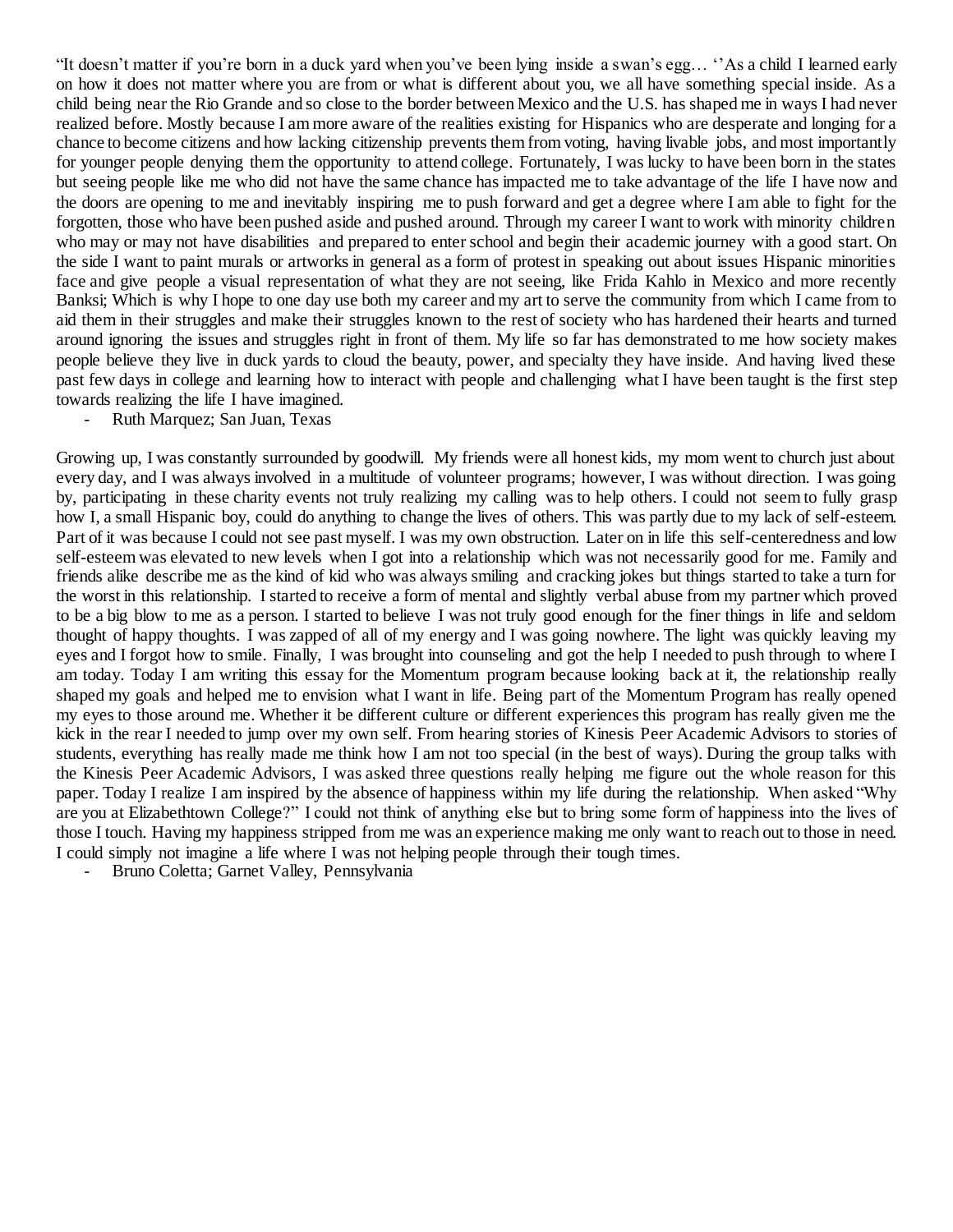"It doesn't matter if you're born in a duck yard when you've been lying inside a swan's egg… ''As a child I learned early on how it does not matter where you are from or what is different about you, we all have something special inside. As a child being near the Rio Grande and so close to the border between Mexico and the U.S. has shaped me in ways I had never realized before. Mostly because I am more aware of the realities existing for Hispanics who are desperate and longing for a chance to become citizens and how lacking citizenship prevents them from voting, having livable jobs, and most importantly for younger people denying them the opportunity to attend college. Fortunately, I was lucky to have been born in the states but seeing people like me who did not have the same chance has impacted me to take advantage of the life I have now and the doors are opening to me and inevitably inspiring me to push forward and get a degree where I am able to fight for the forgotten, those who have been pushed aside and pushed around. Through my career I want to work with minority children who may or may not have disabilities and prepared to enter school and begin their academic journey with a good start. On the side I want to paint murals or artworks in general as a form of protest in speaking out about issues Hispanic minorities face and give people a visual representation of what they are not seeing, like Frida Kahlo in Mexico and more recently Banksi; Which is why I hope to one day use both my career and my art to serve the community from which I came from to aid them in their struggles and make their struggles known to the rest of society who has hardened their hearts and turned around ignoring the issues and struggles right in front of them. My life so far has demonstrated to me how society makes people believe they live in duck yards to cloud the beauty, power, and specialty they have inside. And having lived these past few days in college and learning how to interact with people and challenging what I have been taught is the first step towards realizing the life I have imagined.

- Ruth Marquez; San Juan, Texas

Growing up, I was constantly surrounded by goodwill. My friends were all honest kids, my mom went to church just about every day, and I was always involved in a multitude of volunteer programs; however, I was without direction. I was going by, participating in these charity events not truly realizing my calling was to help others. I could not seem to fully grasp how I, a small Hispanic boy, could do anything to change the lives of others. This was partly due to my lack of self-esteem. Part of it was because I could not see past myself. I was my own obstruction. Later on in life this self-centeredness and low self-esteem was elevated to new levels when I got into a relationship which was not necessarily good for me. Family and friends alike describe me as the kind of kid who was always smiling and cracking jokes but things started to take a turn for the worst in this relationship. I started to receive a form of mental and slightly verbal abuse from my partner which proved to be a big blow to me as a person. I started to believe I was not truly good enough for the finer things in life and seldom thought of happy thoughts. I was zapped of all of my energy and I was going nowhere. The light was quickly leaving my eyes and I forgot how to smile. Finally, I was brought into counseling and got the help I needed to push through to where I am today. Today I am writing this essay for the Momentum program because looking back at it, the relationship really shaped my goals and helped me to envision what I want in life. Being part of the Momentum Program has really opened my eyes to those around me. Whether it be different culture or different experiences this program has really given me the kick in the rear I needed to jump over my own self. From hearing stories of Kinesis Peer Academic Advisors to stories of students, everything has really made me think how I am not too special (in the best of ways). During the group talks with the Kinesis Peer Academic Advisors, I was asked three questions really helping me figure out the whole reason for this paper. Today I realize I am inspired by the absence of happiness within my life during the relationship. When asked "Why are you at Elizabethtown College?" I could not think of anything else but to bring some form of happiness into the lives of those I touch. Having my happiness stripped from me was an experience making me only want to reach out to those in need. I could simply not imagine a life where I was not helping people through their tough times.

- Bruno Coletta; Garnet Valley, Pennsylvania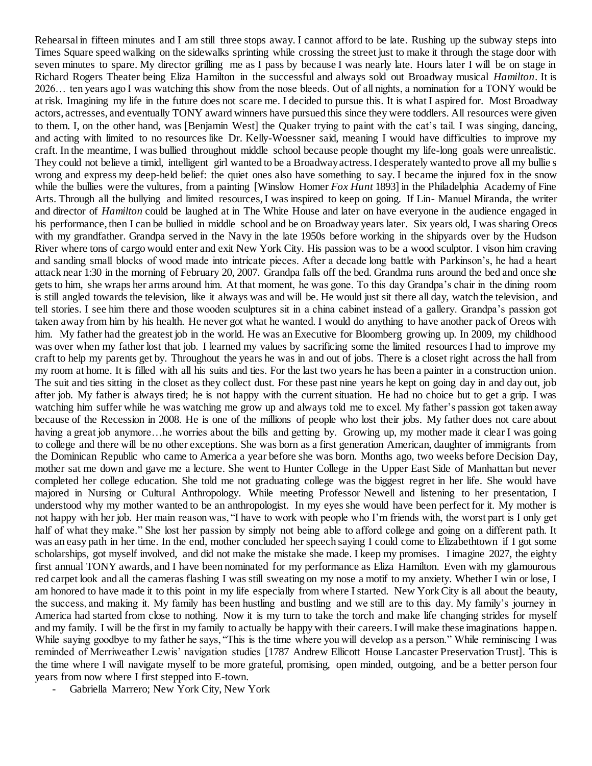Rehearsal in fifteen minutes and I am still three stops away. I cannot afford to be late. Rushing up the subway steps into Times Square speed walking on the sidewalks sprinting while crossing the street just to make it through the stage door with seven minutes to spare. My director grilling me as I pass by because I was nearly late. Hours later I will be on stage in Richard Rogers Theater being Eliza Hamilton in the successful and always sold out Broadway musical *Hamilton*. It is 2026… ten years ago I was watching this show from the nose bleeds. Out of all nights, a nomination for a TONY would be at risk. Imagining my life in the future does not scare me. I decided to pursue this. It is what I aspired for. Most Broadway actors, actresses, and eventually TONY award winners have pursued this since they were toddlers. All resources were given to them. I, on the other hand, was [Benjamin West] the Quaker trying to paint with the cat's tail. I was singing, dancing, and acting with limited to no resources like Dr. Kelly-Woessner said, meaning I would have difficulties to improve my craft. In the meantime, I was bullied throughout middle school because people thought my life-long goals were unrealistic. They could not believe a timid, intelligent girl wanted to be a Broadway actress. I desperately wanted to prove all my bullies wrong and express my deep-held belief: the quiet ones also have something to say. I became the injured fox in the snow while the bullies were the vultures, from a painting [Winslow Homer *Fox Hunt* 1893] in the Philadelphia Academy of Fine Arts. Through all the bullying and limited resources, I was inspired to keep on going. If Lin- Manuel Miranda, the writer and director of *Hamilton* could be laughed at in The White House and later on have everyone in the audience engaged in his performance, then I can be bullied in middle school and be on Broadway years later. Six years old, I was sharing Oreos with my grandfather. Grandpa served in the Navy in the late 1950s before working in the shipyards over by the Hudson River where tons of cargo would enter and exit New York City. His passion was to be a wood sculptor. I vison him craving and sanding small blocks of wood made into intricate pieces. After a decade long battle with Parkinson's, he had a heart attack near 1:30 in the morning of February 20, 2007. Grandpa falls off the bed. Grandma runs around the bed and once she gets to him, she wraps her arms around him. At that moment, he was gone. To this day Grandpa's chair in the dining room is still angled towards the television, like it always was and will be. He would just sit there all day, watch the television, and tell stories. I see him there and those wooden sculptures sit in a china cabinet instead of a gallery. Grandpa's passion got taken away from him by his health. He never got what he wanted. I would do anything to have another pack of Oreos with him. My father had the greatest job in the world. He was an Executive for Bloomberg growing up. In 2009, my childhood was over when my father lost that job. I learned my values by sacrificing some the limited resources I had to improve my craft to help my parents get by. Throughout the years he was in and out of jobs. There is a closet right across the hall from my room at home. It is filled with all his suits and ties. For the last two years he has been a painter in a construction union. The suit and ties sitting in the closet as they collect dust. For these past nine years he kept on going day in and day out, job after job. My father is always tired; he is not happy with the current situation. He had no choice but to get a grip. I was watching him suffer while he was watching me grow up and always told me to excel. My father's passion got taken away because of the Recession in 2008. He is one of the millions of people who lost their jobs. My father does not care about having a great job anymore…he worries about the bills and getting by. Growing up, my mother made it clear I was going to college and there will be no other exceptions. She was born as a first generation American, daughter of immigrants from the Dominican Republic who came to America a year before she was born. Months ago, two weeks before Decision Day, mother sat me down and gave me a lecture. She went to Hunter College in the Upper East Side of Manhattan but never completed her college education. She told me not graduating college was the biggest regret in her life. She would have majored in Nursing or Cultural Anthropology. While meeting Professor Newell and listening to her presentation, I understood why my mother wanted to be an anthropologist. In my eyes she would have been perfect for it. My mother is not happy with her job. Her main reason was, "I have to work with people who I'm friends with, the worst part is I only get half of what they make." She lost her passion by simply not being able to afford college and going on a different path. It was an easy path in her time. In the end, mother concluded her speech saying I could come to Elizabethtown if I got some scholarships, got myself involved, and did not make the mistake she made. I keep my promises. I imagine 2027, the eighty first annual TONY awards, and I have been nominated for my performance as Eliza Hamilton. Even with my glamourous red carpet look and all the cameras flashing I was still sweating on my nose a motif to my anxiety. Whether I win or lose, I am honored to have made it to this point in my life especially from where I started. New York City is all about the beauty, the success, and making it. My family has been hustling and bustling and we still are to this day. My family's journey in America had started from close to nothing. Now it is my turn to take the torch and make life changing strides for myself and my family. I will be the first in my family to actually be happy with their careers. I will make these imaginations happen. While saying goodbye to my father he says, "This is the time where you will develop as a person." While reminiscing I was reminded of Merriweather Lewis' navigation studies [1787 Andrew Ellicott House Lancaster Preservation Trust]. This is the time where I will navigate myself to be more grateful, promising, open minded, outgoing, and be a better person four years from now where I first stepped into E-town.

- Gabriella Marrero; New York City, New York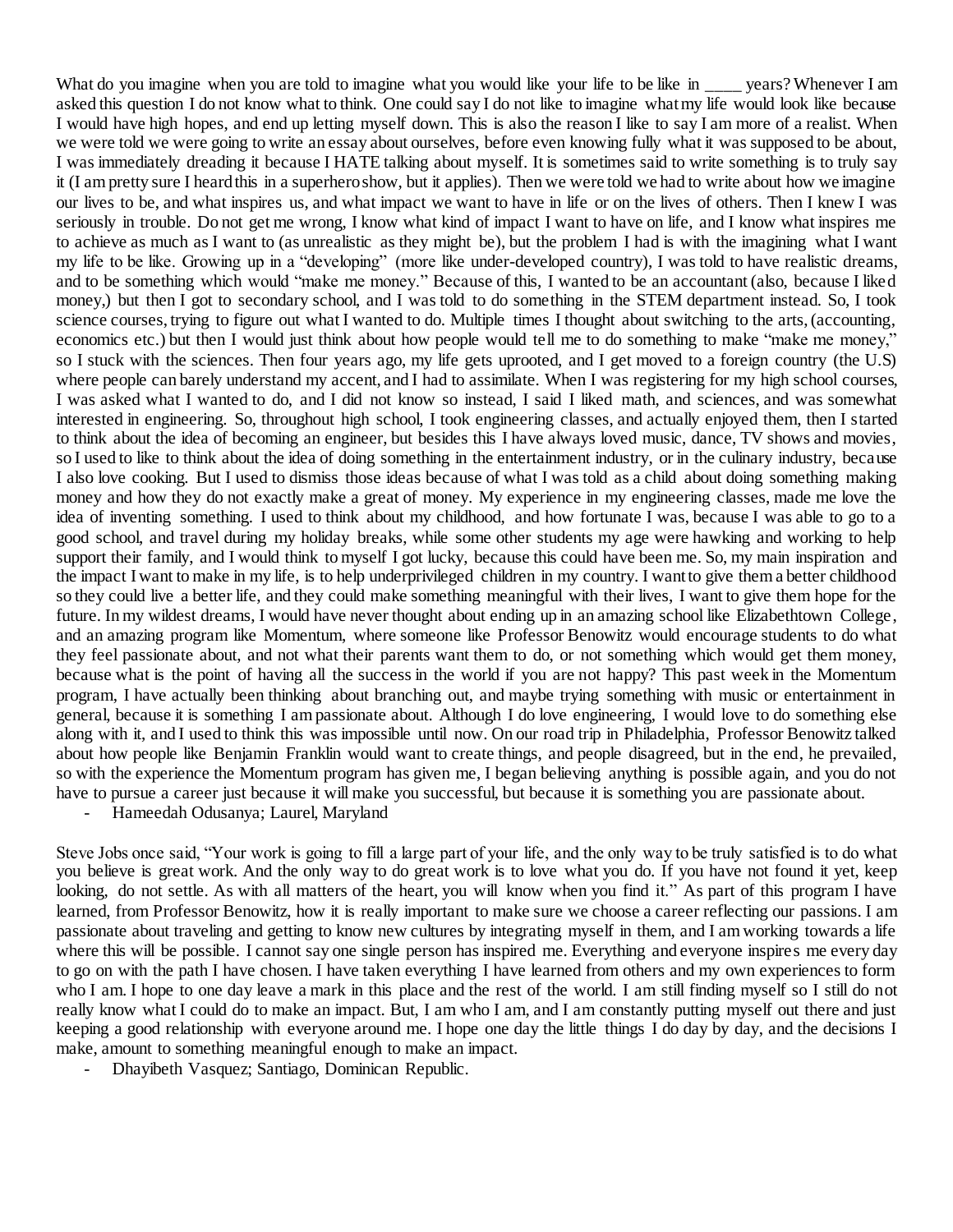What do you imagine when you are told to imagine what you would like your life to be like in _____ years? Whenever I am asked this question I do not know what to think. One could say I do not like to imagine what my life would look like because I would have high hopes, and end up letting myself down. This is also the reason I like to say I am more of a realist. When we were told we were going to write an essay about ourselves, before even knowing fully what it was supposed to be about, I was immediately dreading it because I HATE talking about myself. It is sometimes said to write something is to truly say it (I am pretty sure I heard this in a superhero show, but it applies). Then we were told we had to write about how we imagine our lives to be, and what inspires us, and what impact we want to have in life or on the lives of others. Then I knew I was seriously in trouble. Do not get me wrong, I know what kind of impact I want to have on life, and I know what inspires me to achieve as much as I want to (as unrealistic as they might be), but the problem I had is with the imagining what I want my life to be like. Growing up in a "developing" (more like under-developed country), I was told to have realistic dreams, and to be something which would "make me money." Because of this, I wanted to be an accountant (also, because I liked money,) but then I got to secondary school, and I was told to do something in the STEM department instead. So, I took science courses, trying to figure out what I wanted to do. Multiple times I thought about switching to the arts, (accounting, economics etc.) but then I would just think about how people would tell me to do something to make "make me money," so I stuck with the sciences. Then four years ago, my life gets uprooted, and I get moved to a foreign country (the U.S) where people can barely understand my accent, and I had to assimilate. When I was registering for my high school courses, I was asked what I wanted to do, and I did not know so instead, I said I liked math, and sciences, and was somewhat interested in engineering. So, throughout high school, I took engineering classes, and actually enjoyed them, then I started to think about the idea of becoming an engineer, but besides this I have always loved music, dance, TV shows and movies, so I used to like to think about the idea of doing something in the entertainment industry, or in the culinary industry, because I also love cooking. But I used to dismiss those ideas because of what I was told as a child about doing something making money and how they do not exactly make a great of money. My experience in my engineering classes, made me love the idea of inventing something. I used to think about my childhood, and how fortunate I was, because I was able to go to a good school, and travel during my holiday breaks, while some other students my age were hawking and working to help support their family, and I would think to myself I got lucky, because this could have been me. So, my main inspiration and the impact I want to make in my life, is to help underprivileged children in my country. I want to give them a better childhood so they could live a better life, and they could make something meaningful with their lives, I want to give them hope for the future. In my wildest dreams, I would have never thought about ending up in an amazing school like Elizabethtown College, and an amazing program like Momentum, where someone like Professor Benowitz would encourage students to do what they feel passionate about, and not what their parents want them to do, or not something which would get them money, because what is the point of having all the success in the world if you are not happy? This past week in the Momentum program, I have actually been thinking about branching out, and maybe trying something with music or entertainment in general, because it is something I am passionate about. Although I do love engineering, I would love to do something else along with it, and I used to think this was impossible until now. On our road trip in Philadelphia, Professor Benowitz talked about how people like Benjamin Franklin would want to create things, and people disagreed, but in the end, he prevailed, so with the experience the Momentum program has given me, I began believing anything is possible again, and you do not have to pursue a career just because it will make you successful, but because it is something you are passionate about.

- Hameedah Odusanya; Laurel, Maryland

Steve Jobs once said, "Your work is going to fill a large part of your life, and the only way to be truly satisfied is to do what you believe is great work. And the only way to do great work is to love what you do. If you have not found it yet, keep looking, do not settle. As with all matters of the heart, you will know when you find it." As part of this program I have learned, from Professor Benowitz, how it is really important to make sure we choose a career reflecting our passions. I am passionate about traveling and getting to know new cultures by integrating myself in them, and I am working towards a life where this will be possible. I cannot say one single person has inspired me. Everything and everyone inspires me every day to go on with the path I have chosen. I have taken everything I have learned from others and my own experiences to form who I am. I hope to one day leave a mark in this place and the rest of the world. I am still finding myself so I still do not really know what I could do to make an impact. But, I am who I am, and I am constantly putting myself out there and just keeping a good relationship with everyone around me. I hope one day the little things I do day by day, and the decisions I make, amount to something meaningful enough to make an impact.

- Dhayibeth Vasquez; Santiago, Dominican Republic.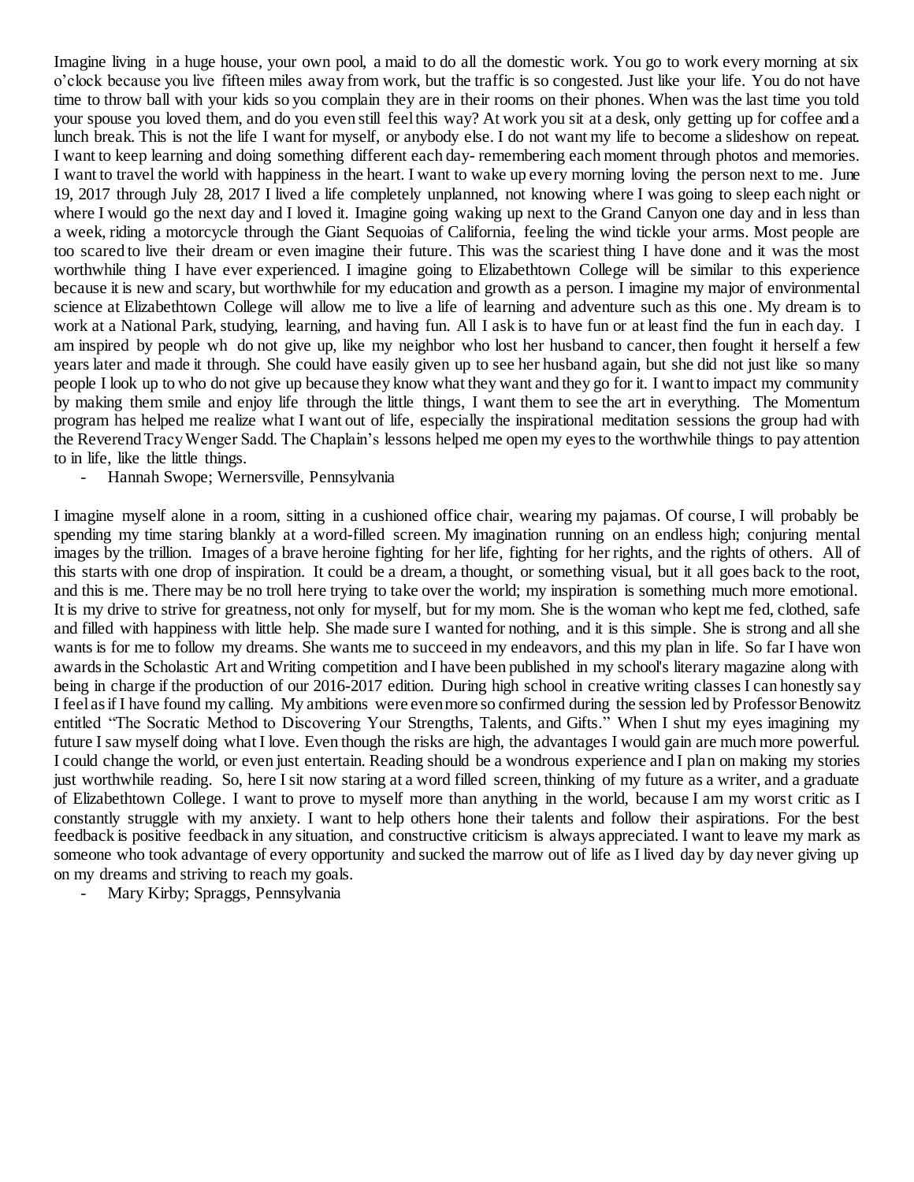Imagine living in a huge house, your own pool, a maid to do all the domestic work. You go to work every morning at six o'clock because you live fifteen miles away from work, but the traffic is so congested. Just like your life. You do not have time to throw ball with your kids so you complain they are in their rooms on their phones. When was the last time you told your spouse you loved them, and do you even still feel this way? At work you sit at a desk, only getting up for coffee and a lunch break. This is not the life I want for myself, or anybody else. I do not want my life to become a slideshow on repeat. I want to keep learning and doing something different each day- remembering each moment through photos and memories. I want to travel the world with happiness in the heart. I want to wake up every morning loving the person next to me. June 19, 2017 through July 28, 2017 I lived a life completely unplanned, not knowing where I was going to sleep each night or where I would go the next day and I loved it. Imagine going waking up next to the Grand Canyon one day and in less than a week, riding a motorcycle through the Giant Sequoias of California, feeling the wind tickle your arms. Most people are too scared to live their dream or even imagine their future. This was the scariest thing I have done and it was the most worthwhile thing I have ever experienced. I imagine going to Elizabethtown College will be similar to this experience because it is new and scary, but worthwhile for my education and growth as a person. I imagine my major of environmental science at Elizabethtown College will allow me to live a life of learning and adventure such as this one. My dream is to work at a National Park, studying, learning, and having fun. All I ask is to have fun or at least find the fun in each day. I am inspired by people wh do not give up, like my neighbor who lost her husband to cancer, then fought it herself a few years later and made it through. She could have easily given up to see her husband again, but she did not just like so many people I look up to who do not give up because they know what they want and they go for it. I want to impact my community by making them smile and enjoy life through the little things, I want them to see the art in everything. The Momentum program has helped me realize what I want out of life, especially the inspirational meditation sessions the group had with the Reverend Tracy Wenger Sadd. The Chaplain's lessons helped me open my eyes to the worthwhile things to pay attention to in life, like the little things.

- Hannah Swope; Wernersville, Pennsylvania

I imagine myself alone in a room, sitting in a cushioned office chair, wearing my pajamas. Of course, I will probably be spending my time staring blankly at a word-filled screen. My imagination running on an endless high; conjuring mental images by the trillion. Images of a brave heroine fighting for her life, fighting for her rights, and the rights of others. All of this starts with one drop of inspiration. It could be a dream, a thought, or something visual, but it all goes back to the root, and this is me. There may be no troll here trying to take over the world; my inspiration is something much more emotional. It is my drive to strive for greatness, not only for myself, but for my mom. She is the woman who kept me fed, clothed, safe and filled with happiness with little help. She made sure I wanted for nothing, and it is this simple. She is strong and all she wants is for me to follow my dreams. She wants me to succeed in my endeavors, and this my plan in life. So far I have won awards in the Scholastic Art and Writing competition and I have been published in my school's literary magazine along with being in charge if the production of our 2016-2017 edition. During high school in creative writing classes I can honestly say I feel as if I have found my calling. My ambitions were even more so confirmed during the session led by Professor Benowitz entitled "The Socratic Method to Discovering Your Strengths, Talents, and Gifts." When I shut my eyes imagining my future I saw myself doing what I love. Even though the risks are high, the advantages I would gain are much more powerful. I could change the world, or even just entertain. Reading should be a wondrous experience and I plan on making my stories just worthwhile reading. So, here I sit now staring at a word filled screen, thinking of my future as a writer, and a graduate of Elizabethtown College. I want to prove to myself more than anything in the world, because I am my worst critic as I constantly struggle with my anxiety. I want to help others hone their talents and follow their aspirations. For the best feedback is positive feedback in any situation, and constructive criticism is always appreciated. I want to leave my mark as someone who took advantage of every opportunity and sucked the marrow out of life as I lived day by day never giving up on my dreams and striving to reach my goals.

- Mary Kirby; Spraggs, Pennsylvania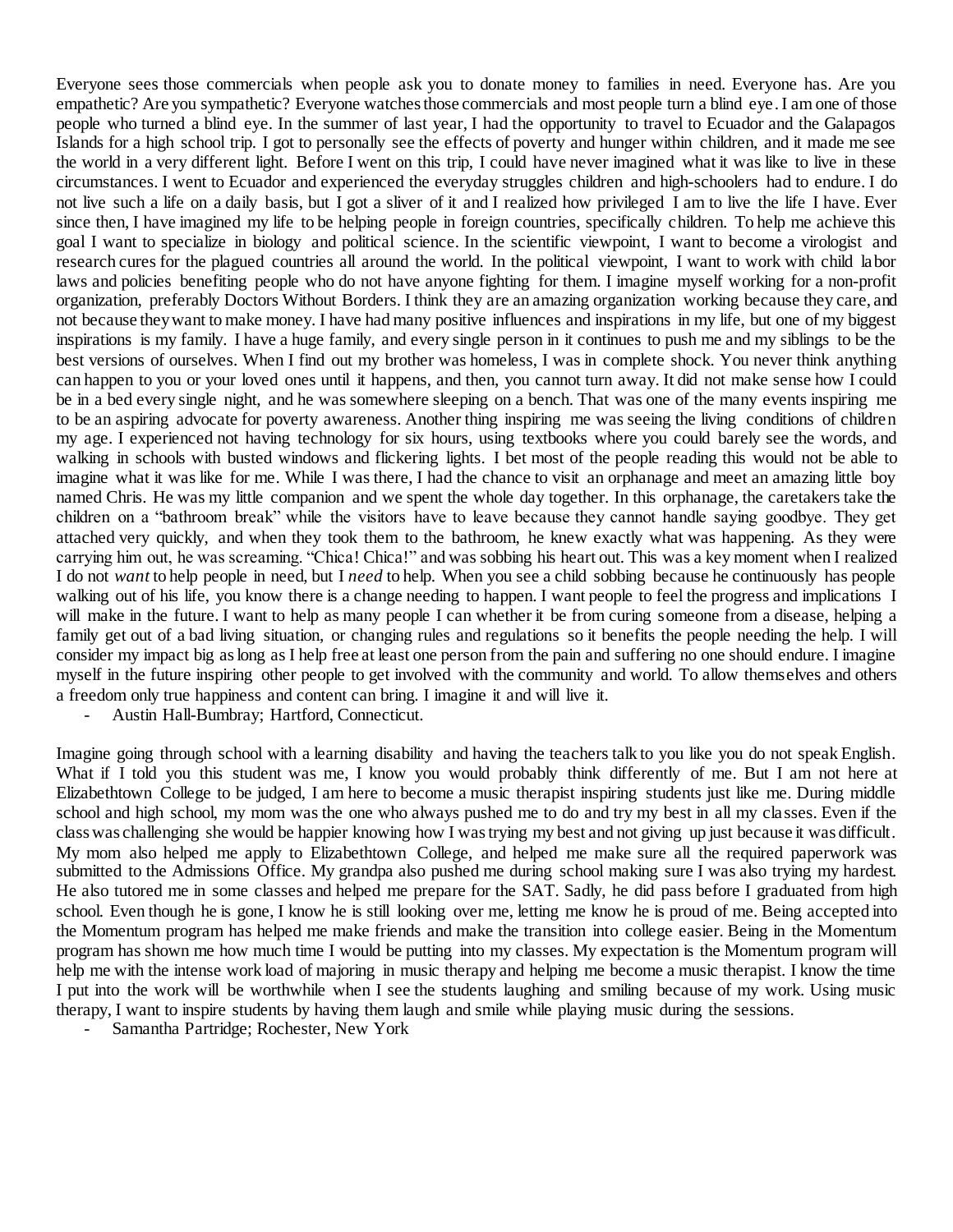Everyone sees those commercials when people ask you to donate money to families in need. Everyone has. Are you empathetic? Are you sympathetic? Everyone watches those commercials and most people turn a blind eye. I am one of those people who turned a blind eye. In the summer of last year, I had the opportunity to travel to Ecuador and the Galapagos Islands for a high school trip. I got to personally see the effects of poverty and hunger within children, and it made me see the world in a very different light. Before I went on this trip, I could have never imagined what it was like to live in these circumstances. I went to Ecuador and experienced the everyday struggles children and high-schoolers had to endure. I do not live such a life on a daily basis, but I got a sliver of it and I realized how privileged I am to live the life I have. Ever since then, I have imagined my life to be helping people in foreign countries, specifically children. To help me achieve this goal I want to specialize in biology and political science. In the scientific viewpoint, I want to become a virologist and research cures for the plagued countries all around the world. In the political viewpoint, I want to work with child labor laws and policies benefiting people who do not have anyone fighting for them. I imagine myself working for a non-profit organization, preferably Doctors Without Borders. I think they are an amazing organization working because they care, and not because they want to make money. I have had many positive influences and inspirations in my life, but one of my biggest inspirations is my family. I have a huge family, and every single person in it continues to push me and my siblings to be the best versions of ourselves. When I find out my brother was homeless, I was in complete shock. You never think anything can happen to you or your loved ones until it happens, and then, you cannot turn away. It did not make sense how I could be in a bed every single night, and he was somewhere sleeping on a bench. That was one of the many events inspiring me to be an aspiring advocate for poverty awareness. Another thing inspiring me was seeing the living conditions of children my age. I experienced not having technology for six hours, using textbooks where you could barely see the words, and walking in schools with busted windows and flickering lights. I bet most of the people reading this would not be able to imagine what it was like for me. While I was there, I had the chance to visit an orphanage and meet an amazing little boy named Chris. He was my little companion and we spent the whole day together. In this orphanage, the caretakers take the children on a "bathroom break" while the visitors have to leave because they cannot handle saying goodbye. They get attached very quickly, and when they took them to the bathroom, he knew exactly what was happening. As they were carrying him out, he was screaming. "Chica! Chica!" and was sobbing his heart out. This was a key moment when I realized I do not *want* to help people in need, but I *need* to help. When you see a child sobbing because he continuously has people walking out of his life, you know there is a change needing to happen. I want people to feel the progress and implications I will make in the future. I want to help as many people I can whether it be from curing someone from a disease, helping a family get out of a bad living situation, or changing rules and regulations so it benefits the people needing the help. I will consider my impact big as long as I help free at least one person from the pain and suffering no one should endure. I imagine myself in the future inspiring other people to get involved with the community and world. To allow themselves and others a freedom only true happiness and content can bring. I imagine it and will live it.

- Austin Hall-Bumbray; Hartford, Connecticut.

Imagine going through school with a learning disability and having the teachers talk to you like you do not speak English. What if I told you this student was me, I know you would probably think differently of me. But I am not here at Elizabethtown College to be judged, I am here to become a music therapist inspiring students just like me. During middle school and high school, my mom was the one who always pushed me to do and try my best in all my classes. Even if the class was challenging she would be happier knowing how I was trying my best and not giving up just because it was difficult. My mom also helped me apply to Elizabethtown College, and helped me make sure all the required paperwork was submitted to the Admissions Office. My grandpa also pushed me during school making sure I was also trying my hardest. He also tutored me in some classes and helped me prepare for the SAT. Sadly, he did pass before I graduated from high school. Even though he is gone, I know he is still looking over me, letting me know he is proud of me. Being accepted into the Momentum program has helped me make friends and make the transition into college easier. Being in the Momentum program has shown me how much time I would be putting into my classes. My expectation is the Momentum program will help me with the intense work load of majoring in music therapy and helping me become a music therapist. I know the time I put into the work will be worthwhile when I see the students laughing and smiling because of my work. Using music therapy, I want to inspire students by having them laugh and smile while playing music during the sessions.

- Samantha Partridge; Rochester, New York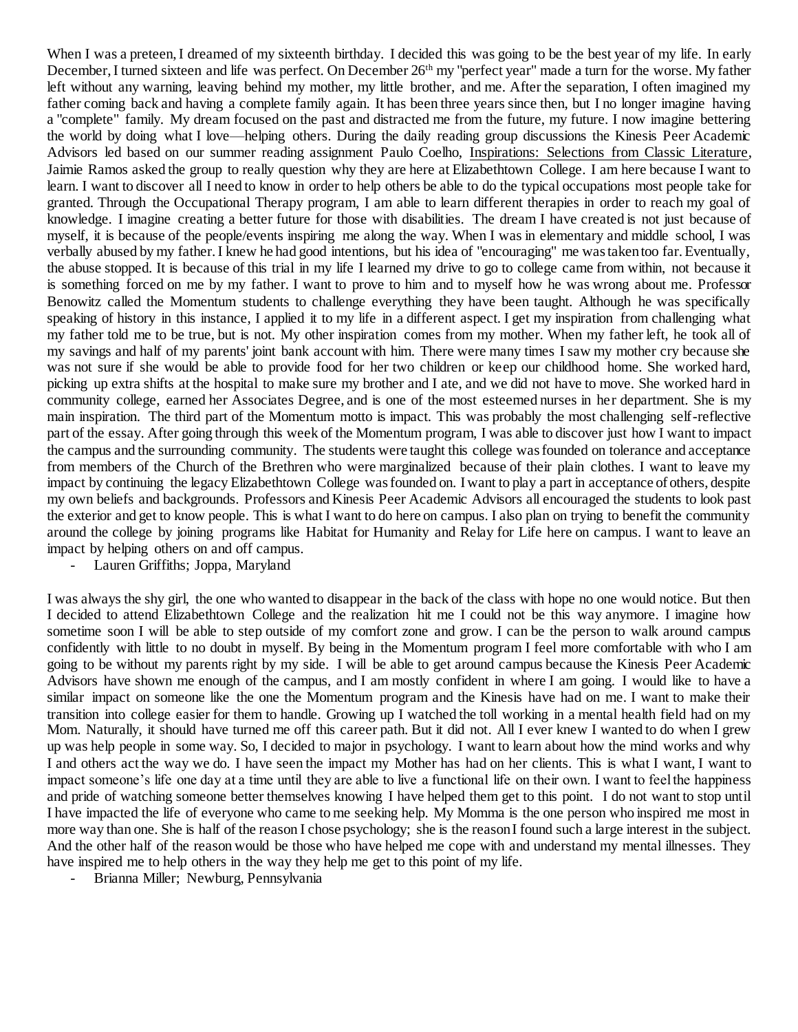When I was a preteen, I dreamed of my sixteenth birthday. I decided this was going to be the best year of my life. In early December, I turned sixteen and life was perfect. On December 26th my "perfect year" made a turn for the worse. My father left without any warning, leaving behind my mother, my little brother, and me. After the separation, I often imagined my father coming back and having a complete family again. It has been three years since then, but I no longer imagine having a "complete" family. My dream focused on the past and distracted me from the future, my future. I now imagine bettering the world by doing what I love—helping others. During the daily reading group discussions the Kinesis Peer Academic Advisors led based on our summer reading assignment Paulo Coelho, Inspirations: Selections from Classic Literature, Jaimie Ramos asked the group to really question why they are here at Elizabethtown College. I am here because I want to learn. I want to discover all I need to know in order to help others be able to do the typical occupations most people take for granted. Through the Occupational Therapy program, I am able to learn different therapies in order to reach my goal of knowledge. I imagine creating a better future for those with disabilities. The dream I have created is not just because of myself, it is because of the people/events inspiring me along the way. When I was in elementary and middle school, I was verbally abused by my father. I knew he had good intentions, but his idea of "encouraging" me was taken too far. Eventually, the abuse stopped. It is because of this trial in my life I learned my drive to go to college came from within, not because it is something forced on me by my father. I want to prove to him and to myself how he was wrong about me. Professor Benowitz called the Momentum students to challenge everything they have been taught. Although he was specifically speaking of history in this instance, I applied it to my life in a different aspect. I get my inspiration from challenging what my father told me to be true, but is not. My other inspiration comes from my mother. When my father left, he took all of my savings and half of my parents' joint bank account with him. There were many times I saw my mother cry because she was not sure if she would be able to provide food for her two children or keep our childhood home. She worked hard, picking up extra shifts at the hospital to make sure my brother and I ate, and we did not have to move. She worked hard in community college, earned her Associates Degree, and is one of the most esteemed nurses in her department. She is my main inspiration. The third part of the Momentum motto is impact. This was probably the most challenging self-reflective part of the essay. After going through this week of the Momentum program, I was able to discover just how I want to impact the campus and the surrounding community. The students were taught this college was founded on tolerance and acceptance from members of the Church of the Brethren who were marginalized because of their plain clothes. I want to leave my impact by continuing the legacy Elizabethtown College was founded on. I want to play a part in acceptance of others, despite my own beliefs and backgrounds. Professors and Kinesis Peer Academic Advisors all encouraged the students to look past the exterior and get to know people. This is what I want to do here on campus. I also plan on trying to benefit the community around the college by joining programs like Habitat for Humanity and Relay for Life here on campus. I want to leave an impact by helping others on and off campus.

- Lauren Griffiths; Joppa, Maryland

I was always the shy girl, the one who wanted to disappear in the back of the class with hope no one would notice. But then I decided to attend Elizabethtown College and the realization hit me I could not be this way anymore. I imagine how sometime soon I will be able to step outside of my comfort zone and grow. I can be the person to walk around campus confidently with little to no doubt in myself. By being in the Momentum program I feel more comfortable with who I am going to be without my parents right by my side. I will be able to get around campus because the Kinesis Peer Academic Advisors have shown me enough of the campus, and I am mostly confident in where I am going. I would like to have a similar impact on someone like the one the Momentum program and the Kinesis have had on me. I want to make their transition into college easier for them to handle. Growing up I watched the toll working in a mental health field had on my Mom. Naturally, it should have turned me off this career path. But it did not. All I ever knew I wanted to do when I grew up was help people in some way. So, I decided to major in psychology. I want to learn about how the mind works and why I and others act the way we do. I have seen the impact my Mother has had on her clients. This is what I want, I want to impact someone's life one day at a time until they are able to live a functional life on their own. I want to feel the happiness and pride of watching someone better themselves knowing I have helped them get to this point. I do not want to stop until I have impacted the life of everyone who came to me seeking help. My Momma is the one person who inspired me most in more way than one. She is half of the reason I chose psychology; she is the reason I found such a large interest in the subject. And the other half of the reason would be those who have helped me cope with and understand my mental illnesses. They have inspired me to help others in the way they help me get to this point of my life.

- Brianna Miller; Newburg, Pennsylvania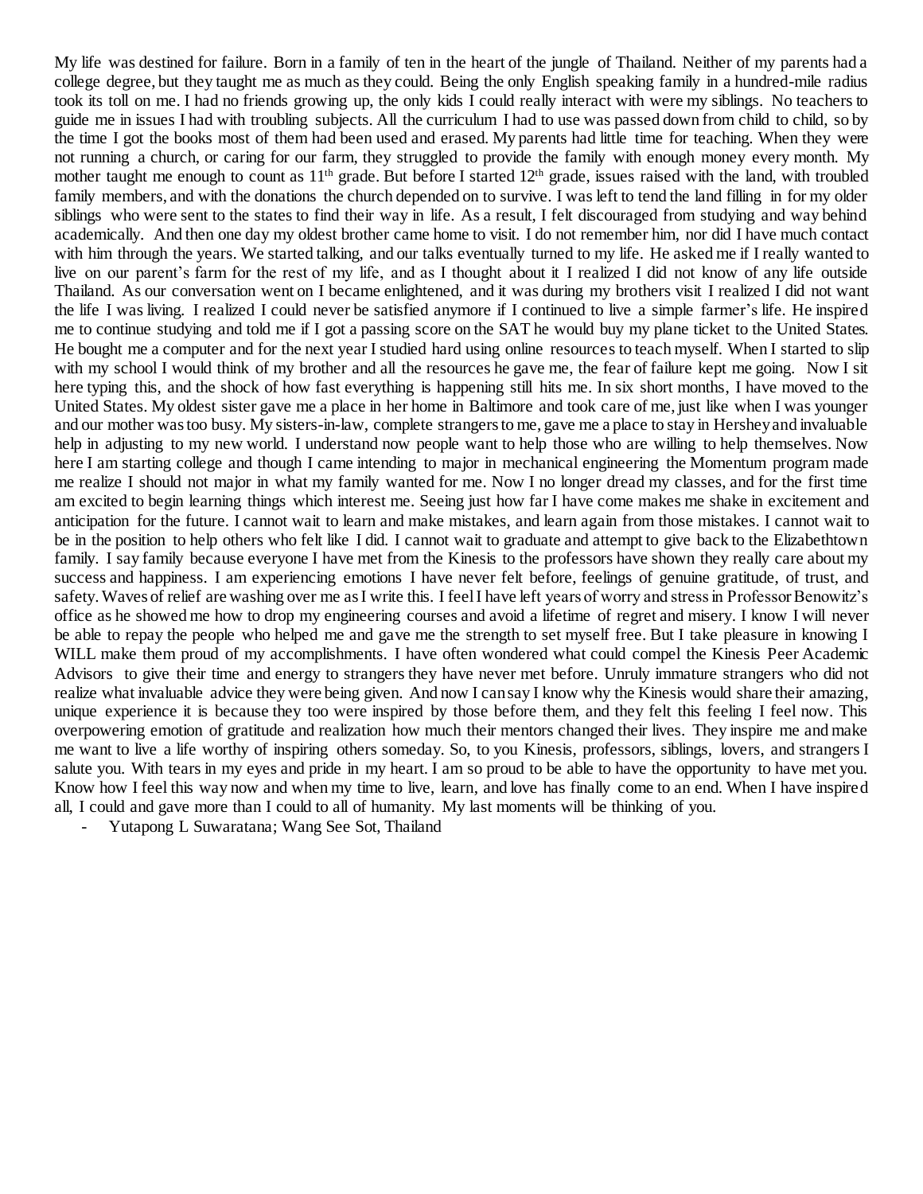My life was destined for failure. Born in a family of ten in the heart of the jungle of Thailand. Neither of my parents had a college degree, but they taught me as much as they could. Being the only English speaking family in a hundred-mile radius took its toll on me. I had no friends growing up, the only kids I could really interact with were my siblings. No teachers to guide me in issues I had with troubling subjects. All the curriculum I had to use was passed down from child to child, so by the time I got the books most of them had been used and erased. My parents had little time for teaching. When they were not running a church, or caring for our farm, they struggled to provide the family with enough money every month. My mother taught me enough to count as 11th grade. But before I started 12th grade, issues raised with the land, with troubled family members, and with the donations the church depended on to survive. I was left to tend the land filling in for my older siblings who were sent to the states to find their way in life. As a result, I felt discouraged from studying and way behind academically. And then one day my oldest brother came home to visit. I do not remember him, nor did I have much contact with him through the years. We started talking, and our talks eventually turned to my life. He asked me if I really wanted to live on our parent's farm for the rest of my life, and as I thought about it I realized I did not know of any life outside Thailand. As our conversation went on I became enlightened, and it was during my brothers visit I realized I did not want the life I was living. I realized I could never be satisfied anymore if I continued to live a simple farmer's life. He inspired me to continue studying and told me if I got a passing score on the SAT he would buy my plane ticket to the United States. He bought me a computer and for the next year I studied hard using online resources to teach myself. When I started to slip with my school I would think of my brother and all the resources he gave me, the fear of failure kept me going. Now I sit here typing this, and the shock of how fast everything is happening still hits me. In six short months, I have moved to the United States. My oldest sister gave me a place in her home in Baltimore and took care of me, just like when I was younger and our mother was too busy. My sisters-in-law, complete strangers to me, gave me a place to stay in Hershey and invaluable help in adjusting to my new world. I understand now people want to help those who are willing to help themselves. Now here I am starting college and though I came intending to major in mechanical engineering the Momentum program made me realize I should not major in what my family wanted for me. Now I no longer dread my classes, and for the first time am excited to begin learning things which interest me. Seeing just how far I have come makes me shake in excitement and anticipation for the future. I cannot wait to learn and make mistakes, and learn again from those mistakes. I cannot wait to be in the position to help others who felt like I did. I cannot wait to graduate and attempt to give back to the Elizabethtown family. I say family because everyone I have met from the Kinesis to the professors have shown they really care about my success and happiness. I am experiencing emotions I have never felt before, feelings of genuine gratitude, of trust, and safety. Waves of relief are washing over me as I write this. I feel I have left years of worry and stress in Professor Benowitz's office as he showed me how to drop my engineering courses and avoid a lifetime of regret and misery. I know I will never be able to repay the people who helped me and gave me the strength to set myself free. But I take pleasure in knowing I WILL make them proud of my accomplishments. I have often wondered what could compel the Kinesis Peer Academic Advisors to give their time and energy to strangers they have never met before. Unruly immature strangers who did not realize what invaluable advice they were being given. And now I can say I know why the Kinesis would share their amazing, unique experience it is because they too were inspired by those before them, and they felt this feeling I feel now. This overpowering emotion of gratitude and realization how much their mentors changed their lives. They inspire me and make me want to live a life worthy of inspiring others someday. So, to you Kinesis, professors, siblings, lovers, and strangers I salute you. With tears in my eyes and pride in my heart. I am so proud to be able to have the opportunity to have met you. Know how I feel this way now and when my time to live, learn, and love has finally come to an end. When I have inspired all, I could and gave more than I could to all of humanity. My last moments will be thinking of you.

- Yutapong L Suwaratana; Wang See Sot, Thailand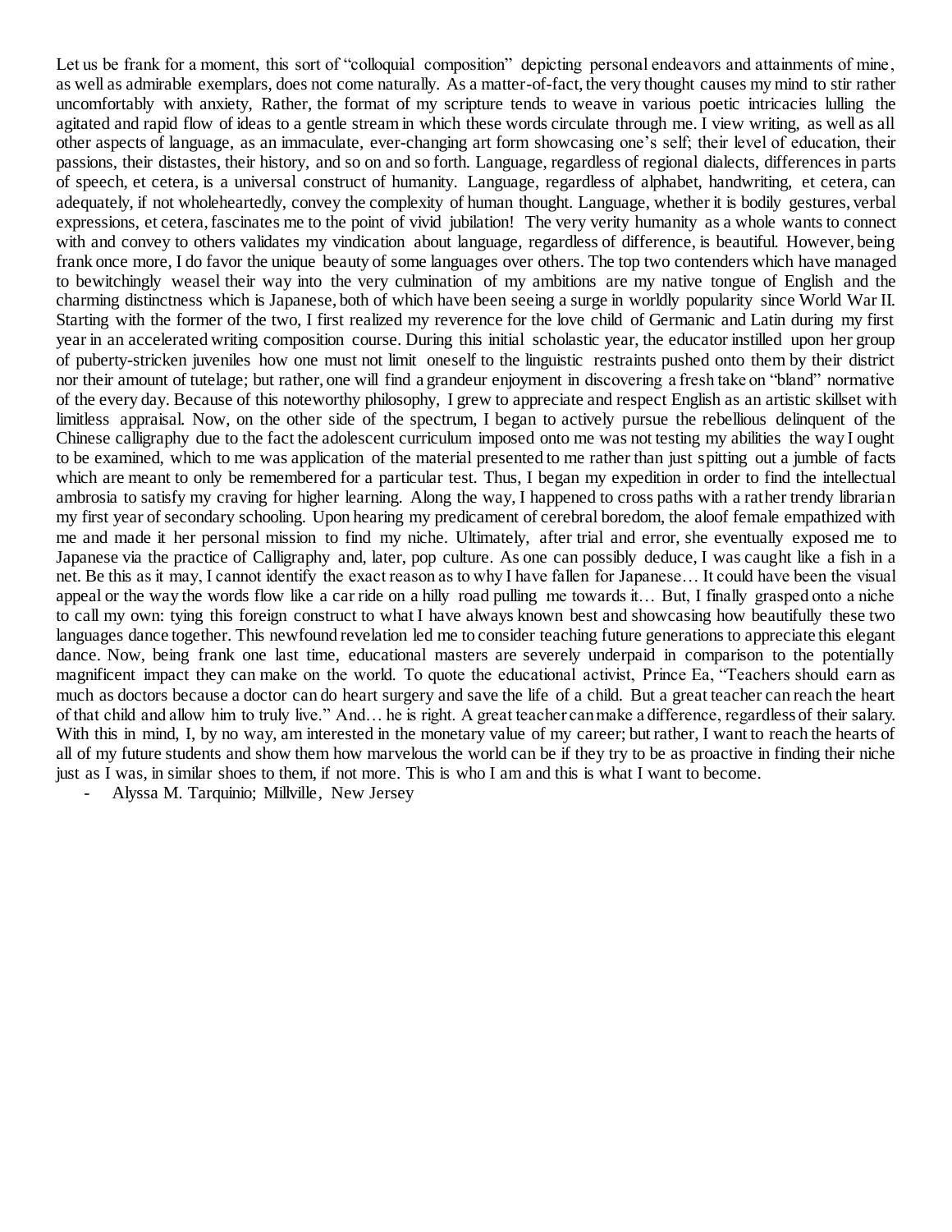Let us be frank for a moment, this sort of "colloquial composition" depicting personal endeavors and attainments of mine, as well as admirable exemplars, does not come naturally. As a matter-of-fact, the very thought causes my mind to stir rather uncomfortably with anxiety, Rather, the format of my scripture tends to weave in various poetic intricacies lulling the agitated and rapid flow of ideas to a gentle stream in which these words circulate through me. I view writing, as well as all other aspects of language, as an immaculate, ever-changing art form showcasing one's self; their level of education, their passions, their distastes, their history, and so on and so forth. Language, regardless of regional dialects, differences in parts of speech, et cetera, is a universal construct of humanity. Language, regardless of alphabet, handwriting, et cetera, can adequately, if not wholeheartedly, convey the complexity of human thought. Language, whether it is bodily gestures, verbal expressions, et cetera, fascinates me to the point of vivid jubilation! The very verity humanity as a whole wants to connect with and convey to others validates my vindication about language, regardless of difference, is beautiful. However, being frank once more, I do favor the unique beauty of some languages over others. The top two contenders which have managed to bewitchingly weasel their way into the very culmination of my ambitions are my native tongue of English and the charming distinctness which is Japanese, both of which have been seeing a surge in worldly popularity since World War II. Starting with the former of the two, I first realized my reverence for the love child of Germanic and Latin during my first year in an accelerated writing composition course. During this initial scholastic year, the educator instilled upon her group of puberty-stricken juveniles how one must not limit oneself to the linguistic restraints pushed onto them by their district nor their amount of tutelage; but rather, one will find a grandeur enjoyment in discovering a fresh take on "bland" normative of the every day. Because of this noteworthy philosophy, I grew to appreciate and respect English as an artistic skillset with limitless appraisal. Now, on the other side of the spectrum, I began to actively pursue the rebellious delinquent of the Chinese calligraphy due to the fact the adolescent curriculum imposed onto me was not testing my abilities the way I ought to be examined, which to me was application of the material presented to me rather than just spitting out a jumble of facts which are meant to only be remembered for a particular test. Thus, I began my expedition in order to find the intellectual ambrosia to satisfy my craving for higher learning. Along the way, I happened to cross paths with a rather trendy librarian my first year of secondary schooling. Upon hearing my predicament of cerebral boredom, the aloof female empathized with me and made it her personal mission to find my niche. Ultimately, after trial and error, she eventually exposed me to Japanese via the practice of Calligraphy and, later, pop culture. As one can possibly deduce, I was caught like a fish in a net. Be this as it may, I cannot identify the exact reason as to why I have fallen for Japanese… It could have been the visual appeal or the way the words flow like a car ride on a hilly road pulling me towards it… But, I finally grasped onto a niche to call my own: tying this foreign construct to what I have always known best and showcasing how beautifully these two languages dance together. This newfound revelation led me to consider teaching future generations to appreciate this elegant dance. Now, being frank one last time, educational masters are severely underpaid in comparison to the potentially magnificent impact they can make on the world. To quote the educational activist, Prince Ea, "Teachers should earn as much as doctors because a doctor can do heart surgery and save the life of a child. But a great teacher can reach the heart of that child and allow him to truly live." And… he is right. A great teacher can make a difference, regardless of their salary. With this in mind, I, by no way, am interested in the monetary value of my career; but rather, I want to reach the hearts of all of my future students and show them how marvelous the world can be if they try to be as proactive in finding their niche just as I was, in similar shoes to them, if not more. This is who I am and this is what I want to become.

- Alyssa M. Tarquinio; Millville, New Jersey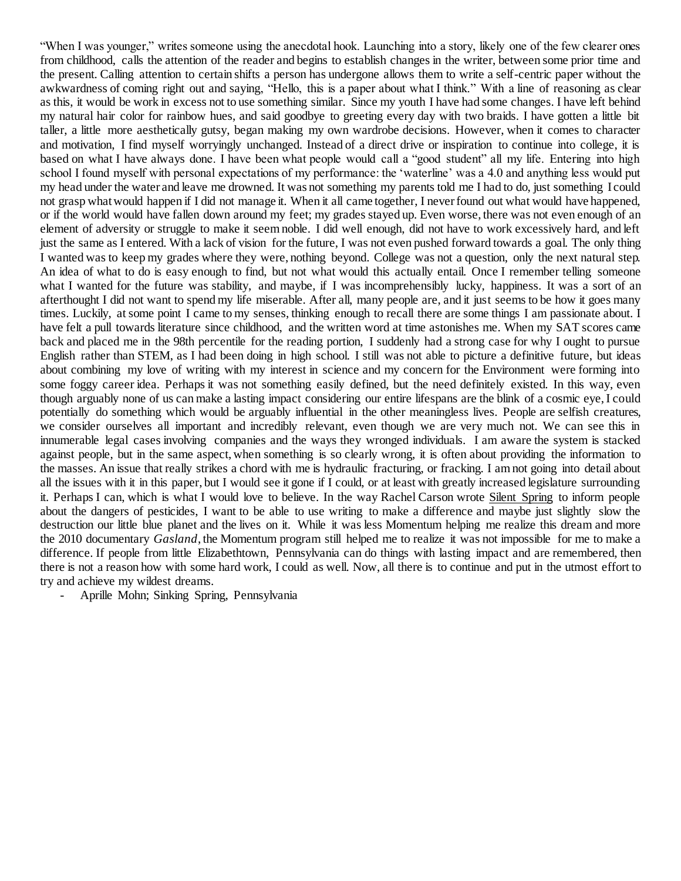"When I was younger," writes someone using the anecdotal hook. Launching into a story, likely one of the few clearer ones from childhood, calls the attention of the reader and begins to establish changes in the writer, between some prior time and the present. Calling attention to certain shifts a person has undergone allows them to write a self-centric paper without the awkwardness of coming right out and saying, "Hello, this is a paper about what I think." With a line of reasoning as clear as this, it would be work in excess not to use something similar. Since my youth I have had some changes. I have left behind my natural hair color for rainbow hues, and said goodbye to greeting every day with two braids. I have gotten a little bit taller, a little more aesthetically gutsy, began making my own wardrobe decisions. However, when it comes to character and motivation, I find myself worryingly unchanged. Instead of a direct drive or inspiration to continue into college, it is based on what I have always done. I have been what people would call a "good student" all my life. Entering into high school I found myself with personal expectations of my performance: the 'waterline' was a 4.0 and anything less would put my head under the water and leave me drowned. It was not something my parents told me I had to do, just something I could not grasp what would happen if I did not manage it. When it all came together, I never found out what would have happened, or if the world would have fallen down around my feet; my grades stayed up. Even worse, there was not even enough of an element of adversity or struggle to make it seem noble. I did well enough, did not have to work excessively hard, and left just the same as I entered. With a lack of vision for the future, I was not even pushed forward towards a goal. The only thing I wanted was to keep my grades where they were, nothing beyond. College was not a question, only the next natural step. An idea of what to do is easy enough to find, but not what would this actually entail. Once I remember telling someone what I wanted for the future was stability, and maybe, if I was incomprehensibly lucky, happiness. It was a sort of an afterthought I did not want to spend my life miserable. After all, many people are, and it just seems to be how it goes many times. Luckily, at some point I came to my senses, thinking enough to recall there are some things I am passionate about. I have felt a pull towards literature since childhood, and the written word at time astonishes me. When my SAT scores came back and placed me in the 98th percentile for the reading portion, I suddenly had a strong case for why I ought to pursue English rather than STEM, as I had been doing in high school. I still was not able to picture a definitive future, but ideas about combining my love of writing with my interest in science and my concern for the Environment were forming into some foggy career idea. Perhaps it was not something easily defined, but the need definitely existed. In this way, even though arguably none of us can make a lasting impact considering our entire lifespans are the blink of a cosmic eye, I could potentially do something which would be arguably influential in the other meaningless lives. People are selfish creatures, we consider ourselves all important and incredibly relevant, even though we are very much not. We can see this in innumerable legal cases involving companies and the ways they wronged individuals. I am aware the system is stacked against people, but in the same aspect, when something is so clearly wrong, it is often about providing the information to the masses. An issue that really strikes a chord with me is hydraulic fracturing, or fracking. I am not going into detail about all the issues with it in this paper, but I would see it gone if I could, or at least with greatly increased legislature surrounding it. Perhaps I can, which is what I would love to believe. In the way Rachel Carson wrote <u>Silent Spring</u> to inform people about the dangers of pesticides, I want to be able to use writing to make a difference and maybe just slightly slow the destruction our little blue planet and the lives on it. While it was less Momentum helping me realize this dream and more the 2010 documentary *Gasland*, the Momentum program still helped me to realize it was not impossible for me to make a difference. If people from little Elizabethtown, Pennsylvania can do things with lasting impact and are remembered, then there is not a reason how with some hard work, I could as well. Now, all there is to continue and put in the utmost effort to try and achieve my wildest dreams.

- Aprille Mohn; Sinking Spring, Pennsylvania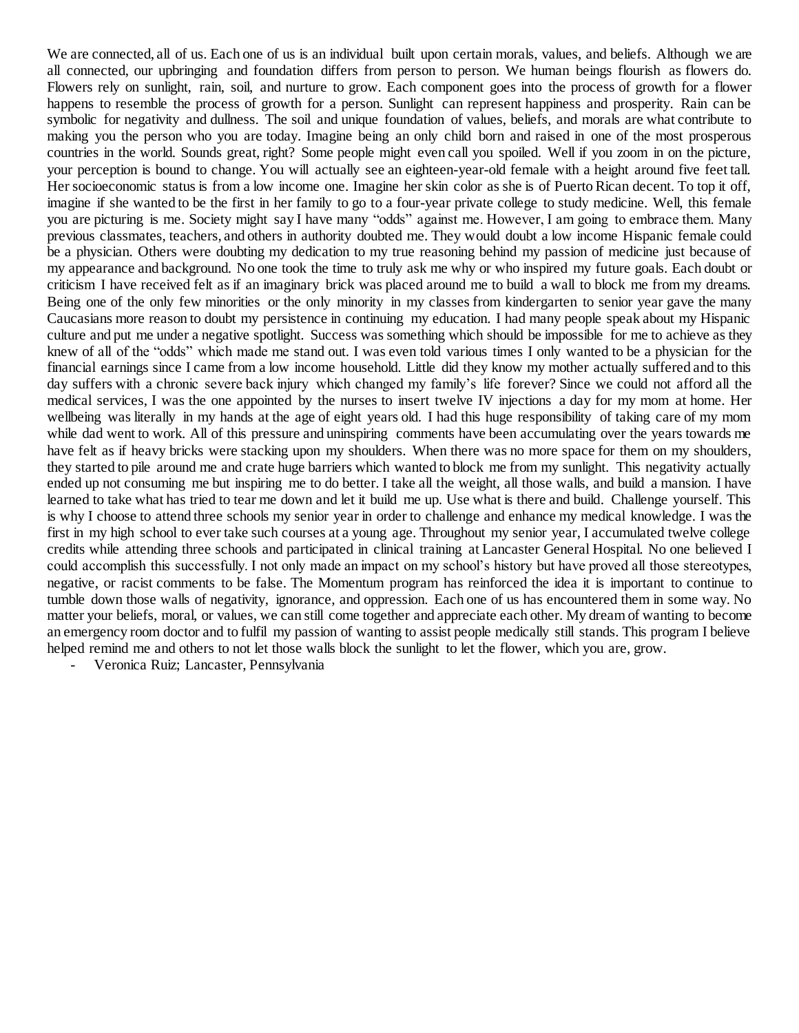We are connected, all of us. Each one of us is an individual built upon certain morals, values, and beliefs. Although we are all connected, our upbringing and foundation differs from person to person. We human beings flourish as flowers do. Flowers rely on sunlight, rain, soil, and nurture to grow. Each component goes into the process of growth for a flower happens to resemble the process of growth for a person. Sunlight can represent happiness and prosperity. Rain can be symbolic for negativity and dullness. The soil and unique foundation of values, beliefs, and morals are what contribute to making you the person who you are today. Imagine being an only child born and raised in one of the most prosperous countries in the world. Sounds great, right? Some people might even call you spoiled. Well if you zoom in on the picture, your perception is bound to change. You will actually see an eighteen-year-old female with a height around five feet tall. Her socioeconomic status is from a low income one. Imagine her skin color as she is of Puerto Rican decent. To top it off, imagine if she wanted to be the first in her family to go to a four-year private college to study medicine. Well, this female you are picturing is me. Society might say I have many "odds" against me. However, I am going to embrace them. Many previous classmates, teachers, and others in authority doubted me. They would doubt a low income Hispanic female could be a physician. Others were doubting my dedication to my true reasoning behind my passion of medicine just because of my appearance and background. No one took the time to truly ask me why or who inspired my future goals. Each doubt or criticism I have received felt as if an imaginary brick was placed around me to build a wall to block me from my dreams. Being one of the only few minorities or the only minority in my classes from kindergarten to senior year gave the many Caucasians more reason to doubt my persistence in continuing my education. I had many people speak about my Hispanic culture and put me under a negative spotlight. Success was something which should be impossible for me to achieve as they knew of all of the "odds" which made me stand out. I was even told various times I only wanted to be a physician for the financial earnings since I came from a low income household. Little did they know my mother actually suffered and to this day suffers with a chronic severe back injury which changed my family's life forever? Since we could not afford all the medical services, I was the one appointed by the nurses to insert twelve IV injections a day for my mom at home. Her wellbeing was literally in my hands at the age of eight years old. I had this huge responsibility of taking care of my mom while dad went to work. All of this pressure and uninspiring comments have been accumulating over the years towards me have felt as if heavy bricks were stacking upon my shoulders. When there was no more space for them on my shoulders, they started to pile around me and crate huge barriers which wanted to block me from my sunlight. This negativity actually ended up not consuming me but inspiring me to do better. I take all the weight, all those walls, and build a mansion. I have learned to take what has tried to tear me down and let it build me up. Use what is there and build. Challenge yourself. This is why I choose to attend three schools my senior year in order to challenge and enhance my medical knowledge. I was the first in my high school to ever take such courses at a young age. Throughout my senior year, I accumulated twelve college credits while attending three schools and participated in clinical training at Lancaster General Hospital. No one believed I could accomplish this successfully. I not only made an impact on my school's history but have proved all those stereotypes, negative, or racist comments to be false. The Momentum program has reinforced the idea it is important to continue to tumble down those walls of negativity, ignorance, and oppression. Each one of us has encountered them in some way. No matter your beliefs, moral, or values, we can still come together and appreciate each other. My dream of wanting to become an emergency room doctor and to fulfil my passion of wanting to assist people medically still stands. This program I believe helped remind me and others to not let those walls block the sunlight to let the flower, which you are, grow.

- Veronica Ruiz; Lancaster, Pennsylvania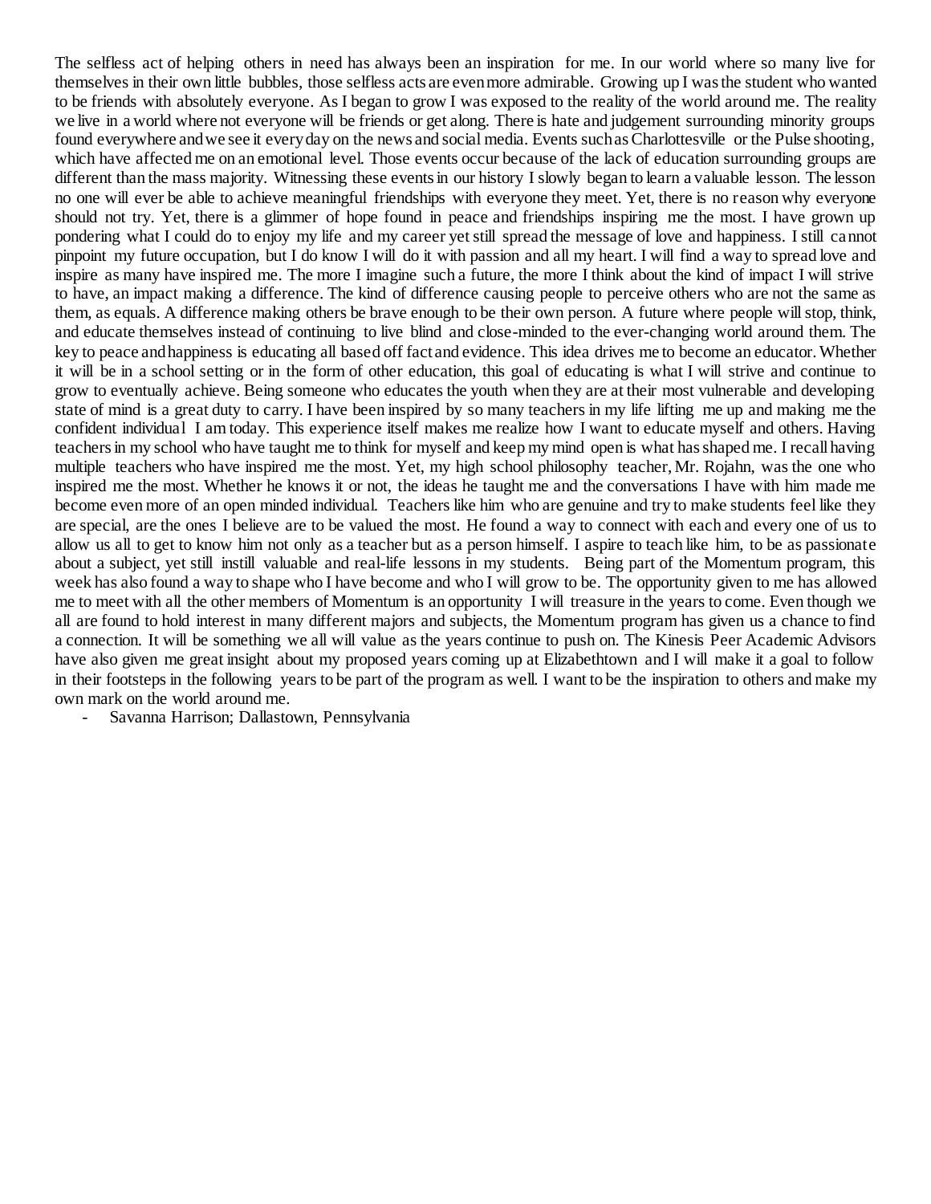The selfless act of helping others in need has always been an inspiration for me. In our world where so many live for themselves in their own little bubbles, those selfless acts are even more admirable. Growing up I was the student who wanted to be friends with absolutely everyone. As I began to grow I was exposed to the reality of the world around me. The reality we live in a world where not everyone will be friends or get along. There is hate and judgement surrounding minority groups found everywhere and we see it every day on the news and social media. Events such as Charlottesville or the Pulse shooting, which have affected me on an emotional level. Those events occur because of the lack of education surrounding groups are different than the mass majority. Witnessing these events in our history I slowly began to learn a valuable lesson. The lesson no one will ever be able to achieve meaningful friendships with everyone they meet. Yet, there is no reason why everyone should not try. Yet, there is a glimmer of hope found in peace and friendships inspiring me the most. I have grown up pondering what I could do to enjoy my life and my career yet still spread the message of love and happiness. I still cannot pinpoint my future occupation, but I do know I will do it with passion and all my heart. I will find a way to spread love and inspire as many have inspired me. The more I imagine such a future, the more I think about the kind of impact I will strive to have, an impact making a difference. The kind of difference causing people to perceive others who are not the same as them, as equals. A difference making others be brave enough to be their own person. A future where people will stop, think, and educate themselves instead of continuing to live blind and close-minded to the ever-changing world around them. The key to peace and happiness is educating all based off fact and evidence. This idea drives me to become an educator. Whether it will be in a school setting or in the form of other education, this goal of educating is what I will strive and continue to grow to eventually achieve. Being someone who educates the youth when they are at their most vulnerable and developing state of mind is a great duty to carry. I have been inspired by so many teachers in my life lifting me up and making me the confident individual I am today. This experience itself makes me realize how I want to educate myself and others. Having teachers in my school who have taught me to think for myself and keep my mind open is what has shaped me. I recall having multiple teachers who have inspired me the most. Yet, my high school philosophy teacher, Mr. Rojahn, was the one who inspired me the most. Whether he knows it or not, the ideas he taught me and the conversations I have with him made me become even more of an open minded individual. Teachers like him who are genuine and try to make students feel like they are special, are the ones I believe are to be valued the most. He found a way to connect with each and every one of us to allow us all to get to know him not only as a teacher but as a person himself. I aspire to teach like him, to be as passionate about a subject, yet still instill valuable and real-life lessons in my students. Being part of the Momentum program, this week has also found a way to shape who I have become and who I will grow to be. The opportunity given to me has allowed me to meet with all the other members of Momentum is an opportunity I will treasure in the years to come. Even though we all are found to hold interest in many different majors and subjects, the Momentum program has given us a chance to find a connection. It will be something we all will value as the years continue to push on. The Kinesis Peer Academic Advisors have also given me great insight about my proposed years coming up at Elizabethtown and I will make it a goal to follow in their footsteps in the following years to be part of the program as well. I want to be the inspiration to others and make my own mark on the world around me.

- Savanna Harrison; Dallastown, Pennsylvania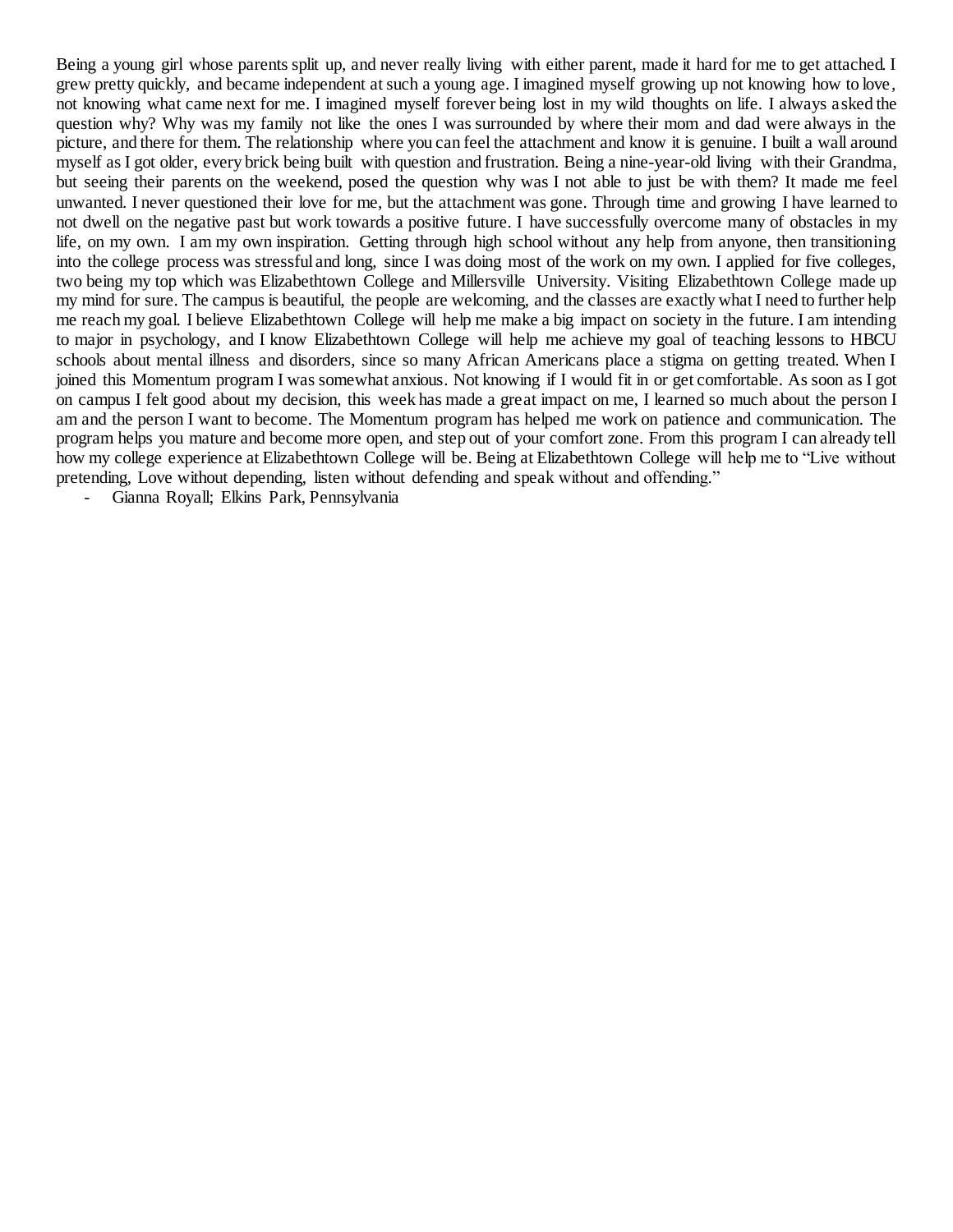Being a young girl whose parents split up, and never really living with either parent, made it hard for me to get attached. I grew pretty quickly, and became independent at such a young age. I imagined myself growing up not knowing how to love, not knowing what came next for me. I imagined myself forever being lost in my wild thoughts on life. I always asked the question why? Why was my family not like the ones I was surrounded by where their mom and dad were always in the picture, and there for them. The relationship where you can feel the attachment and know it is genuine. I built a wall around myself as I got older, every brick being built with question and frustration. Being a nine-year-old living with their Grandma, but seeing their parents on the weekend, posed the question why was I not able to just be with them? It made me feel unwanted. I never questioned their love for me, but the attachment was gone. Through time and growing I have learned to not dwell on the negative past but work towards a positive future. I have successfully overcome many of obstacles in my life, on my own. I am my own inspiration. Getting through high school without any help from anyone, then transitioning into the college process was stressful and long, since I was doing most of the work on my own. I applied for five colleges, two being my top which was Elizabethtown College and Millersville University. Visiting Elizabethtown College made up my mind for sure. The campus is beautiful, the people are welcoming, and the classes are exactly what I need to further help me reach my goal. I believe Elizabethtown College will help me make a big impact on society in the future. I am intending to major in psychology, and I know Elizabethtown College will help me achieve my goal of teaching lessons to HBCU schools about mental illness and disorders, since so many African Americans place a stigma on getting treated. When I joined this Momentum program I was somewhat anxious. Not knowing if I would fit in or get comfortable. As soon as I got on campus I felt good about my decision, this week has made a great impact on me, I learned so much about the person I am and the person I want to become. The Momentum program has helped me work on patience and communication. The program helps you mature and become more open, and step out of your comfort zone. From this program I can already tell how my college experience at Elizabethtown College will be. Being at Elizabethtown College will help me to "Live without pretending, Love without depending, listen without defending and speak without and offending."

- Gianna Royall; Elkins Park, Pennsylvania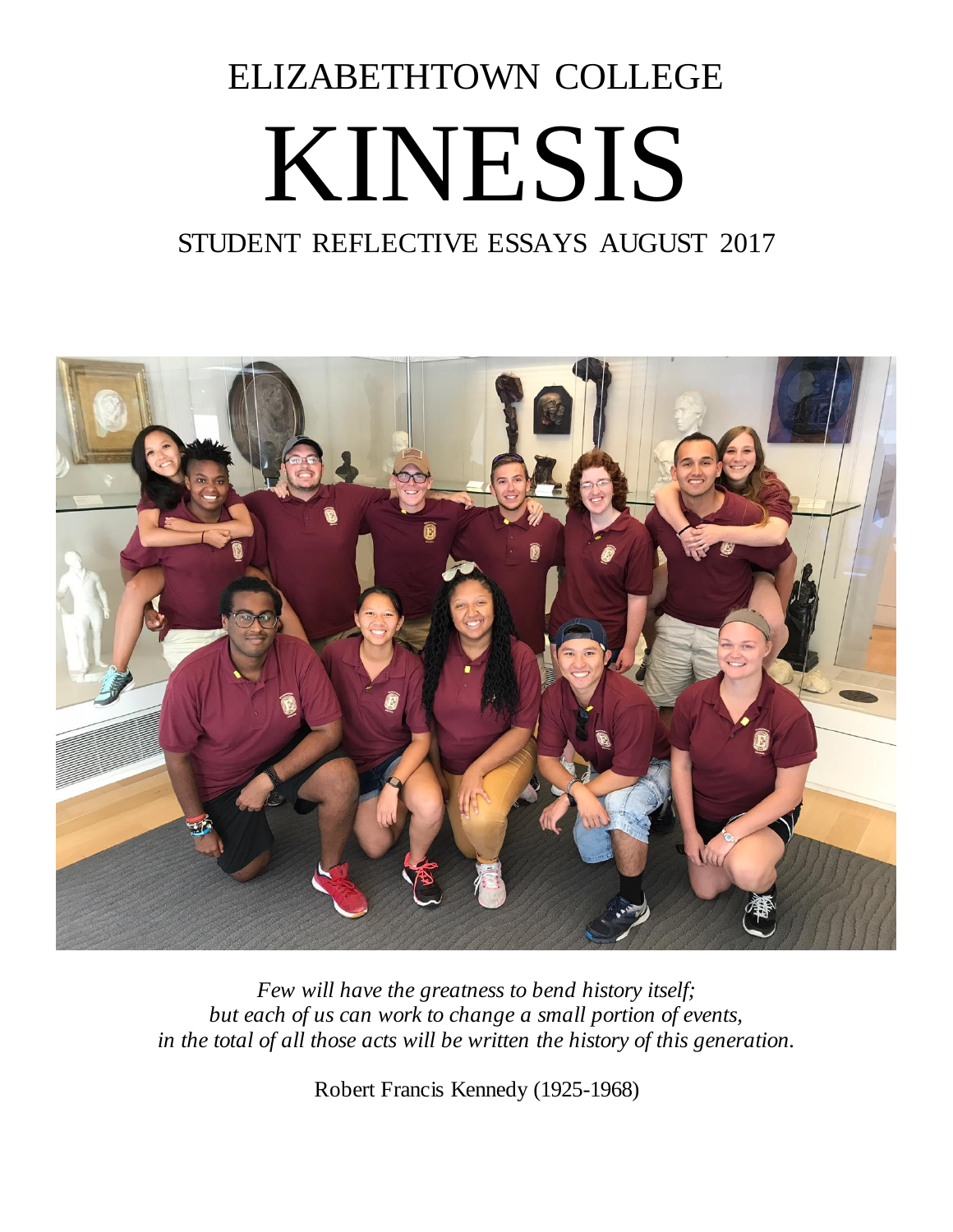# ELIZABETHTOWN COLLEGE

# KINESIS

## STUDENT REFLECTIVE ESSAYS AUGUST 2017

*Few will have the greatness to bend history itself;*
*but each of us can work to change a small portion of events,*
*in the total of all those acts will be written the history of this generation.*

Robert Francis Kennedy (1925-1968)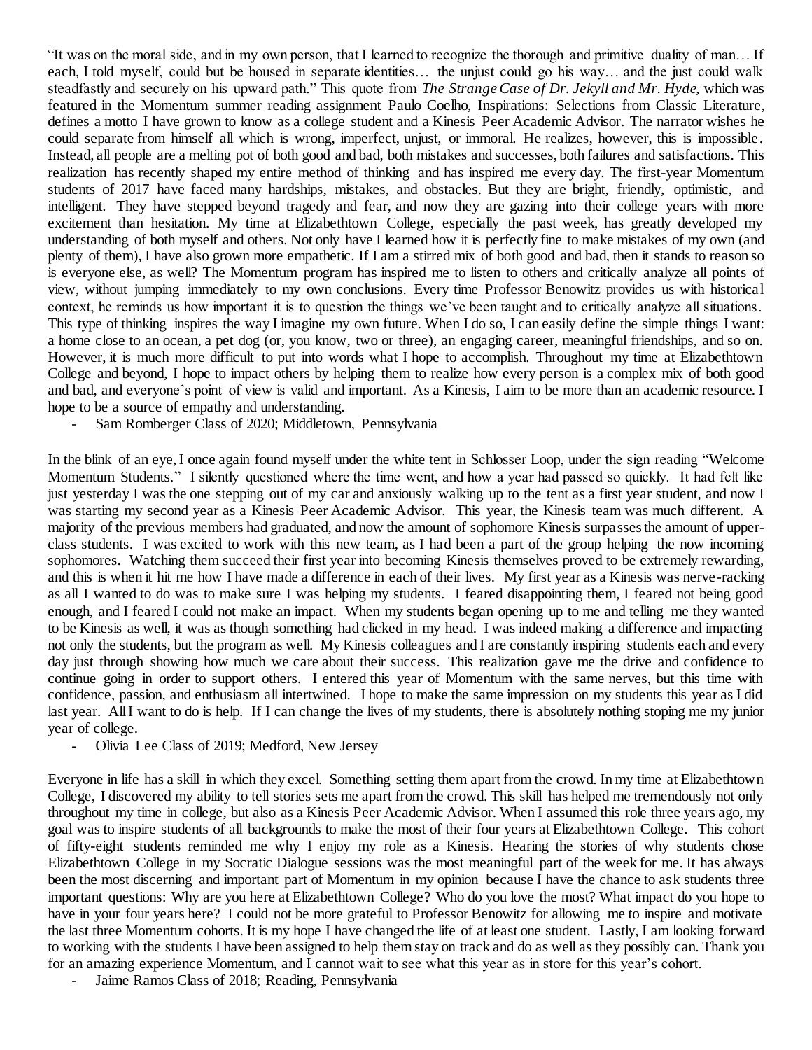"It was on the moral side, and in my own person, that I learned to recognize the thorough and primitive duality of man… If each, I told myself, could but be housed in separate identities… the unjust could go his way… and the just could walk steadfastly and securely on his upward path." This quote from *The Strange Case of Dr. Jekyll and Mr. Hyde,* which was featured in the Momentum summer reading assignment Paulo Coelho, Inspirations: Selections from Classic Literature, defines a motto I have grown to know as a college student and a Kinesis Peer Academic Advisor. The narrator wishes he could separate from himself all which is wrong, imperfect, unjust, or immoral. He realizes, however, this is impossible. Instead, all people are a melting pot of both good and bad, both mistakes and successes, both failures and satisfactions. This realization has recently shaped my entire method of thinking and has inspired me every day. The first-year Momentum students of 2017 have faced many hardships, mistakes, and obstacles. But they are bright, friendly, optimistic, and intelligent. They have stepped beyond tragedy and fear, and now they are gazing into their college years with more excitement than hesitation. My time at Elizabethtown College, especially the past week, has greatly developed my understanding of both myself and others. Not only have I learned how it is perfectly fine to make mistakes of my own (and plenty of them), I have also grown more empathetic. If I am a stirred mix of both good and bad, then it stands to reason so is everyone else, as well? The Momentum program has inspired me to listen to others and critically analyze all points of view, without jumping immediately to my own conclusions. Every time Professor Benowitz provides us with historical context, he reminds us how important it is to question the things we've been taught and to critically analyze all situations. This type of thinking inspires the way I imagine my own future. When I do so, I can easily define the simple things I want: a home close to an ocean, a pet dog (or, you know, two or three), an engaging career, meaningful friendships, and so on. However, it is much more difficult to put into words what I hope to accomplish. Throughout my time at Elizabethtown College and beyond, I hope to impact others by helping them to realize how every person is a complex mix of both good and bad, and everyone's point of view is valid and important. As a Kinesis, I aim to be more than an academic resource. I hope to be a source of empathy and understanding.

- Sam Romberger Class of 2020; Middletown, Pennsylvania

In the blink of an eye, I once again found myself under the white tent in Schlosser Loop, under the sign reading "Welcome Momentum Students." I silently questioned where the time went, and how a year had passed so quickly. It had felt like just yesterday I was the one stepping out of my car and anxiously walking up to the tent as a first year student, and now I was starting my second year as a Kinesis Peer Academic Advisor. This year, the Kinesis team was much different. A majority of the previous members had graduated, and now the amount of sophomore Kinesis surpasses the amount of upper-class students. I was excited to work with this new team, as I had been a part of the group helping the now incoming sophomores. Watching them succeed their first year into becoming Kinesis themselves proved to be extremely rewarding, and this is when it hit me how I have made a difference in each of their lives. My first year as a Kinesis was nerve-racking as all I wanted to do was to make sure I was helping my students. I feared disappointing them, I feared not being good enough, and I feared I could not make an impact. When my students began opening up to me and telling me they wanted to be Kinesis as well, it was as though something had clicked in my head. I was indeed making a difference and impacting not only the students, but the program as well. My Kinesis colleagues and I are constantly inspiring students each and every day just through showing how much we care about their success. This realization gave me the drive and confidence to continue going in order to support others. I entered this year of Momentum with the same nerves, but this time with confidence, passion, and enthusiasm all intertwined. I hope to make the same impression on my students this year as I did last year. All I want to do is help. If I can change the lives of my students, there is absolutely nothing stoping me my junior year of college.

- Olivia Lee Class of 2019; Medford, New Jersey

Everyone in life has a skill in which they excel. Something setting them apart from the crowd. In my time at Elizabethtown College, I discovered my ability to tell stories sets me apart from the crowd. This skill has helped me tremendously not only throughout my time in college, but also as a Kinesis Peer Academic Advisor. When I assumed this role three years ago, my goal was to inspire students of all backgrounds to make the most of their four years at Elizabethtown College. This cohort of fifty-eight students reminded me why I enjoy my role as a Kinesis. Hearing the stories of why students chose Elizabethtown College in my Socratic Dialogue sessions was the most meaningful part of the week for me. It has always been the most discerning and important part of Momentum in my opinion because I have the chance to ask students three important questions: Why are you here at Elizabethtown College? Who do you love the most? What impact do you hope to have in your four years here? I could not be more grateful to Professor Benowitz for allowing me to inspire and motivate the last three Momentum cohorts. It is my hope I have changed the life of at least one student. Lastly, I am looking forward to working with the students I have been assigned to help them stay on track and do as well as they possibly can. Thank you for an amazing experience Momentum, and I cannot wait to see what this year as in store for this year's cohort.

- Jaime Ramos Class of 2018; Reading, Pennsylvania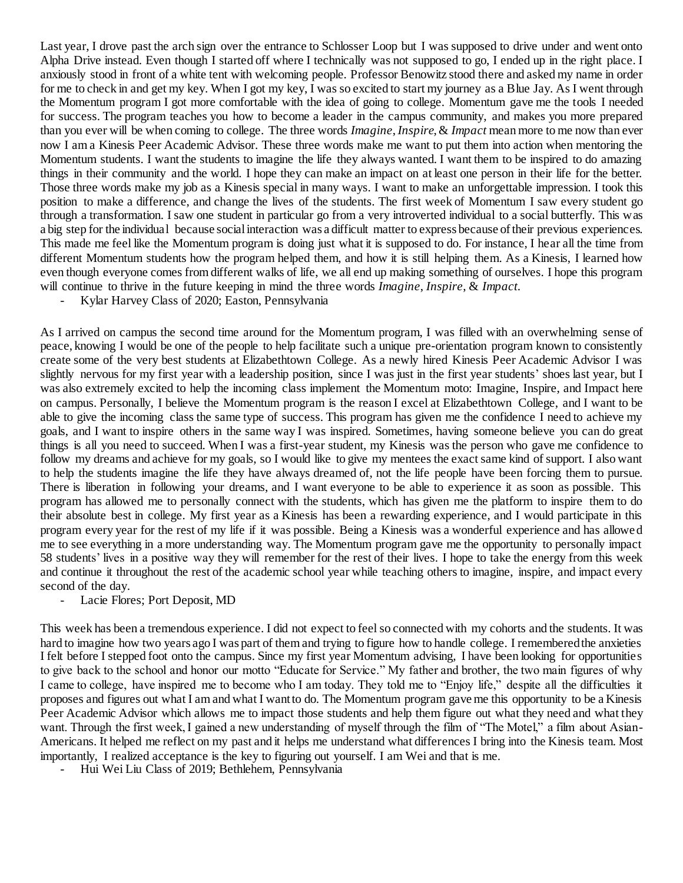Last year, I drove past the arch sign over the entrance to Schlosser Loop but I was supposed to drive under and went onto Alpha Drive instead. Even though I started off where I technically was not supposed to go, I ended up in the right place. I anxiously stood in front of a white tent with welcoming people. Professor Benowitz stood there and asked my name in order for me to check in and get my key. When I got my key, I was so excited to start my journey as a Blue Jay. As I went through the Momentum program I got more comfortable with the idea of going to college. Momentum gave me the tools I needed for success. The program teaches you how to become a leader in the campus community, and makes you more prepared than you ever will be when coming to college. The three words *Imagine*, *Inspire*, & *Impact* mean more to me now than ever now I am a Kinesis Peer Academic Advisor. These three words make me want to put them into action when mentoring the Momentum students. I want the students to imagine the life they always wanted. I want them to be inspired to do amazing things in their community and the world. I hope they can make an impact on at least one person in their life for the better. Those three words make my job as a Kinesis special in many ways. I want to make an unforgettable impression. I took this position to make a difference, and change the lives of the students. The first week of Momentum I saw every student go through a transformation. I saw one student in particular go from a very introverted individual to a social butterfly. This was a big step for the individual because social interaction was a difficult matter to express because of their previous experiences. This made me feel like the Momentum program is doing just what it is supposed to do. For instance, I hear all the time from different Momentum students how the program helped them, and how it is still helping them. As a Kinesis, I learned how even though everyone comes from different walks of life, we all end up making something of ourselves. I hope this program will continue to thrive in the future keeping in mind the three words *Imagine*, *Inspire*, & *Impact*.

- Kylar Harvey Class of 2020; Easton, Pennsylvania

As I arrived on campus the second time around for the Momentum program, I was filled with an overwhelming sense of peace, knowing I would be one of the people to help facilitate such a unique pre-orientation program known to consistently create some of the very best students at Elizabethtown College. As a newly hired Kinesis Peer Academic Advisor I was slightly nervous for my first year with a leadership position, since I was just in the first year students' shoes last year, but I was also extremely excited to help the incoming class implement the Momentum moto: Imagine, Inspire, and Impact here on campus. Personally, I believe the Momentum program is the reason I excel at Elizabethtown College, and I want to be able to give the incoming class the same type of success. This program has given me the confidence I need to achieve my goals, and I want to inspire others in the same way I was inspired. Sometimes, having someone believe you can do great things is all you need to succeed. When I was a first-year student, my Kinesis was the person who gave me confidence to follow my dreams and achieve for my goals, so I would like to give my mentees the exact same kind of support. I also want to help the students imagine the life they have always dreamed of, not the life people have been forcing them to pursue. There is liberation in following your dreams, and I want everyone to be able to experience it as soon as possible. This program has allowed me to personally connect with the students, which has given me the platform to inspire them to do their absolute best in college. My first year as a Kinesis has been a rewarding experience, and I would participate in this program every year for the rest of my life if it was possible. Being a Kinesis was a wonderful experience and has allowed me to see everything in a more understanding way. The Momentum program gave me the opportunity to personally impact 58 students' lives in a positive way they will remember for the rest of their lives. I hope to take the energy from this week and continue it throughout the rest of the academic school year while teaching others to imagine, inspire, and impact every second of the day.

- Lacie Flores; Port Deposit, MD

This week has been a tremendous experience. I did not expect to feel so connected with my cohorts and the students. It was hard to imagine how two years ago I was part of them and trying to figure how to handle college. I remembered the anxieties I felt before I stepped foot onto the campus. Since my first year Momentum advising, I have been looking for opportunities to give back to the school and honor our motto "Educate for Service." My father and brother, the two main figures of why I came to college, have inspired me to become who I am today. They told me to "Enjoy life," despite all the difficulties it proposes and figures out what I am and what I want to do. The Momentum program gave me this opportunity to be a Kinesis Peer Academic Advisor which allows me to impact those students and help them figure out what they need and what they want. Through the first week, I gained a new understanding of myself through the film of "The Motel," a film about Asian-Americans. It helped me reflect on my past and it helps me understand what differences I bring into the Kinesis team. Most importantly, I realized acceptance is the key to figuring out yourself. I am Wei and that is me.

- Hui Wei Liu Class of 2019; Bethlehem, Pennsylvania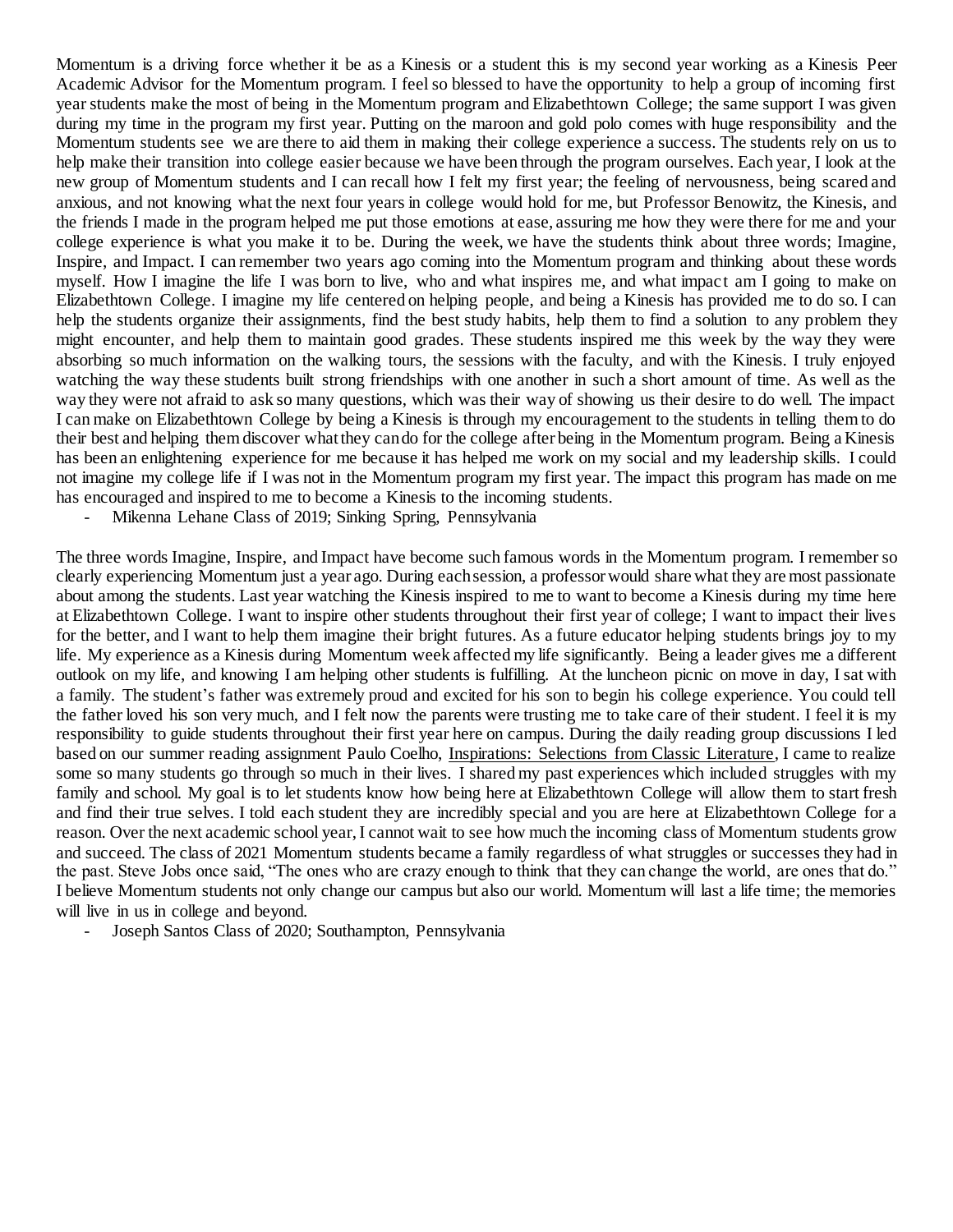Momentum is a driving force whether it be as a Kinesis or a student this is my second year working as a Kinesis Peer Academic Advisor for the Momentum program. I feel so blessed to have the opportunity to help a group of incoming first year students make the most of being in the Momentum program and Elizabethtown College; the same support I was given during my time in the program my first year. Putting on the maroon and gold polo comes with huge responsibility and the Momentum students see we are there to aid them in making their college experience a success. The students rely on us to help make their transition into college easier because we have been through the program ourselves. Each year, I look at the new group of Momentum students and I can recall how I felt my first year; the feeling of nervousness, being scared and anxious, and not knowing what the next four years in college would hold for me, but Professor Benowitz, the Kinesis, and the friends I made in the program helped me put those emotions at ease, assuring me how they were there for me and your college experience is what you make it to be. During the week, we have the students think about three words; Imagine, Inspire, and Impact. I can remember two years ago coming into the Momentum program and thinking about these words myself. How I imagine the life I was born to live, who and what inspires me, and what impact am I going to make on Elizabethtown College. I imagine my life centered on helping people, and being a Kinesis has provided me to do so. I can help the students organize their assignments, find the best study habits, help them to find a solution to any problem they might encounter, and help them to maintain good grades. These students inspired me this week by the way they were absorbing so much information on the walking tours, the sessions with the faculty, and with the Kinesis. I truly enjoyed watching the way these students built strong friendships with one another in such a short amount of time. As well as the way they were not afraid to ask so many questions, which was their way of showing us their desire to do well. The impact I can make on Elizabethtown College by being a Kinesis is through my encouragement to the students in telling them to do their best and helping them discover what they can do for the college after being in the Momentum program. Being a Kinesis has been an enlightening experience for me because it has helped me work on my social and my leadership skills. I could not imagine my college life if I was not in the Momentum program my first year. The impact this program has made on me has encouraged and inspired to me to become a Kinesis to the incoming students.

- Mikenna Lehane Class of 2019; Sinking Spring, Pennsylvania

The three words Imagine, Inspire, and Impact have become such famous words in the Momentum program. I remember so clearly experiencing Momentum just a year ago. During each session, a professor would share what they are most passionate about among the students. Last year watching the Kinesis inspired to me to want to become a Kinesis during my time here at Elizabethtown College. I want to inspire other students throughout their first year of college; I want to impact their lives for the better, and I want to help them imagine their bright futures. As a future educator helping students brings joy to my life. My experience as a Kinesis during Momentum week affected my life significantly. Being a leader gives me a different outlook on my life, and knowing I am helping other students is fulfilling. At the luncheon picnic on move in day, I sat with a family. The student's father was extremely proud and excited for his son to begin his college experience. You could tell the father loved his son very much, and I felt now the parents were trusting me to take care of their student. I feel it is my responsibility to guide students throughout their first year here on campus. During the daily reading group discussions I led based on our summer reading assignment Paulo Coelho, Inspirations: Selections from Classic Literature, I came to realize some so many students go through so much in their lives. I shared my past experiences which included struggles with my family and school. My goal is to let students know how being here at Elizabethtown College will allow them to start fresh and find their true selves. I told each student they are incredibly special and you are here at Elizabethtown College for a reason. Over the next academic school year, I cannot wait to see how much the incoming class of Momentum students grow and succeed. The class of 2021 Momentum students became a family regardless of what struggles or successes they had in the past. Steve Jobs once said, "The ones who are crazy enough to think that they can change the world, are ones that do." I believe Momentum students not only change our campus but also our world. Momentum will last a life time; the memories will live in us in college and beyond.

- Joseph Santos Class of 2020; Southampton, Pennsylvania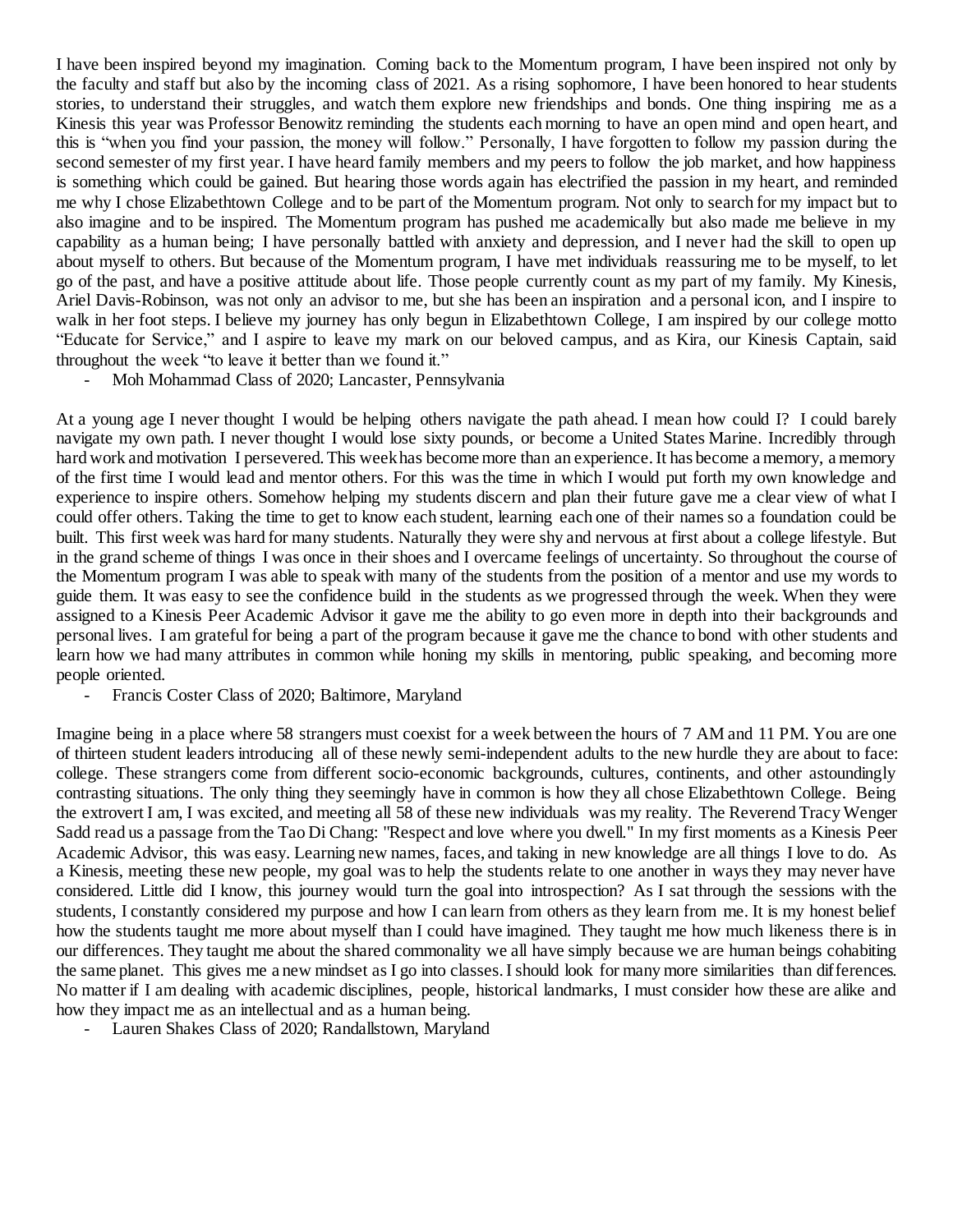I have been inspired beyond my imagination. Coming back to the Momentum program, I have been inspired not only by the faculty and staff but also by the incoming class of 2021. As a rising sophomore, I have been honored to hear students stories, to understand their struggles, and watch them explore new friendships and bonds. One thing inspiring me as a Kinesis this year was Professor Benowitz reminding the students each morning to have an open mind and open heart, and this is "when you find your passion, the money will follow." Personally, I have forgotten to follow my passion during the second semester of my first year. I have heard family members and my peers to follow the job market, and how happiness is something which could be gained. But hearing those words again has electrified the passion in my heart, and reminded me why I chose Elizabethtown College and to be part of the Momentum program. Not only to search for my impact but to also imagine and to be inspired. The Momentum program has pushed me academically but also made me believe in my capability as a human being; I have personally battled with anxiety and depression, and I never had the skill to open up about myself to others. But because of the Momentum program, I have met individuals reassuring me to be myself, to let go of the past, and have a positive attitude about life. Those people currently count as my part of my family. My Kinesis, Ariel Davis-Robinson, was not only an advisor to me, but she has been an inspiration and a personal icon, and I inspire to walk in her foot steps. I believe my journey has only begun in Elizabethtown College, I am inspired by our college motto "Educate for Service," and I aspire to leave my mark on our beloved campus, and as Kira, our Kinesis Captain, said throughout the week "to leave it better than we found it."

- Moh Mohammad Class of 2020; Lancaster, Pennsylvania

At a young age I never thought I would be helping others navigate the path ahead. I mean how could I? I could barely navigate my own path. I never thought I would lose sixty pounds, or become a United States Marine. Incredibly through hard work and motivation I persevered. This week has become more than an experience. It has become a memory, a memory of the first time I would lead and mentor others. For this was the time in which I would put forth my own knowledge and experience to inspire others. Somehow helping my students discern and plan their future gave me a clear view of what I could offer others. Taking the time to get to know each student, learning each one of their names so a foundation could be built. This first week was hard for many students. Naturally they were shy and nervous at first about a college lifestyle. But in the grand scheme of things I was once in their shoes and I overcame feelings of uncertainty. So throughout the course of the Momentum program I was able to speak with many of the students from the position of a mentor and use my words to guide them. It was easy to see the confidence build in the students as we progressed through the week. When they were assigned to a Kinesis Peer Academic Advisor it gave me the ability to go even more in depth into their backgrounds and personal lives. I am grateful for being a part of the program because it gave me the chance to bond with other students and learn how we had many attributes in common while honing my skills in mentoring, public speaking, and becoming more people oriented.

- Francis Coster Class of 2020; Baltimore, Maryland

Imagine being in a place where 58 strangers must coexist for a week between the hours of 7 AM and 11 PM. You are one of thirteen student leaders introducing all of these newly semi-independent adults to the new hurdle they are about to face: college. These strangers come from different socio-economic backgrounds, cultures, continents, and other astoundingly contrasting situations. The only thing they seemingly have in common is how they all chose Elizabethtown College. Being the extrovert I am, I was excited, and meeting all 58 of these new individuals was my reality. The Reverend Tracy Wenger Sadd read us a passage from the Tao Di Chang: "Respect and love where you dwell." In my first moments as a Kinesis Peer Academic Advisor, this was easy. Learning new names, faces, and taking in new knowledge are all things I love to do. As a Kinesis, meeting these new people, my goal was to help the students relate to one another in ways they may never have considered. Little did I know, this journey would turn the goal into introspection? As I sat through the sessions with the students, I constantly considered my purpose and how I can learn from others as they learn from me. It is my honest belief how the students taught me more about myself than I could have imagined. They taught me how much likeness there is in our differences. They taught me about the shared commonality we all have simply because we are human beings cohabiting the same planet. This gives me a new mindset as I go into classes. I should look for many more similarities than differences. No matter if I am dealing with academic disciplines, people, historical landmarks, I must consider how these are alike and how they impact me as an intellectual and as a human being.

- Lauren Shakes Class of 2020; Randallstown, Maryland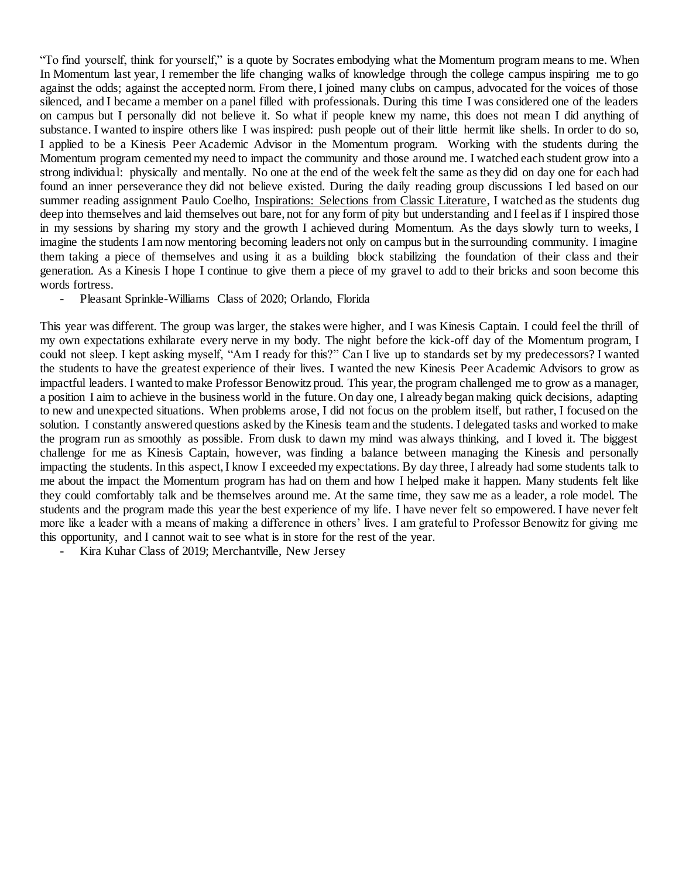"To find yourself, think for yourself," is a quote by Socrates embodying what the Momentum program means to me. When In Momentum last year, I remember the life changing walks of knowledge through the college campus inspiring me to go against the odds; against the accepted norm. From there, I joined many clubs on campus, advocated for the voices of those silenced, and I became a member on a panel filled with professionals. During this time I was considered one of the leaders on campus but I personally did not believe it. So what if people knew my name, this does not mean I did anything of substance. I wanted to inspire others like I was inspired: push people out of their little hermit like shells. In order to do so, I applied to be a Kinesis Peer Academic Advisor in the Momentum program. Working with the students during the Momentum program cemented my need to impact the community and those around me. I watched each student grow into a strong individual: physically and mentally. No one at the end of the week felt the same as they did on day one for each had found an inner perseverance they did not believe existed. During the daily reading group discussions I led based on our summer reading assignment Paulo Coelho, Inspirations: Selections from Classic Literature, I watched as the students dug deep into themselves and laid themselves out bare, not for any form of pity but understanding and I feel as if I inspired those in my sessions by sharing my story and the growth I achieved during Momentum. As the days slowly turn to weeks, I imagine the students I am now mentoring becoming leaders not only on campus but in the surrounding community. I imagine them taking a piece of themselves and using it as a building block stabilizing the foundation of their class and their generation. As a Kinesis I hope I continue to give them a piece of my gravel to add to their bricks and soon become this words fortress.

- Pleasant Sprinkle-Williams Class of 2020; Orlando, Florida

This year was different. The group was larger, the stakes were higher, and I was Kinesis Captain. I could feel the thrill of my own expectations exhilarate every nerve in my body. The night before the kick-off day of the Momentum program, I could not sleep. I kept asking myself, "Am I ready for this?" Can I live up to standards set by my predecessors? I wanted the students to have the greatest experience of their lives. I wanted the new Kinesis Peer Academic Advisors to grow as impactful leaders. I wanted to make Professor Benowitz proud. This year, the program challenged me to grow as a manager, a position I aim to achieve in the business world in the future. On day one, I already began making quick decisions, adapting to new and unexpected situations. When problems arose, I did not focus on the problem itself, but rather, I focused on the solution. I constantly answered questions asked by the Kinesis team and the students. I delegated tasks and worked to make the program run as smoothly as possible. From dusk to dawn my mind was always thinking, and I loved it. The biggest challenge for me as Kinesis Captain, however, was finding a balance between managing the Kinesis and personally impacting the students. In this aspect, I know I exceeded my expectations. By day three, I already had some students talk to me about the impact the Momentum program has had on them and how I helped make it happen. Many students felt like they could comfortably talk and be themselves around me. At the same time, they saw me as a leader, a role model. The students and the program made this year the best experience of my life. I have never felt so empowered. I have never felt more like a leader with a means of making a difference in others' lives. I am grateful to Professor Benowitz for giving me this opportunity, and I cannot wait to see what is in store for the rest of the year.

- Kira Kuhar Class of 2019; Merchantville, New Jersey